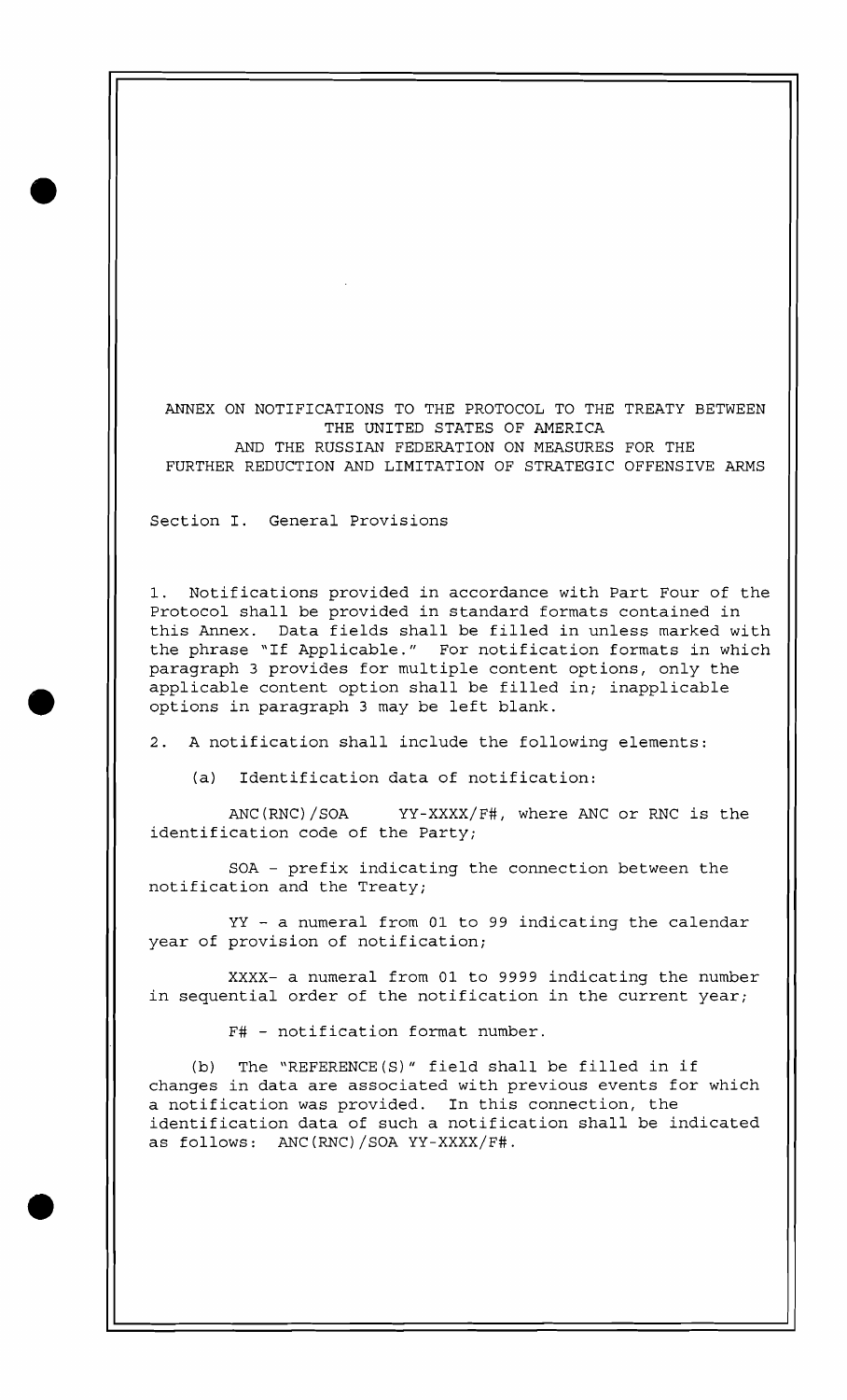# ANNEX ON NOTIFICATIONS TO THE PROTOCOL TO THE TREATY BETWEEN THE UNITED STATES OF AMERICA AND THE RUSSIAN FEDERATION ON MEASURES FOR THE FURTHER REDUCTION AND LIMITATION OF STRATEGIC OFFENSIVE ARMS

## Section I. General Provisions

1. Notifications provided in accordance with Part Four of the Protocol shall be provided in standard formats contained in this Annex. Data fields shall be filled in unless marked with the phrase "If Applicable." For notification formats in which paragraph 3 provides for multiple content options, only the applicable content option shall be filled in; inapplicable options in paragraph 3 may be left blank.

2. A notification shall include the following elements:

   (a) Identification data of notification:

   ANC(RNC)/SOA YY-XXXX/F#, where ANC or RNC is the identification code of the Party;

   SOA - prefix indicating the connection between the notification and the Treaty;

   YY - a numeral from 01 to 99 indicating the calendar year of provision of notification;

   XXXX- a numeral from 01 to 9999 indicating the number in sequential order of the notification in the current year;

   F# - notification format number.

   (b) The "REFERENCE(S)" field shall be filled in if changes in data are associated with previous events for which a notification was provided. In this connection, the identification data of such a notification shall be indicated as follows: ANC(RNC)/SOA YY-XXXX/F#.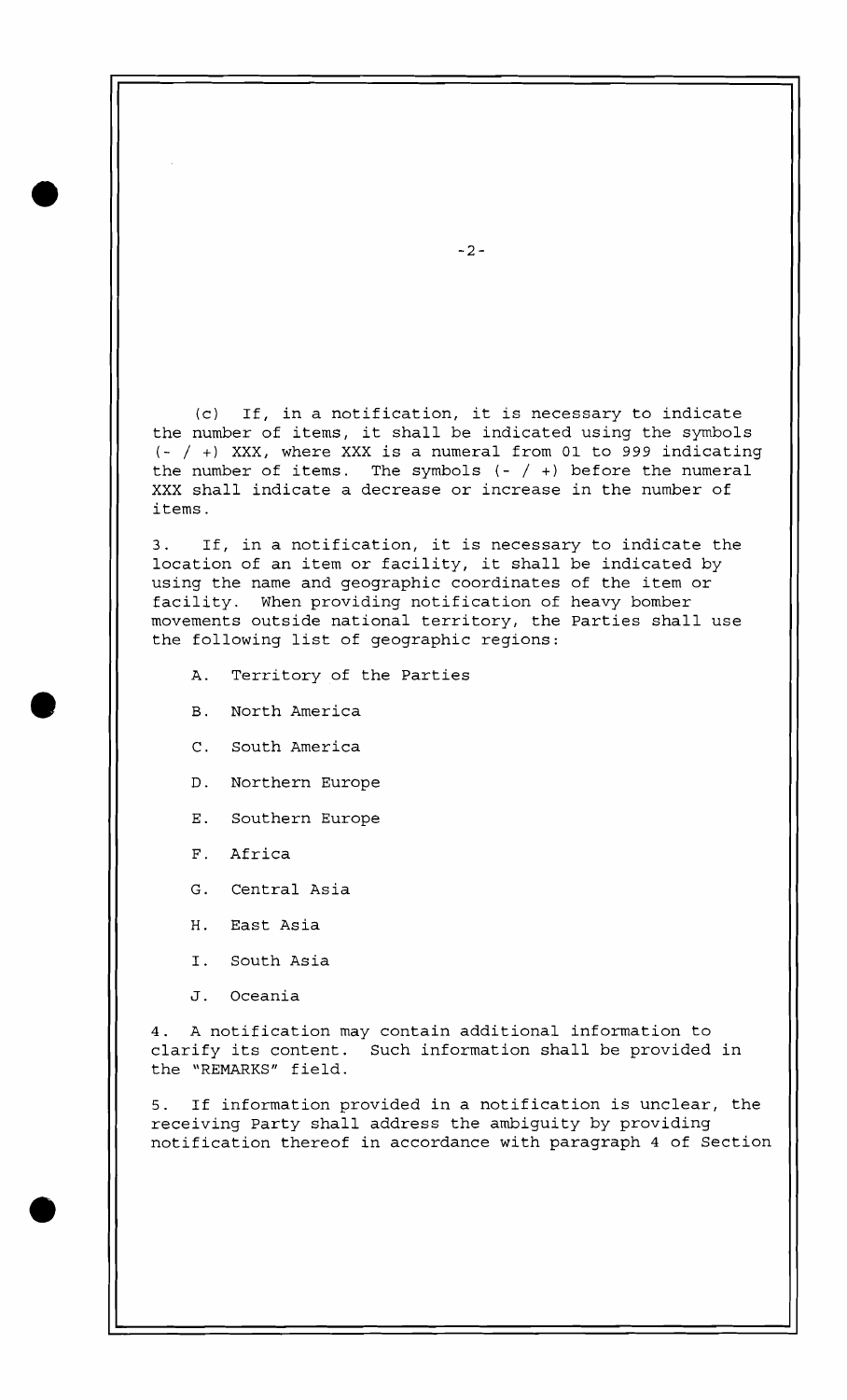(c) If, in a notification, it is necessary to indicate the number of items, it shall be indicated using the symbols (- / +) XXX, where XXX is a numeral from 01 to 999 indicating the number of items. The symbols (- / +) before the numeral XXX shall indicate a decrease or increase in the number of items.

3. If, in a notification, it is necessary to indicate the location of an item or facility, it shall be indicated by using the name and geographic coordinates of the item or facility. When providing notification of heavy bomber movements outside national territory, the Parties shall use the following list of geographic regions:

A. Territory of the Parties

B. North America

C. South America

D. Northern Europe

E. Southern Europe

F. Africa

G. Central Asia

H. East Asia

I. South Asia

J. Oceania

4. A notification may contain additional information to clarify its content. Such information shall be provided in the "REMARKS" field.

5. If information provided in a notification is unclear, the receiving Party shall address the ambiguity by providing notification thereof in accordance with paragraph 4 of Section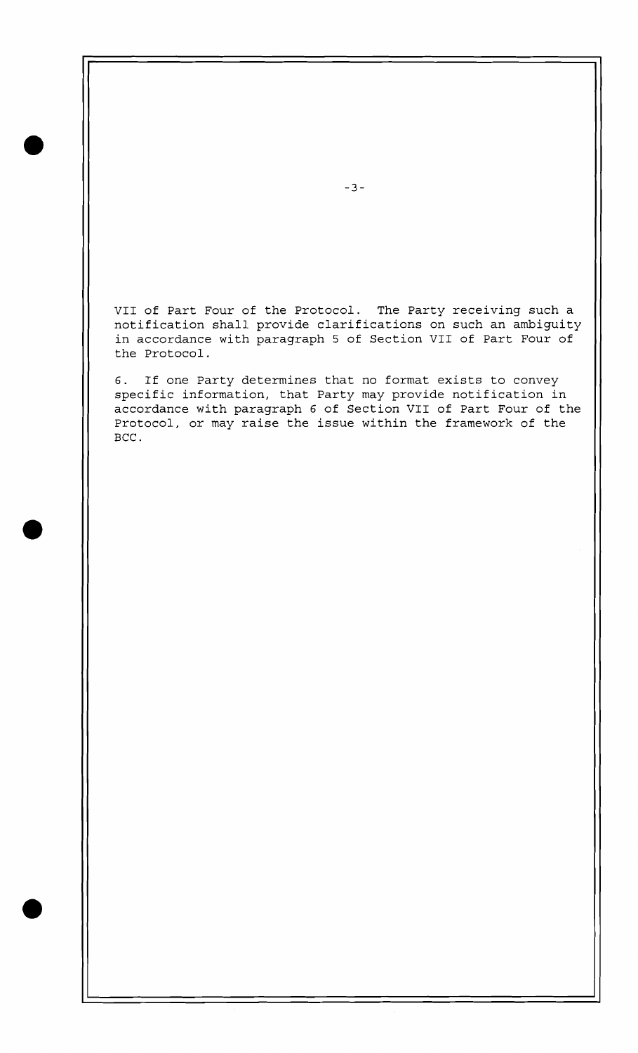VII of Part Four of the Protocol. The Party receiving such a notification shall provide clarifications on such an ambiguity in accordance with paragraph 5 of Section VII of Part Four of the Protocol.

6. If one Party determines that no format exists to convey specific information, that Party may provide notification in accordance with paragraph 6 of Section VII of Part Four of the Protocol, or may raise the issue within the framework of the BCC.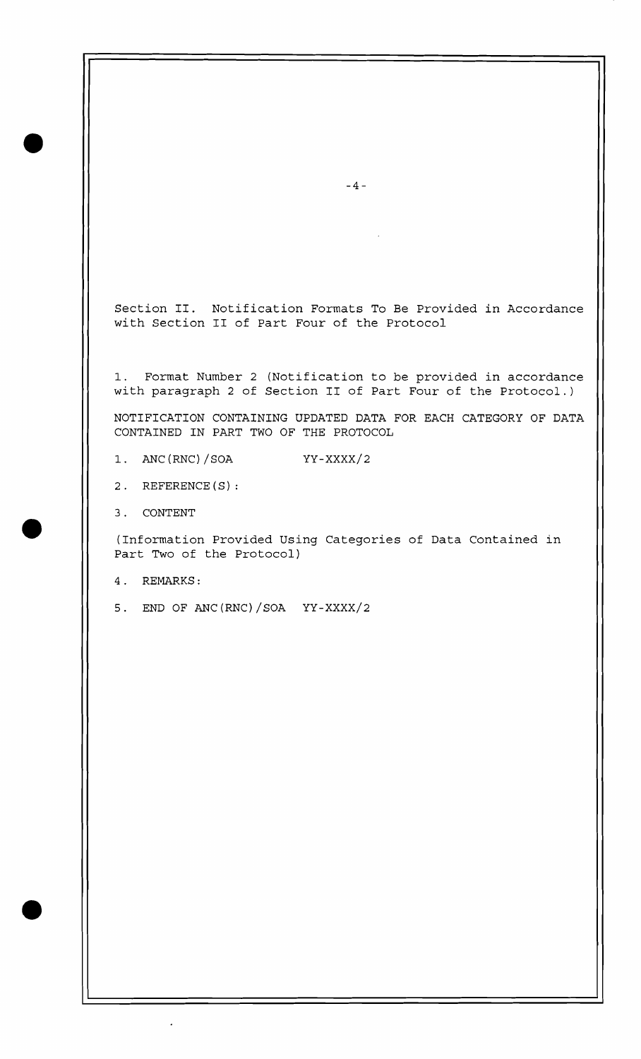Section II. Notification Formats To Be Provided in Accordance with Section II of Part Four of the Protocol

1. Format Number 2 (Notification to be provided in accordance with paragraph 2 of Section II of Part Four of the Protocol.)

NOTIFICATION CONTAINING UPDATED DATA FOR EACH CATEGORY OF DATA CONTAINED IN PART TWO OF THE PROTOCOL

1. ANC(RNC)/SOA YY-XXXX/2

2. REFERENCE(S):

3. CONTENT

(Information Provided Using Categories of Data Contained in Part Two of the Protocol)

4. REMARKS:

5. END OF ANC(RNC)/SOA YY-XXXX/2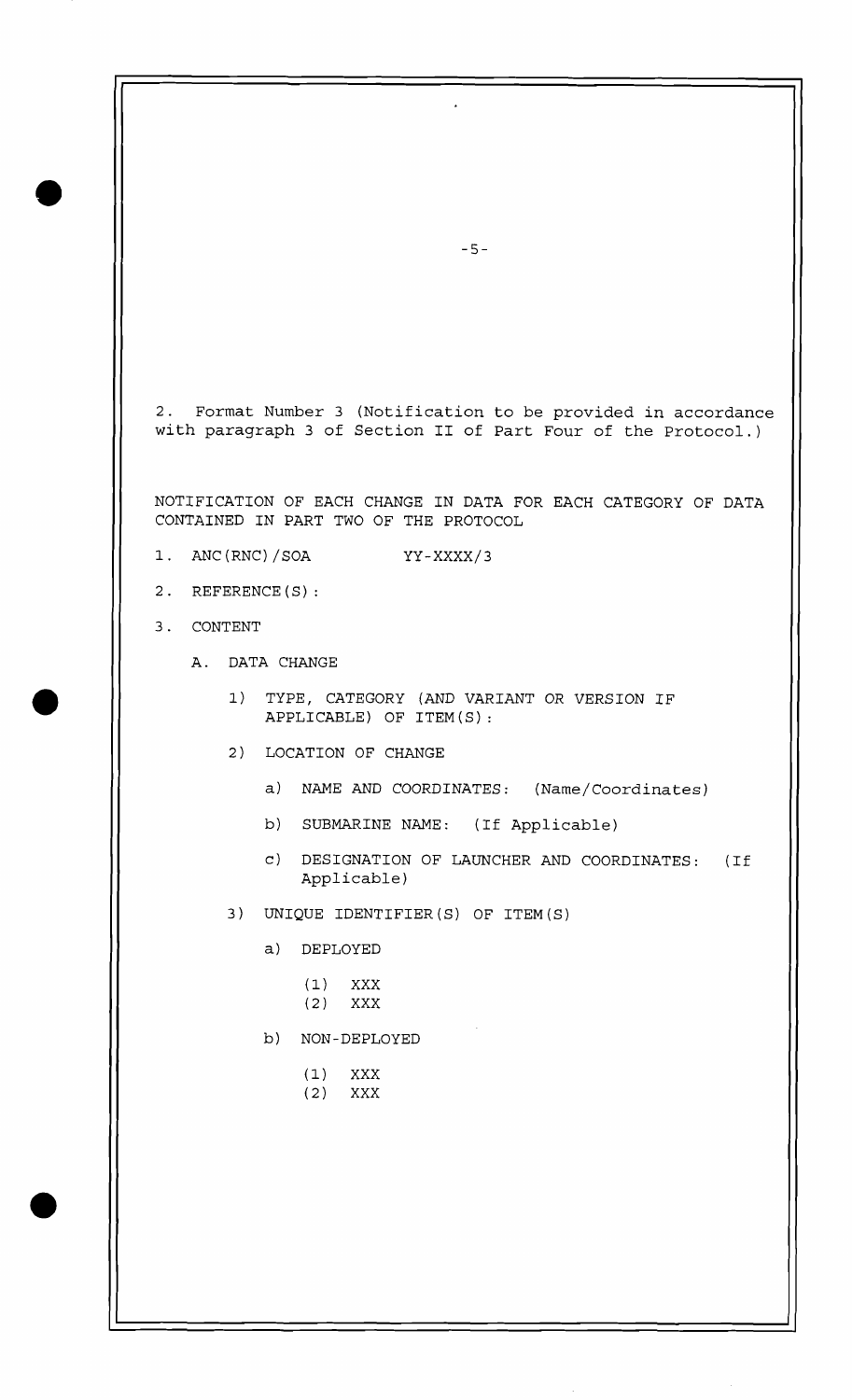2. Format Number 3 (Notification to be provided in accordance with paragraph 3 of Section II of Part Four of the Protocol.)

NOTIFICATION OF EACH CHANGE IN DATA FOR EACH CATEGORY OF DATA CONTAINED IN PART TWO OF THE PROTOCOL

1. ANC(RNC)/SOA YY-XXXX/3

2. REFERENCE(S):

3. CONTENT

   A. DATA CHANGE

      1) TYPE, CATEGORY (AND VARIANT OR VERSION IF APPLICABLE) OF ITEM(S):

      2) LOCATION OF CHANGE

         a) NAME AND COORDINATES: (Name/Coordinates)

         b) SUBMARINE NAME: (If Applicable)

         c) DESIGNATION OF LAUNCHER AND COORDINATES: (If Applicable)

      3) UNIQUE IDENTIFIER(S) OF ITEM(S)

         a) DEPLOYED

            (1) XXX
            (2) XXX

         b) NON-DEPLOYED

            (1) XXX
            (2) XXX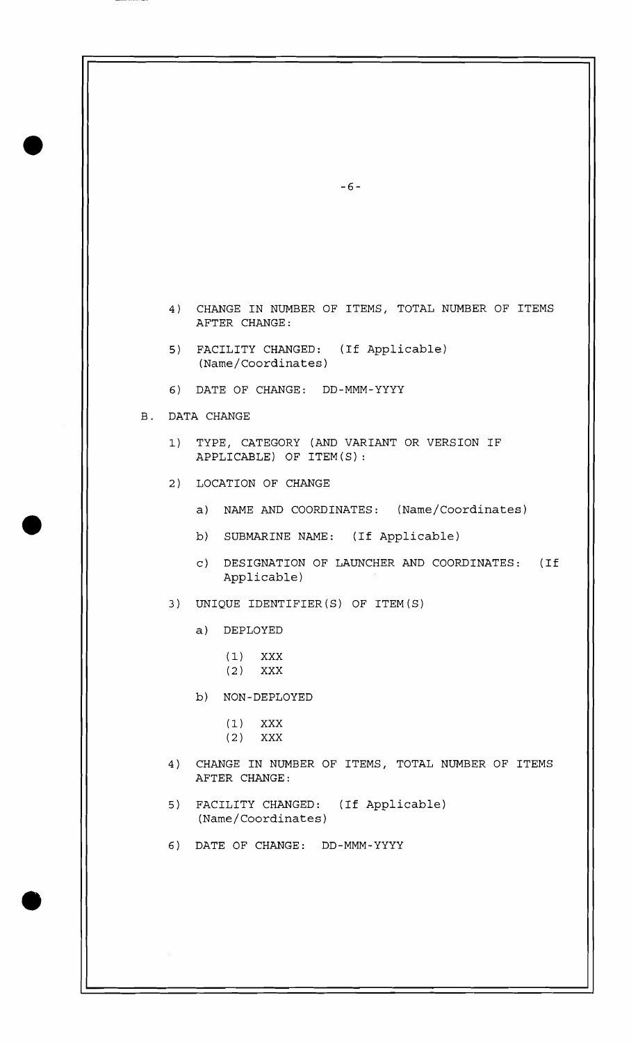4) CHANGE IN NUMBER OF ITEMS, TOTAL NUMBER OF ITEMS AFTER CHANGE:

5) FACILITY CHANGED: (If Applicable) (Name/Coordinates)

6) DATE OF CHANGE: DD-MMM-YYYY

B. DATA CHANGE

1) TYPE, CATEGORY (AND VARIANT OR VERSION IF APPLICABLE) OF ITEM(S):

2) LOCATION OF CHANGE

   a) NAME AND COORDINATES: (Name/Coordinates)

   b) SUBMARINE NAME: (If Applicable)

   c) DESIGNATION OF LAUNCHER AND COORDINATES: (If Applicable)

3) UNIQUE IDENTIFIER(S) OF ITEM(S)

   a) DEPLOYED

      (1) XXX
      (2) XXX

   b) NON-DEPLOYED

      (1) XXX
      (2) XXX

4) CHANGE IN NUMBER OF ITEMS, TOTAL NUMBER OF ITEMS AFTER CHANGE:

5) FACILITY CHANGED: (If Applicable) (Name/Coordinates)

6) DATE OF CHANGE: DD-MMM-YYYY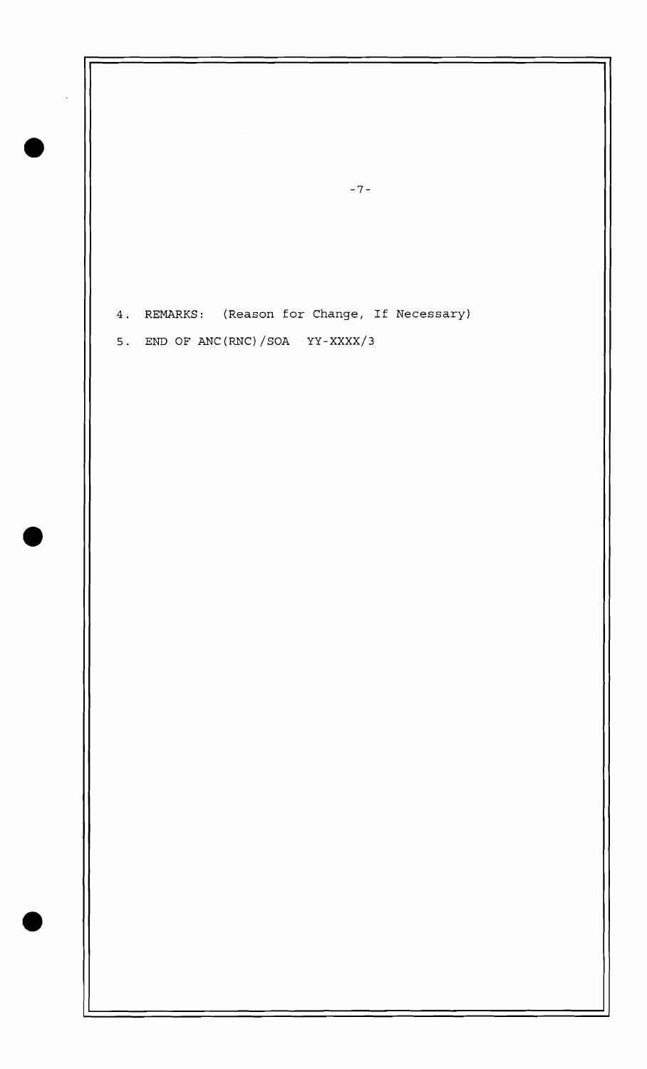4. REMARKS: (Reason for Change, If Necessary)

5. END OF ANC(RNC)/SOA YY-XXXX/3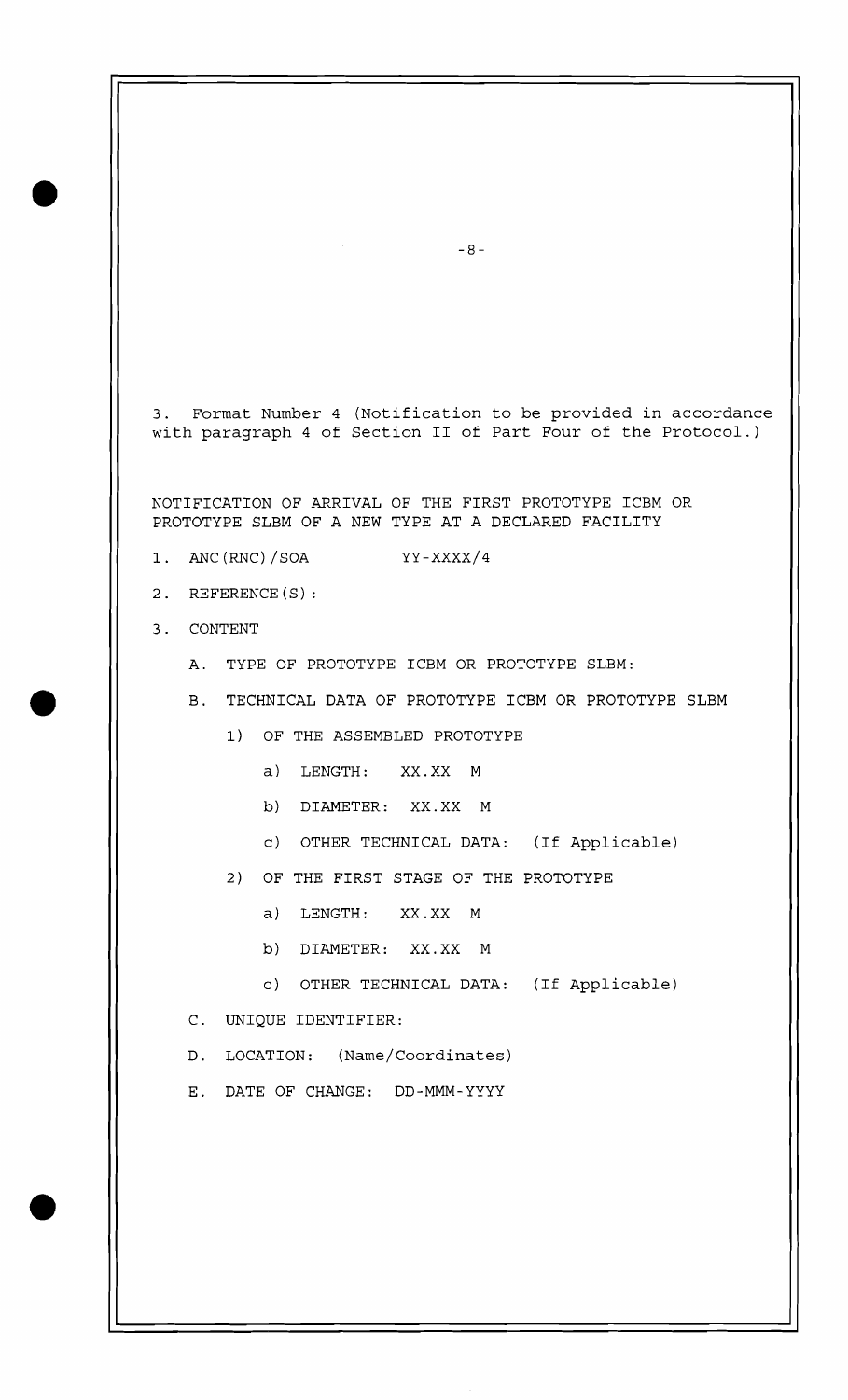3. Format Number 4 (Notification to be provided in accordance with paragraph 4 of Section II of Part Four of the Protocol.)

NOTIFICATION OF ARRIVAL OF THE FIRST PROTOTYPE ICBM OR PROTOTYPE SLBM OF A NEW TYPE AT A DECLARED FACILITY

1. ANC(RNC)/SOA YY-XXXX/4

2. REFERENCE(S):

3. CONTENT

   A. TYPE OF PROTOTYPE ICBM OR PROTOTYPE SLBM:

   B. TECHNICAL DATA OF PROTOTYPE ICBM OR PROTOTYPE SLBM

      1) OF THE ASSEMBLED PROTOTYPE

         a) LENGTH: XX.XX M

         b) DIAMETER: XX.XX M

         c) OTHER TECHNICAL DATA: (If Applicable)

      2) OF THE FIRST STAGE OF THE PROTOTYPE

         a) LENGTH: XX.XX M

         b) DIAMETER: XX.XX M

         c) OTHER TECHNICAL DATA: (If Applicable)

   C. UNIQUE IDENTIFIER:

   D. LOCATION: (Name/Coordinates)

   E. DATE OF CHANGE: DD-MMM-YYYY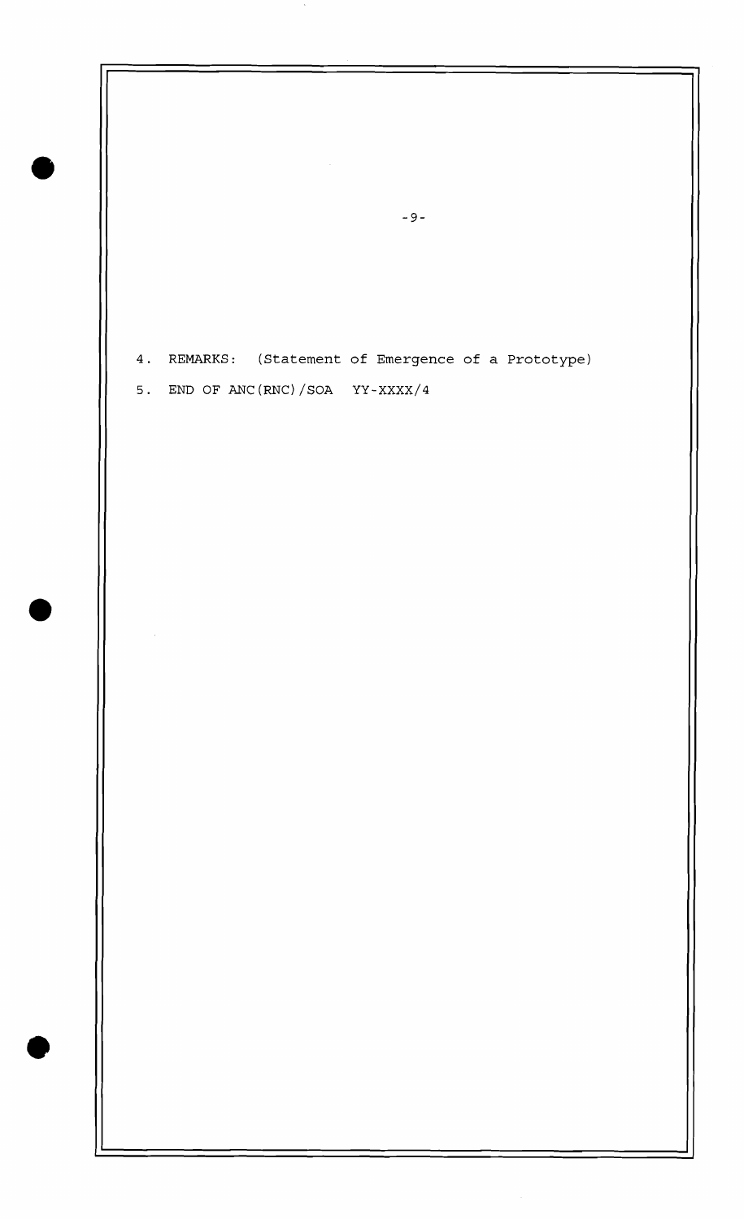4. REMARKS: (Statement of Emergence of a Prototype)

5. END OF ANC(RNC)/SOA YY-XXXX/4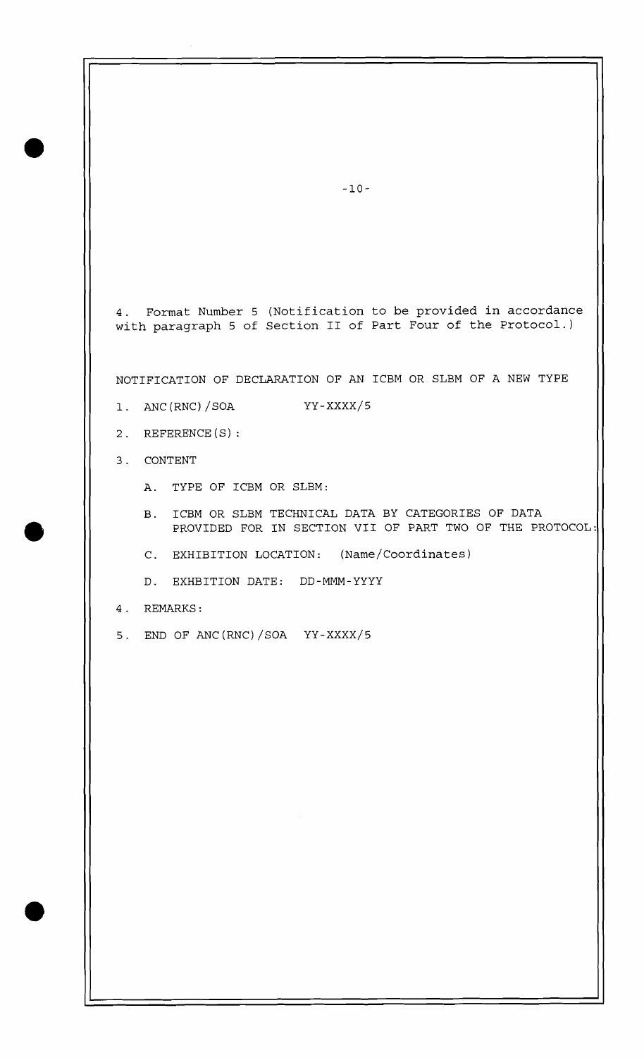4. Format Number 5 (Notification to be provided in accordance with paragraph 5 of Section II of Part Four of the Protocol.)

NOTIFICATION OF DECLARATION OF AN ICBM OR SLBM OF A NEW TYPE

1. ANC(RNC)/SOA YY-XXXX/5

2. REFERENCE(S):

3. CONTENT

   A. TYPE OF ICBM OR SLBM:

   B. ICBM OR SLBM TECHNICAL DATA BY CATEGORIES OF DATA PROVIDED FOR IN SECTION VII OF PART TWO OF THE PROTOCOL:

   C. EXHIBITION LOCATION: (Name/Coordinates)

   D. EXHBITION DATE: DD-MMM-YYYY

4. REMARKS:

5. END OF ANC(RNC)/SOA YY-XXXX/5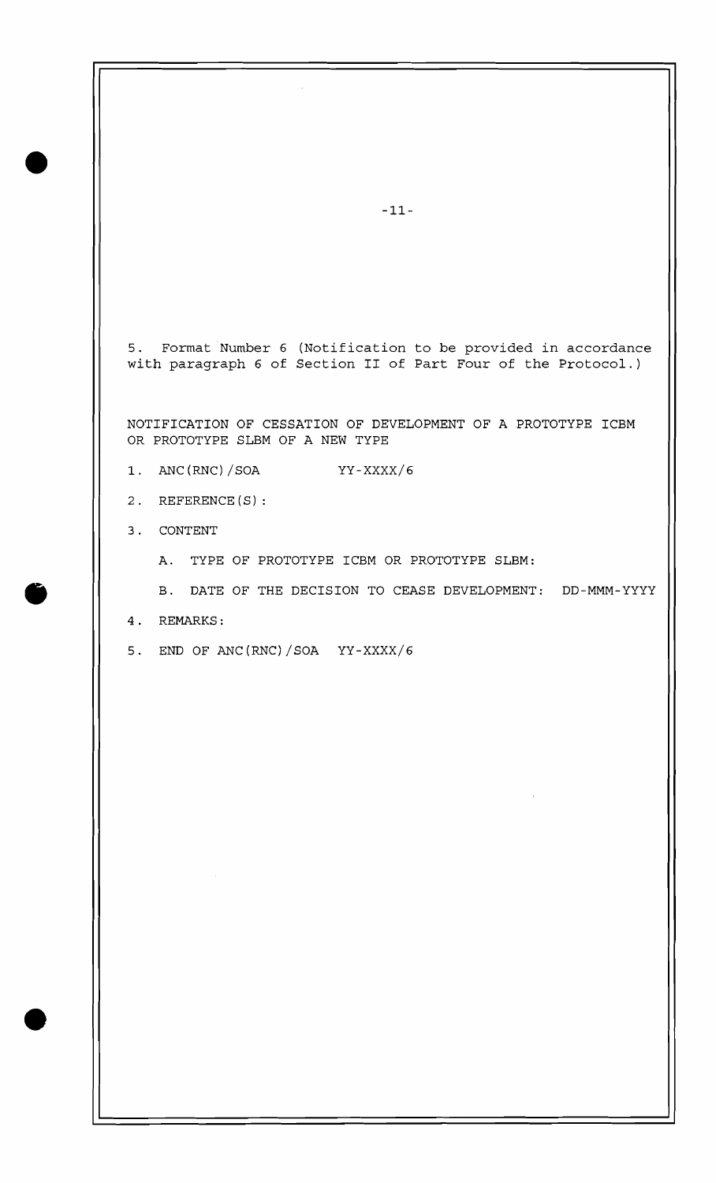5. Format Number 6 (Notification to be provided in accordance with paragraph 6 of Section II of Part Four of the Protocol.)

NOTIFICATION OF CESSATION OF DEVELOPMENT OF A PROTOTYPE ICBM OR PROTOTYPE SLBM OF A NEW TYPE

1. ANC(RNC)/SOA YY-XXXX/6

2. REFERENCE(S):

3. CONTENT

   A. TYPE OF PROTOTYPE ICBM OR PROTOTYPE SLBM:

   B. DATE OF THE DECISION TO CEASE DEVELOPMENT: DD-MMM-YYYY

4. REMARKS:

5. END OF ANC(RNC)/SOA YY-XXXX/6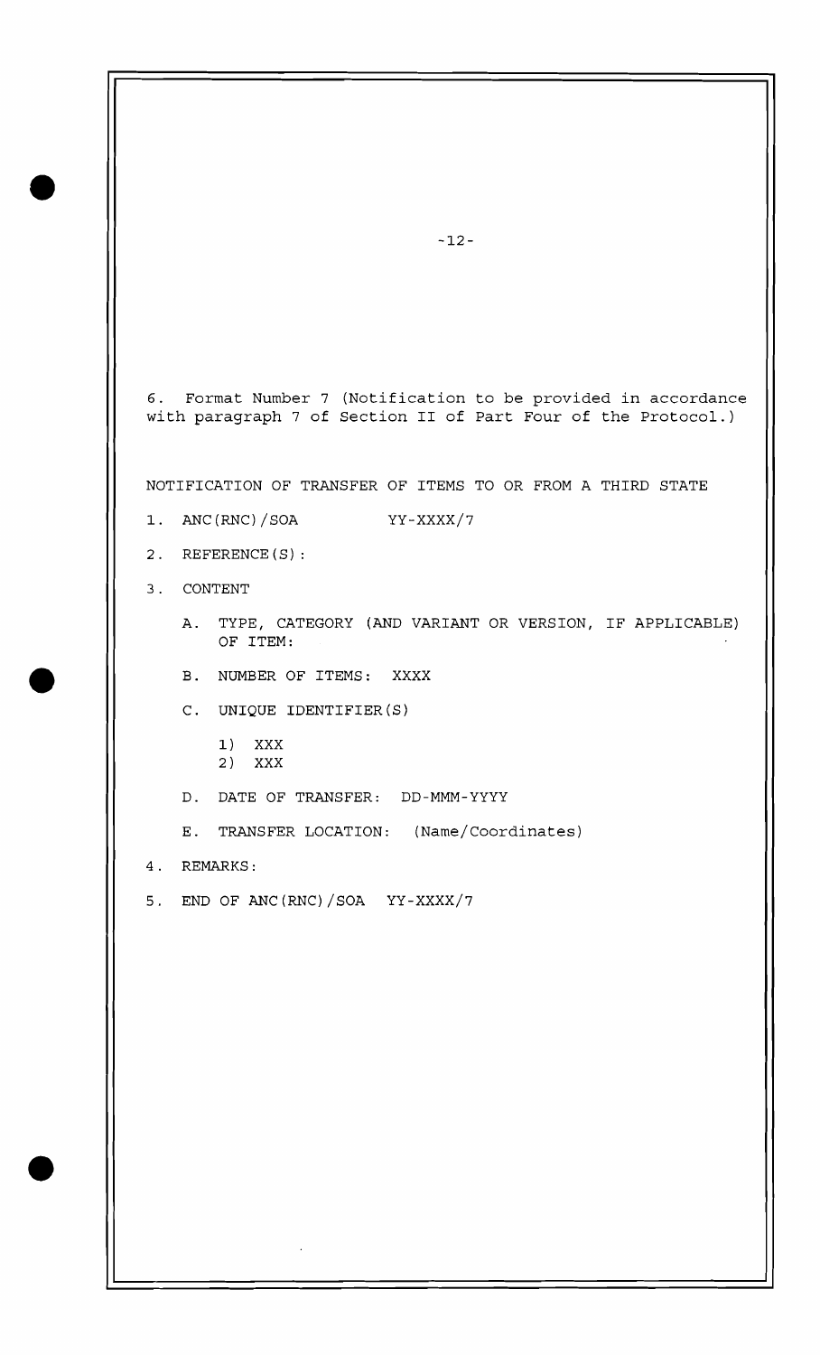6. Format Number 7 (Notification to be provided in accordance with paragraph 7 of Section II of Part Four of the Protocol.)

NOTIFICATION OF TRANSFER OF ITEMS TO OR FROM A THIRD STATE

1. ANC(RNC)/SOA YY-XXXX/7

2. REFERENCE(S):

3. CONTENT

   A. TYPE, CATEGORY (AND VARIANT OR VERSION, IF APPLICABLE) OF ITEM:

   B. NUMBER OF ITEMS: XXXX

   C. UNIQUE IDENTIFIER(S)

      1) XXX
      2) XXX

   D. DATE OF TRANSFER: DD-MMM-YYYY

   E. TRANSFER LOCATION: (Name/Coordinates)

4. REMARKS:

5. END OF ANC(RNC)/SOA YY-XXXX/7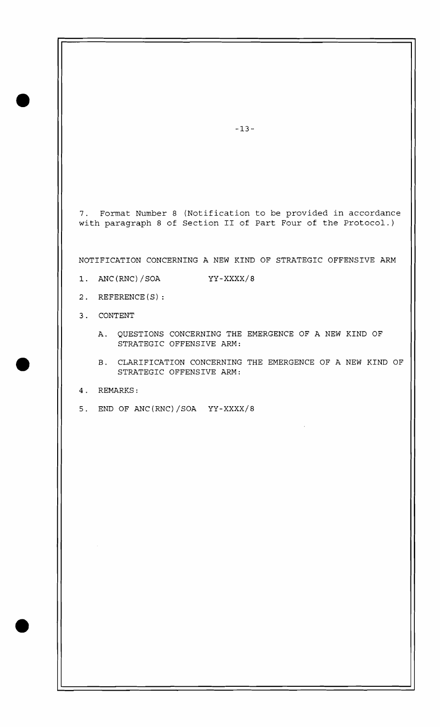7. Format Number 8 (Notification to be provided in accordance with paragraph 8 of Section II of Part Four of the Protocol.)

NOTIFICATION CONCERNING A NEW KIND OF STRATEGIC OFFENSIVE ARM

1. ANC(RNC)/SOA YY-XXXX/8

2. REFERENCE(S):

3. CONTENT

   A. QUESTIONS CONCERNING THE EMERGENCE OF A NEW KIND OF STRATEGIC OFFENSIVE ARM:

   B. CLARIFICATION CONCERNING THE EMERGENCE OF A NEW KIND OF STRATEGIC OFFENSIVE ARM:

4. REMARKS:

5. END OF ANC(RNC)/SOA YY-XXXX/8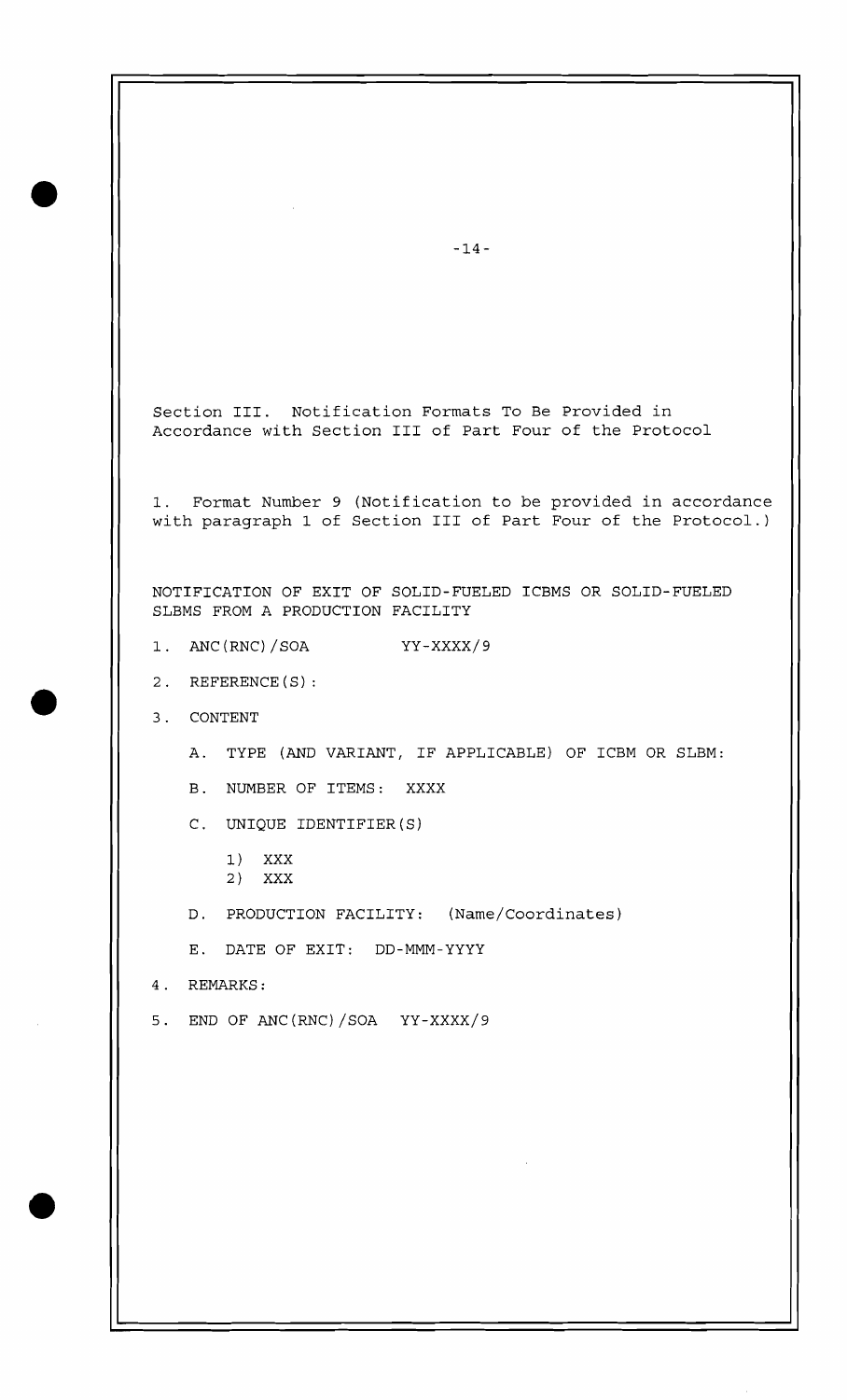Section III. Notification Formats To Be Provided in Accordance with Section III of Part Four of the Protocol

1. Format Number 9 (Notification to be provided in accordance with paragraph 1 of Section III of Part Four of the Protocol.)

NOTIFICATION OF EXIT OF SOLID-FUELED ICBMS OR SOLID-FUELED SLBMS FROM A PRODUCTION FACILITY

1. ANC(RNC)/SOA YY-XXXX/9

2. REFERENCE(S):

3. CONTENT

   A. TYPE (AND VARIANT, IF APPLICABLE) OF ICBM OR SLBM:

   B. NUMBER OF ITEMS: XXXX

   C. UNIQUE IDENTIFIER(S)

      1) XXX
      2) XXX

   D. PRODUCTION FACILITY: (Name/Coordinates)

   E. DATE OF EXIT: DD-MMM-YYYY

4. REMARKS:

5. END OF ANC(RNC)/SOA YY-XXXX/9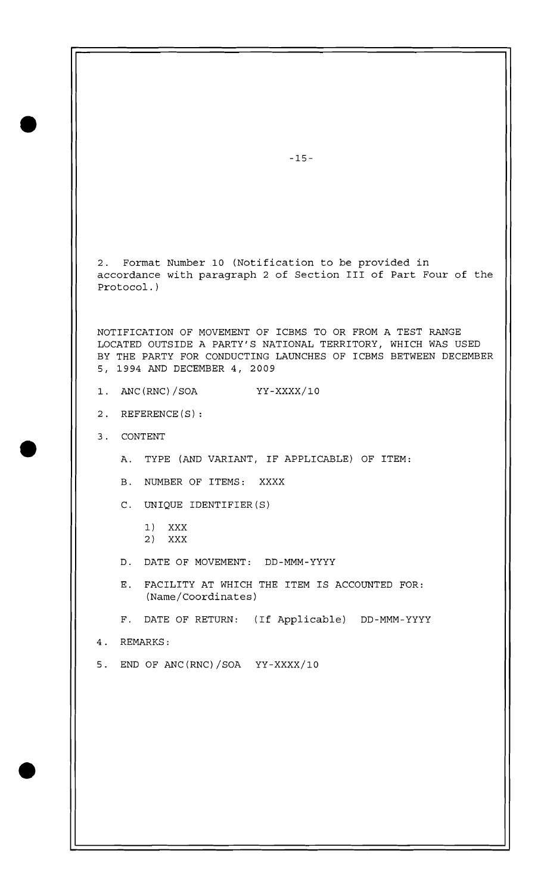2. Format Number 10 (Notification to be provided in accordance with paragraph 2 of Section III of Part Four of the Protocol.)

NOTIFICATION OF MOVEMENT OF ICBMS TO OR FROM A TEST RANGE LOCATED OUTSIDE A PARTY'S NATIONAL TERRITORY, WHICH WAS USED BY THE PARTY FOR CONDUCTING LAUNCHES OF ICBMS BETWEEN DECEMBER 5, 1994 AND DECEMBER 4, 2009

1. ANC(RNC)/SOA YY-XXXX/10

2. REFERENCE(S):

3. CONTENT

   A. TYPE (AND VARIANT, IF APPLICABLE) OF ITEM:

   B. NUMBER OF ITEMS: XXXX

   C. UNIQUE IDENTIFIER(S)

      1) XXX
      2) XXX

   D. DATE OF MOVEMENT: DD-MMM-YYYY

   E. FACILITY AT WHICH THE ITEM IS ACCOUNTED FOR: (Name/Coordinates)

   F. DATE OF RETURN: (If Applicable) DD-MMM-YYYY

4. REMARKS:

5. END OF ANC(RNC)/SOA YY-XXXX/10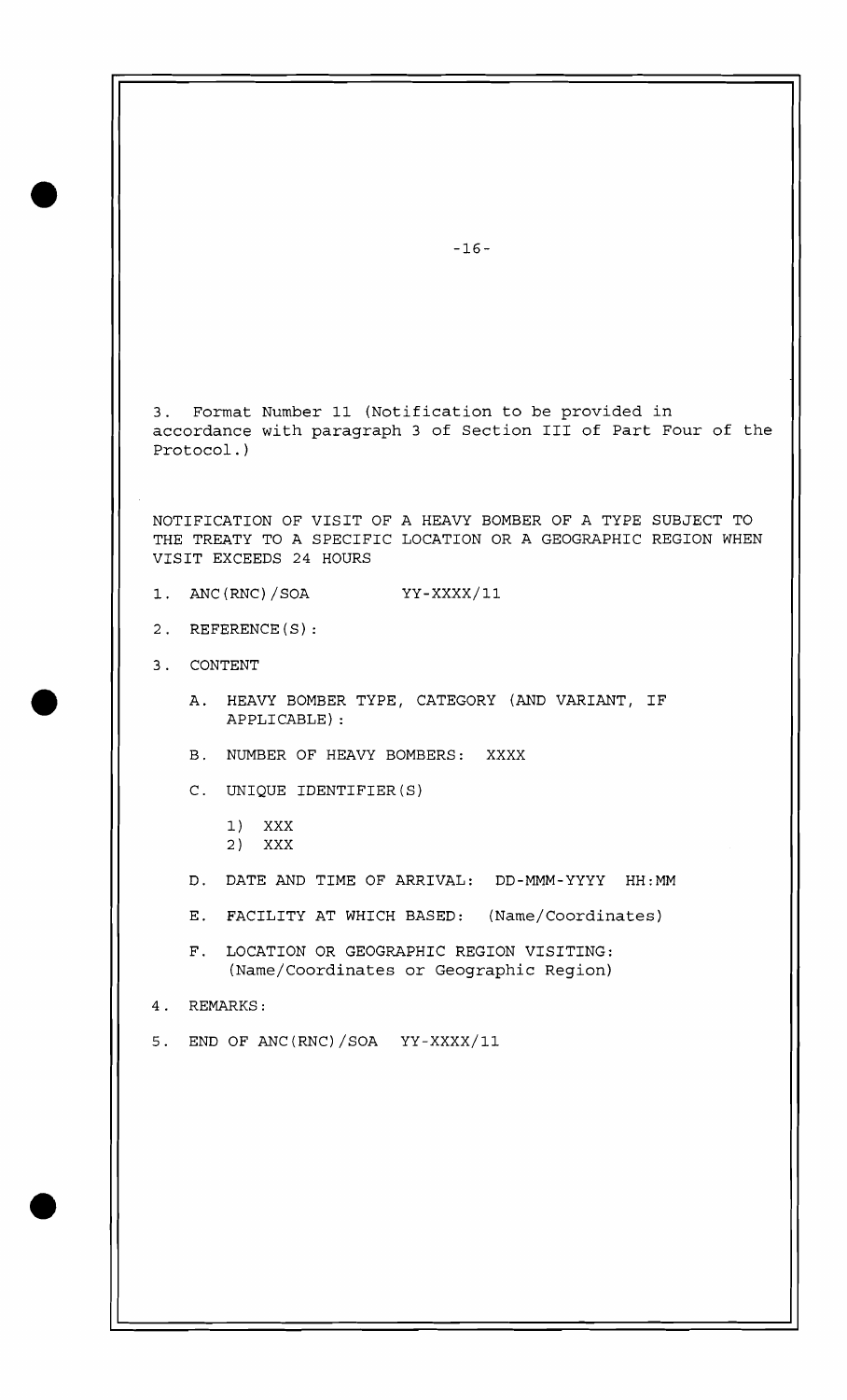3. Format Number 11 (Notification to be provided in accordance with paragraph 3 of Section III of Part Four of the Protocol.)

NOTIFICATION OF VISIT OF A HEAVY BOMBER OF A TYPE SUBJECT TO THE TREATY TO A SPECIFIC LOCATION OR A GEOGRAPHIC REGION WHEN VISIT EXCEEDS 24 HOURS

1. ANC(RNC)/SOA YY-XXXX/11

2. REFERENCE(S):

3. CONTENT

   A. HEAVY BOMBER TYPE, CATEGORY (AND VARIANT, IF APPLICABLE):

   B. NUMBER OF HEAVY BOMBERS: XXXX

   C. UNIQUE IDENTIFIER(S)

      1) XXX
      2) XXX

   D. DATE AND TIME OF ARRIVAL: DD-MMM-YYYY HH:MM

   E. FACILITY AT WHICH BASED: (Name/Coordinates)

   F. LOCATION OR GEOGRAPHIC REGION VISITING: (Name/Coordinates or Geographic Region)

4. REMARKS:

5. END OF ANC(RNC)/SOA YY-XXXX/11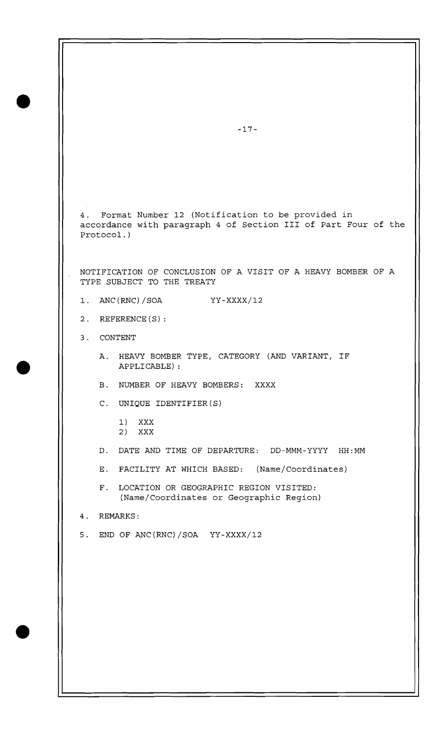4. Format Number 12 (Notification to be provided in accordance with paragraph 4 of Section III of Part Four of the Protocol.)

NOTIFICATION OF CONCLUSION OF A VISIT OF A HEAVY BOMBER OF A TYPE SUBJECT TO THE TREATY

1. ANC(RNC)/SOA YY-XXXX/12

2. REFERENCE(S):

3. CONTENT

   A. HEAVY BOMBER TYPE, CATEGORY (AND VARIANT, IF APPLICABLE):

   B. NUMBER OF HEAVY BOMBERS: XXXX

   C. UNIQUE IDENTIFIER(S)

      1) XXX
      2) XXX

   D. DATE AND TIME OF DEPARTURE: DD-MMM-YYYY HH:MM

   E. FACILITY AT WHICH BASED: (Name/Coordinates)

   F. LOCATION OR GEOGRAPHIC REGION VISITED: (Name/Coordinates or Geographic Region)

4. REMARKS:

5. END OF ANC(RNC)/SOA YY-XXXX/12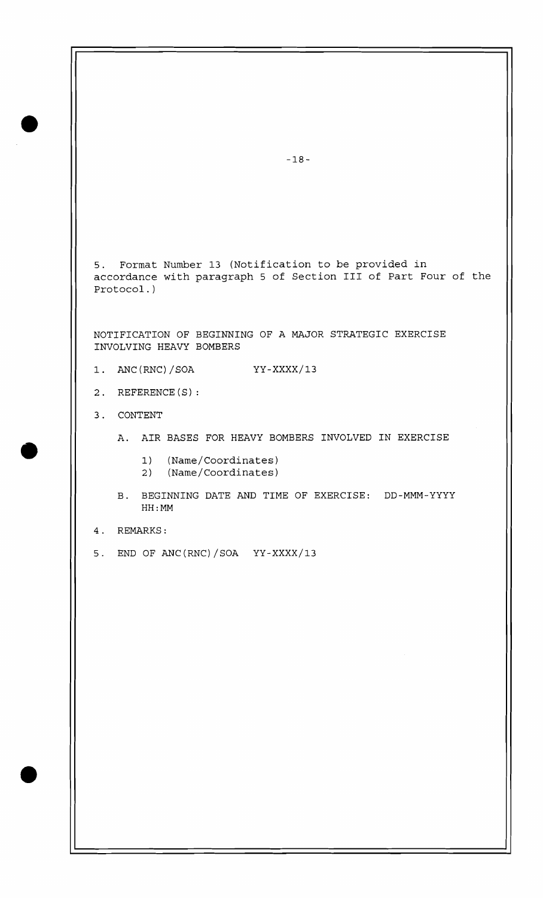5. Format Number 13 (Notification to be provided in accordance with paragraph 5 of Section III of Part Four of the Protocol.)

NOTIFICATION OF BEGINNING OF A MAJOR STRATEGIC EXERCISE INVOLVING HEAVY BOMBERS

1. ANC(RNC)/SOA YY-XXXX/13

2. REFERENCE(S):

3. CONTENT

   A. AIR BASES FOR HEAVY BOMBERS INVOLVED IN EXERCISE

      1) (Name/Coordinates)
      2) (Name/Coordinates)

   B. BEGINNING DATE AND TIME OF EXERCISE: DD-MMM-YYYY HH:MM

4. REMARKS:

5. END OF ANC(RNC)/SOA YY-XXXX/13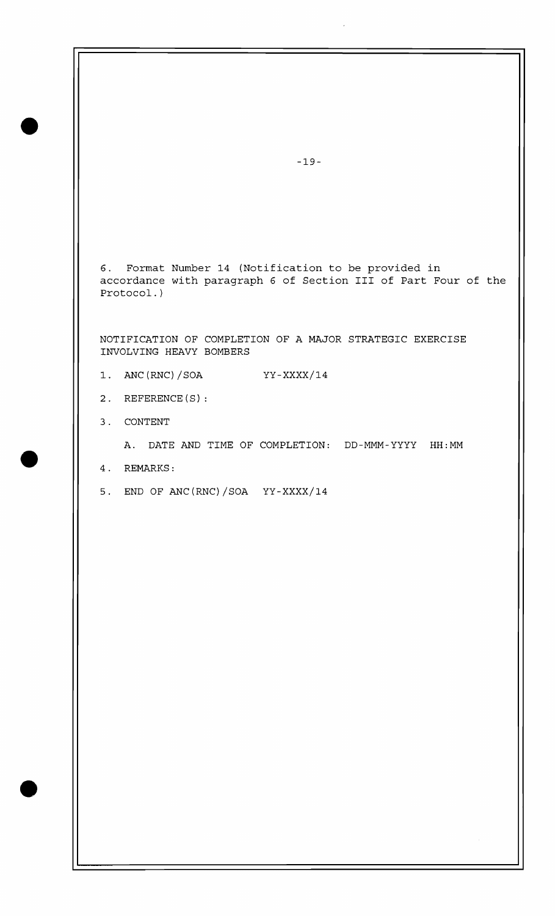6. Format Number 14 (Notification to be provided in accordance with paragraph 6 of Section III of Part Four of the Protocol.)

NOTIFICATION OF COMPLETION OF A MAJOR STRATEGIC EXERCISE INVOLVING HEAVY BOMBERS

1. ANC(RNC)/SOA        YY-XXXX/14

2. REFERENCE(S):

3. CONTENT

   A. DATE AND TIME OF COMPLETION:  DD-MMM-YYYY  HH:MM

4. REMARKS:

5. END OF ANC(RNC)/SOA  YY-XXXX/14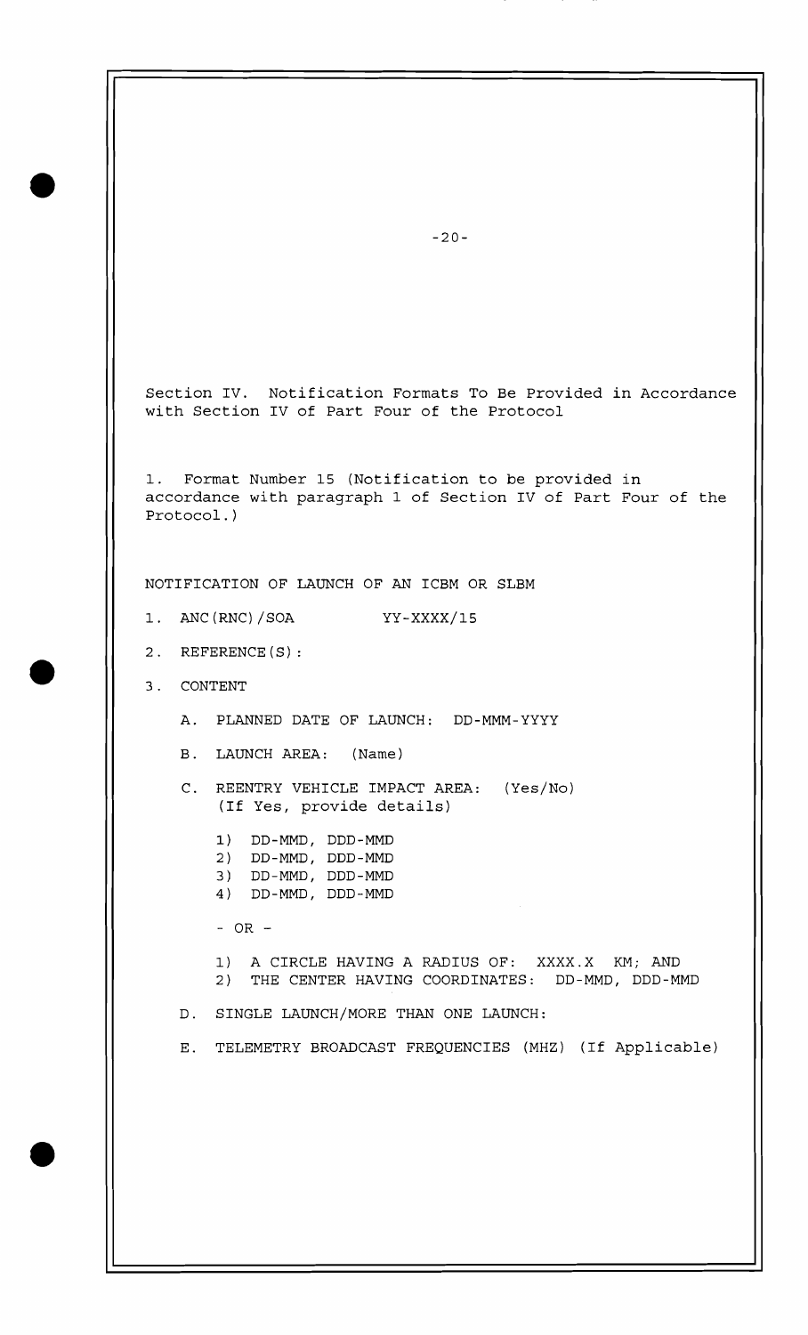Section IV. Notification Formats To Be Provided in Accordance with Section IV of Part Four of the Protocol

1. Format Number 15 (Notification to be provided in accordance with paragraph 1 of Section IV of Part Four of the Protocol.)

NOTIFICATION OF LAUNCH OF AN ICBM OR SLBM

1. ANC(RNC)/SOA YY-XXXX/15

2. REFERENCE(S):

3. CONTENT

   A. PLANNED DATE OF LAUNCH: DD-MMM-YYYY

   B. LAUNCH AREA: (Name)

   C. REENTRY VEHICLE IMPACT AREA: (Yes/No)
      (If Yes, provide details)

      1) DD-MMD, DDD-MMD
      2) DD-MMD, DDD-MMD
      3) DD-MMD, DDD-MMD
      4) DD-MMD, DDD-MMD

      - OR -

      1) A CIRCLE HAVING A RADIUS OF: XXXX.X KM; AND
      2) THE CENTER HAVING COORDINATES: DD-MMD, DDD-MMD

   D. SINGLE LAUNCH/MORE THAN ONE LAUNCH:

   E. TELEMETRY BROADCAST FREQUENCIES (MHZ) (If Applicable)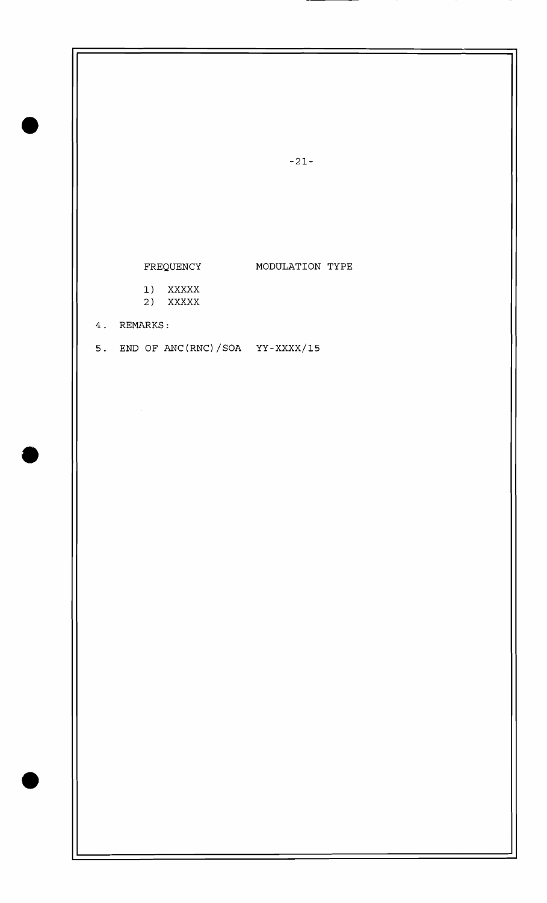| FREQUENCY | MODULATION TYPE |
|---|---|
| 1) XXXXX | |
| 2) XXXXX | |

4. REMARKS:

5. END OF ANC(RNC)/SOA YY-XXXX/15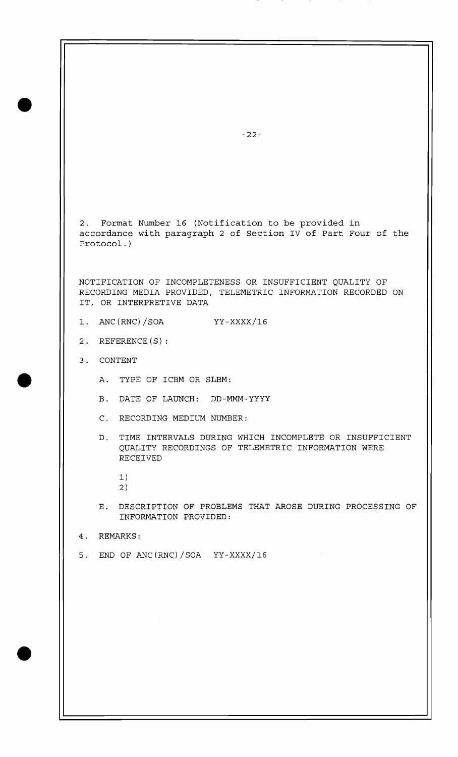2. Format Number 16 (Notification to be provided in accordance with paragraph 2 of Section IV of Part Four of the Protocol.)

NOTIFICATION OF INCOMPLETENESS OR INSUFFICIENT QUALITY OF RECORDING MEDIA PROVIDED, TELEMETRIC INFORMATION RECORDED ON IT, OR INTERPRETIVE DATA

1. ANC(RNC)/SOA YY-XXXX/16

2. REFERENCE(S):

3. CONTENT

   A. TYPE OF ICBM OR SLBM:

   B. DATE OF LAUNCH: DD-MMM-YYYY

   C. RECORDING MEDIUM NUMBER:

   D. TIME INTERVALS DURING WHICH INCOMPLETE OR INSUFFICIENT QUALITY RECORDINGS OF TELEMETRIC INFORMATION WERE RECEIVED

      1)
      2)

   E. DESCRIPTION OF PROBLEMS THAT AROSE DURING PROCESSING OF INFORMATION PROVIDED:

4. REMARKS:

5. END OF ANC(RNC)/SOA YY-XXXX/16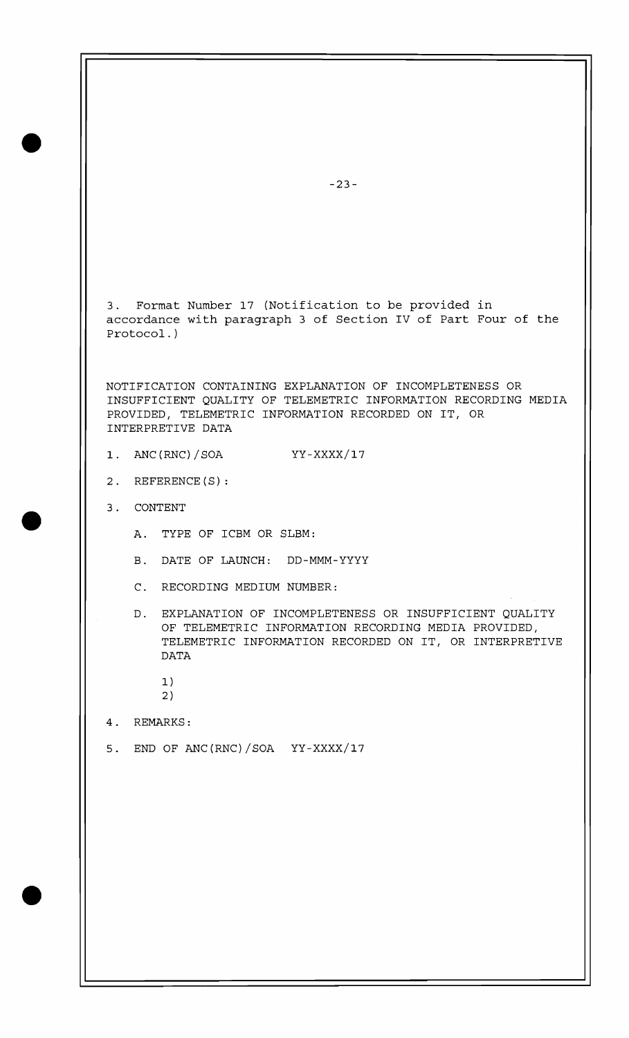3. Format Number 17 (Notification to be provided in accordance with paragraph 3 of Section IV of Part Four of the Protocol.)

NOTIFICATION CONTAINING EXPLANATION OF INCOMPLETENESS OR INSUFFICIENT QUALITY OF TELEMETRIC INFORMATION RECORDING MEDIA PROVIDED, TELEMETRIC INFORMATION RECORDED ON IT, OR INTERPRETIVE DATA

1. ANC(RNC)/SOA YY-XXXX/17

2. REFERENCE(S):

3. CONTENT

   A. TYPE OF ICBM OR SLBM:

   B. DATE OF LAUNCH: DD-MMM-YYYY

   C. RECORDING MEDIUM NUMBER:

   D. EXPLANATION OF INCOMPLETENESS OR INSUFFICIENT QUALITY OF TELEMETRIC INFORMATION RECORDING MEDIA PROVIDED, TELEMETRIC INFORMATION RECORDED ON IT, OR INTERPRETIVE DATA

      1)
      2)

4. REMARKS:

5. END OF ANC(RNC)/SOA YY-XXXX/17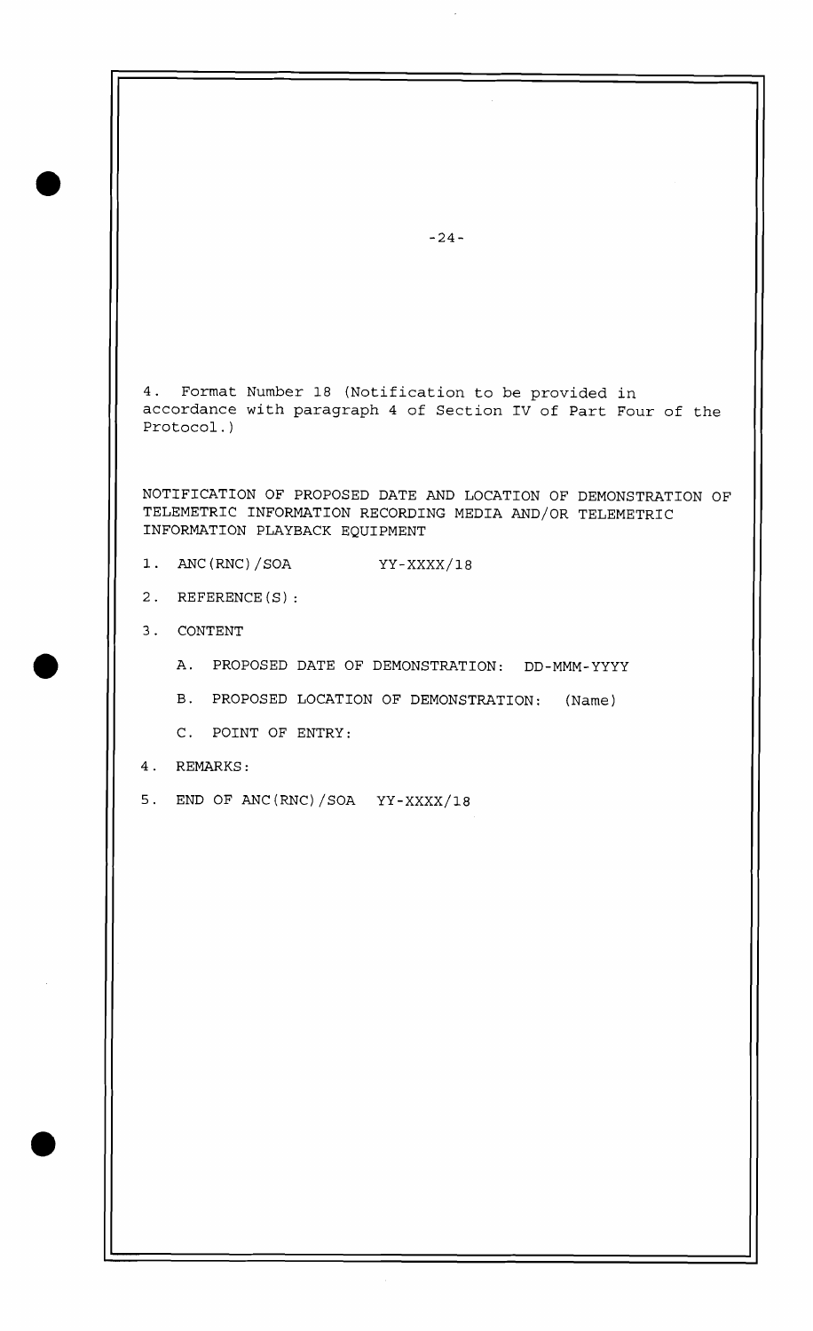4. Format Number 18 (Notification to be provided in accordance with paragraph 4 of Section IV of Part Four of the Protocol.)

NOTIFICATION OF PROPOSED DATE AND LOCATION OF DEMONSTRATION OF TELEMETRIC INFORMATION RECORDING MEDIA AND/OR TELEMETRIC INFORMATION PLAYBACK EQUIPMENT

1. ANC(RNC)/SOA YY-XXXX/18

2. REFERENCE(S):

3. CONTENT

   A. PROPOSED DATE OF DEMONSTRATION: DD-MMM-YYYY

   B. PROPOSED LOCATION OF DEMONSTRATION: (Name)

   C. POINT OF ENTRY:

4. REMARKS:

5. END OF ANC(RNC)/SOA YY-XXXX/18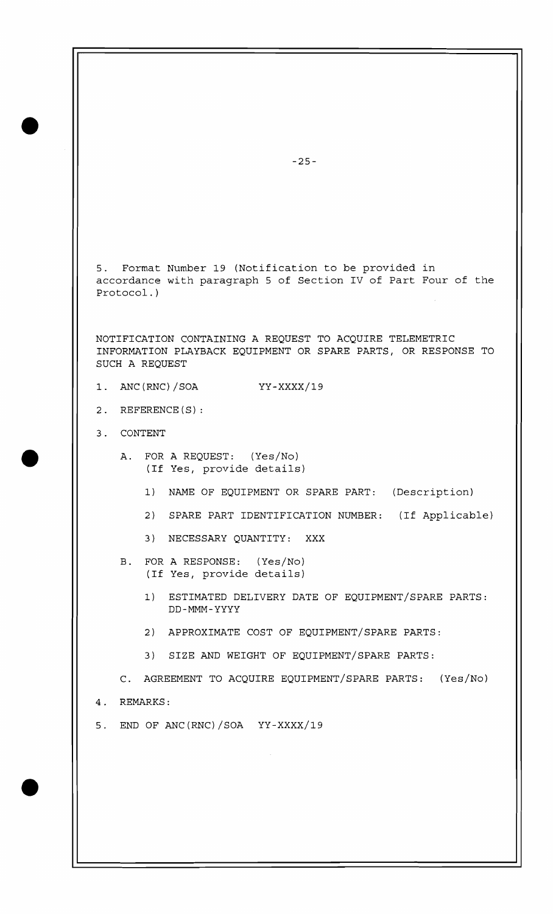5. Format Number 19 (Notification to be provided in accordance with paragraph 5 of Section IV of Part Four of the Protocol.)

NOTIFICATION CONTAINING A REQUEST TO ACQUIRE TELEMETRIC INFORMATION PLAYBACK EQUIPMENT OR SPARE PARTS, OR RESPONSE TO SUCH A REQUEST

1. ANC(RNC)/SOA YY-XXXX/19

2. REFERENCE(S):

3. CONTENT

   A. FOR A REQUEST: (Yes/No)
      (If Yes, provide details)

      1) NAME OF EQUIPMENT OR SPARE PART: (Description)

      2) SPARE PART IDENTIFICATION NUMBER: (If Applicable)

      3) NECESSARY QUANTITY: XXX

   B. FOR A RESPONSE: (Yes/No)
      (If Yes, provide details)

      1) ESTIMATED DELIVERY DATE OF EQUIPMENT/SPARE PARTS: DD-MMM-YYYY

      2) APPROXIMATE COST OF EQUIPMENT/SPARE PARTS:

      3) SIZE AND WEIGHT OF EQUIPMENT/SPARE PARTS:

   C. AGREEMENT TO ACQUIRE EQUIPMENT/SPARE PARTS: (Yes/No)

4. REMARKS:

5. END OF ANC(RNC)/SOA YY-XXXX/19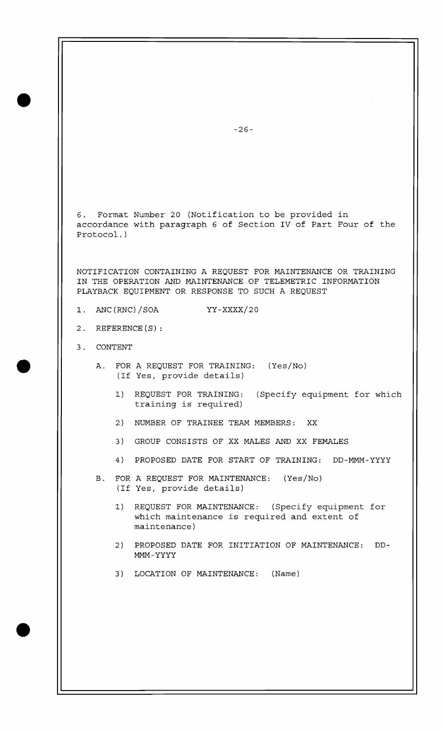6. Format Number 20 (Notification to be provided in accordance with paragraph 6 of Section IV of Part Four of the Protocol.)

NOTIFICATION CONTAINING A REQUEST FOR MAINTENANCE OR TRAINING IN THE OPERATION AND MAINTENANCE OF TELEMETRIC INFORMATION PLAYBACK EQUIPMENT OR RESPONSE TO SUCH A REQUEST

1. ANC(RNC)/SOA YY-XXXX/20

2. REFERENCE(S):

3. CONTENT

   A. FOR A REQUEST FOR TRAINING: (Yes/No)
   (If Yes, provide details)

      1) REQUEST FOR TRAINING: (Specify equipment for which training is required)

      2) NUMBER OF TRAINEE TEAM MEMBERS: XX

      3) GROUP CONSISTS OF XX MALES AND XX FEMALES

      4) PROPOSED DATE FOR START OF TRAINING: DD-MMM-YYYY

   B. FOR A REQUEST FOR MAINTENANCE: (Yes/No)
   (If Yes, provide details)

      1) REQUEST FOR MAINTENANCE: (Specify equipment for which maintenance is required and extent of maintenance)

      2) PROPOSED DATE FOR INITIATION OF MAINTENANCE: DD-MMM-YYYY

      3) LOCATION OF MAINTENANCE: (Name)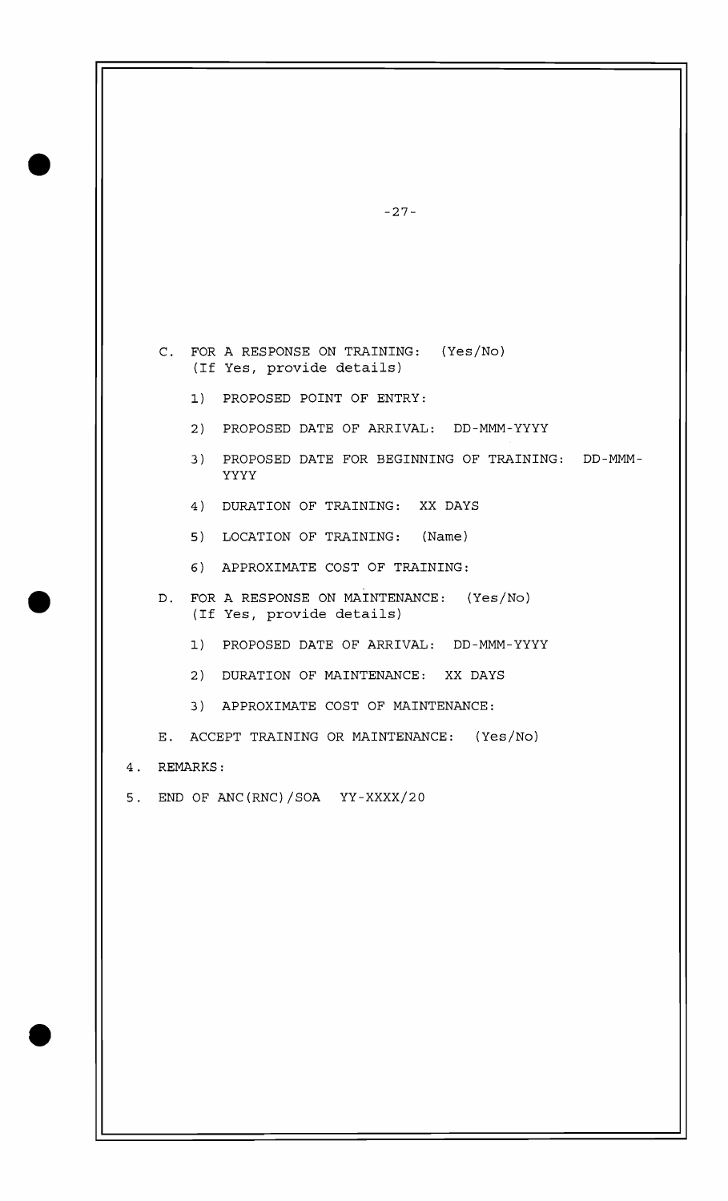C. FOR A RESPONSE ON TRAINING: (Yes/No)
   (If Yes, provide details)

   1) PROPOSED POINT OF ENTRY:

   2) PROPOSED DATE OF ARRIVAL: DD-MMM-YYYY

   3) PROPOSED DATE FOR BEGINNING OF TRAINING: DD-MMM-YYYY

   4) DURATION OF TRAINING: XX DAYS

   5) LOCATION OF TRAINING: (Name)

   6) APPROXIMATE COST OF TRAINING:

D. FOR A RESPONSE ON MAINTENANCE: (Yes/No)
   (If Yes, provide details)

   1) PROPOSED DATE OF ARRIVAL: DD-MMM-YYYY

   2) DURATION OF MAINTENANCE: XX DAYS

   3) APPROXIMATE COST OF MAINTENANCE:

E. ACCEPT TRAINING OR MAINTENANCE: (Yes/No)

4. REMARKS:

5. END OF ANC(RNC)/SOA YY-XXXX/20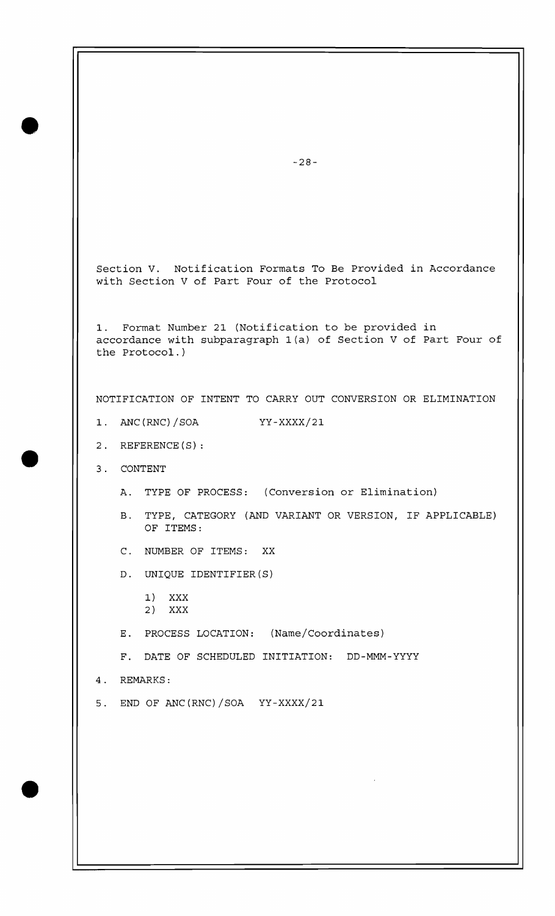Section V. Notification Formats To Be Provided in Accordance with Section V of Part Four of the Protocol

1. Format Number 21 (Notification to be provided in accordance with subparagraph 1(a) of Section V of Part Four of the Protocol.)

NOTIFICATION OF INTENT TO CARRY OUT CONVERSION OR ELIMINATION

1. ANC(RNC)/SOA YY-XXXX/21

2. REFERENCE(S):

3. CONTENT

   A. TYPE OF PROCESS: (Conversion or Elimination)

   B. TYPE, CATEGORY (AND VARIANT OR VERSION, IF APPLICABLE) OF ITEMS:

   C. NUMBER OF ITEMS: XX

   D. UNIQUE IDENTIFIER(S)

      1) XXX
      2) XXX

   E. PROCESS LOCATION: (Name/Coordinates)

   F. DATE OF SCHEDULED INITIATION: DD-MMM-YYYY

4. REMARKS:

5. END OF ANC(RNC)/SOA YY-XXXX/21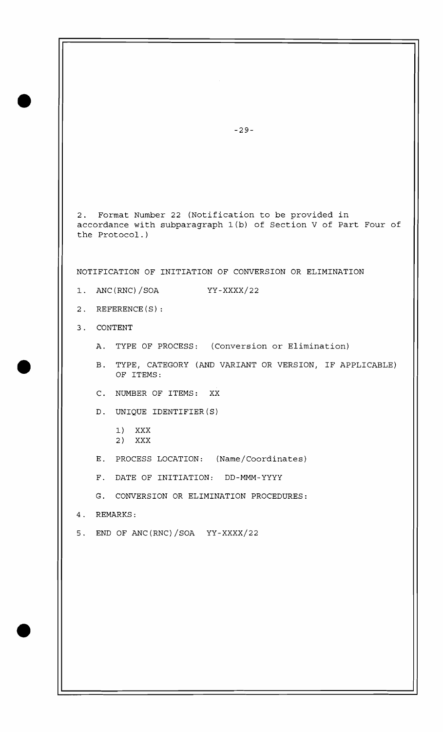2. Format Number 22 (Notification to be provided in accordance with subparagraph 1(b) of Section V of Part Four of the Protocol.)

NOTIFICATION OF INITIATION OF CONVERSION OR ELIMINATION

1. ANC(RNC)/SOA YY-XXXX/22

2. REFERENCE(S):

3. CONTENT

   A. TYPE OF PROCESS: (Conversion or Elimination)

   B. TYPE, CATEGORY (AND VARIANT OR VERSION, IF APPLICABLE) OF ITEMS:

   C. NUMBER OF ITEMS: XX

   D. UNIQUE IDENTIFIER(S)

      1) XXX
      2) XXX

   E. PROCESS LOCATION: (Name/Coordinates)

   F. DATE OF INITIATION: DD-MMM-YYYY

   G. CONVERSION OR ELIMINATION PROCEDURES:

4. REMARKS:

5. END OF ANC(RNC)/SOA YY-XXXX/22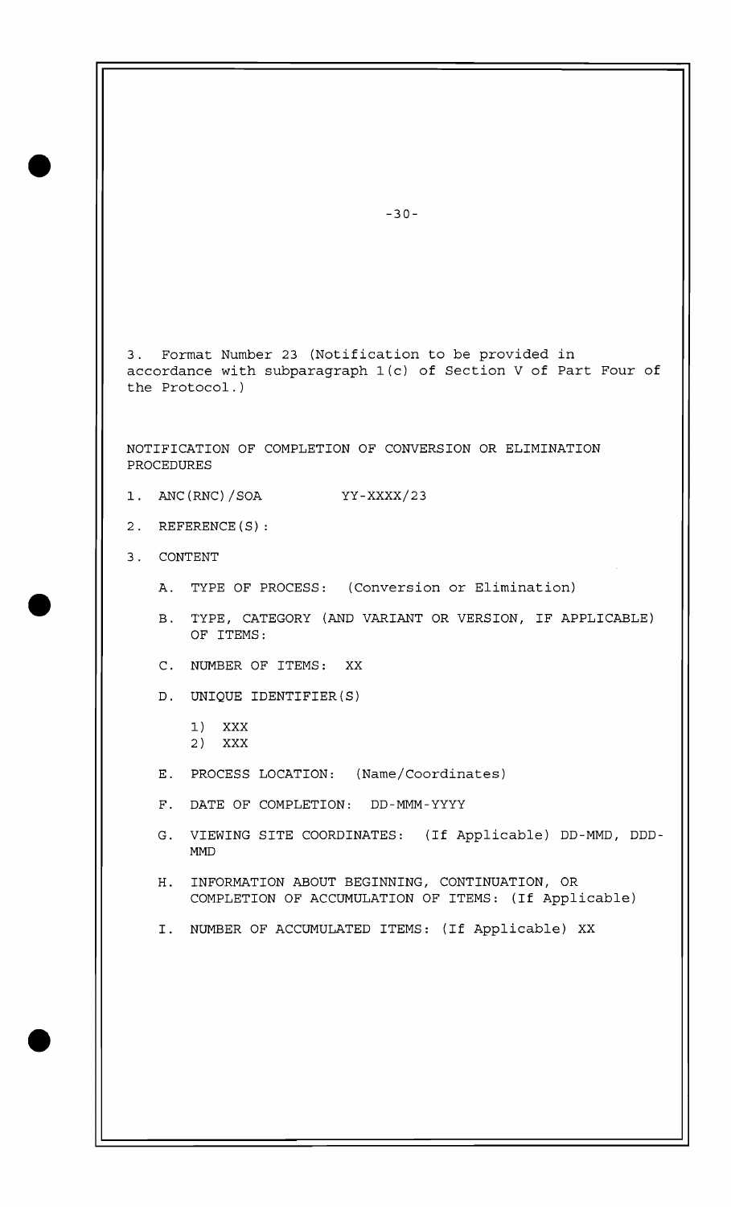3. Format Number 23 (Notification to be provided in accordance with subparagraph 1(c) of Section V of Part Four of the Protocol.)

NOTIFICATION OF COMPLETION OF CONVERSION OR ELIMINATION PROCEDURES

1. ANC(RNC)/SOA          YY-XXXX/23

2. REFERENCE(S):

3. CONTENT

   A. TYPE OF PROCESS: (Conversion or Elimination)

   B. TYPE, CATEGORY (AND VARIANT OR VERSION, IF APPLICABLE) OF ITEMS:

   C. NUMBER OF ITEMS: XX

   D. UNIQUE IDENTIFIER(S)

      1) XXX
      2) XXX

   E. PROCESS LOCATION: (Name/Coordinates)

   F. DATE OF COMPLETION: DD-MMM-YYYY

   G. VIEWING SITE COORDINATES: (If Applicable) DD-MMD, DDD-MMD

   H. INFORMATION ABOUT BEGINNING, CONTINUATION, OR COMPLETION OF ACCUMULATION OF ITEMS: (If Applicable)

   I. NUMBER OF ACCUMULATED ITEMS: (If Applicable) XX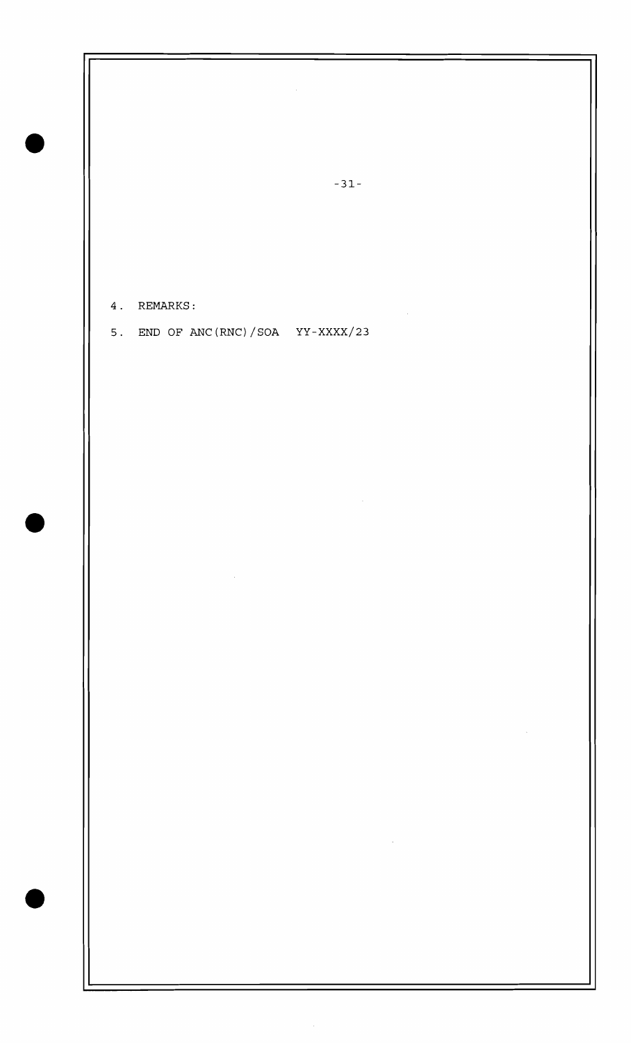4. REMARKS:

5. END OF ANC(RNC)/SOA YY-XXXX/23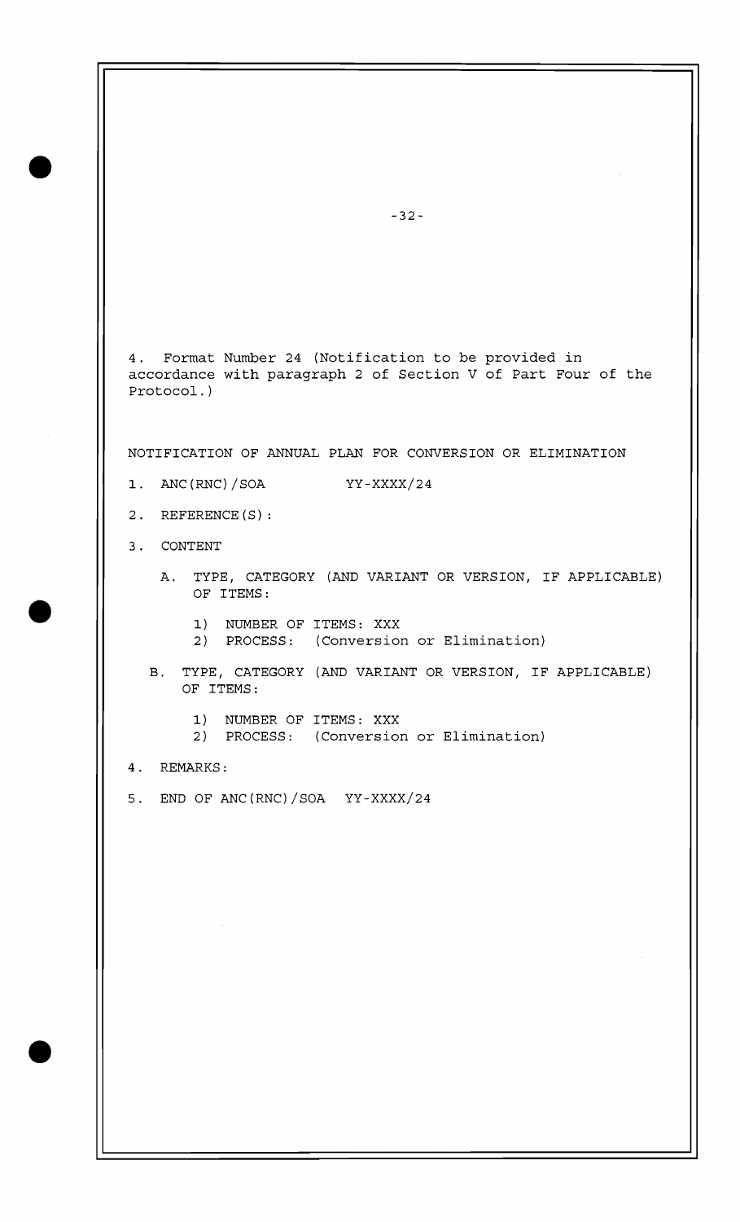4. Format Number 24 (Notification to be provided in accordance with paragraph 2 of Section V of Part Four of the Protocol.)

NOTIFICATION OF ANNUAL PLAN FOR CONVERSION OR ELIMINATION

1. ANC(RNC)/SOA YY-XXXX/24

2. REFERENCE(S):

3. CONTENT

   A. TYPE, CATEGORY (AND VARIANT OR VERSION, IF APPLICABLE) OF ITEMS:

      1) NUMBER OF ITEMS: XXX
      2) PROCESS: (Conversion or Elimination)

   B. TYPE, CATEGORY (AND VARIANT OR VERSION, IF APPLICABLE) OF ITEMS:

      1) NUMBER OF ITEMS: XXX
      2) PROCESS: (Conversion or Elimination)

4. REMARKS:

5. END OF ANC(RNC)/SOA YY-XXXX/24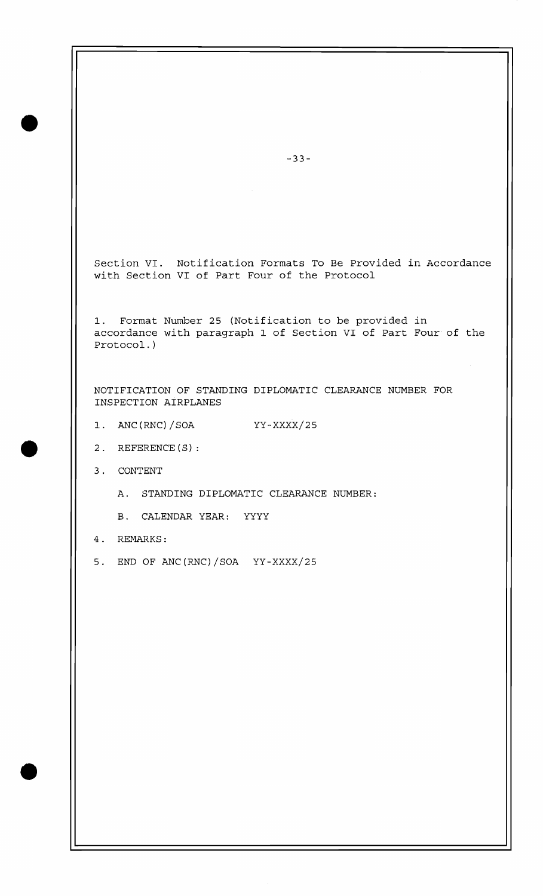Section VI. Notification Formats To Be Provided in Accordance with Section VI of Part Four of the Protocol

1. Format Number 25 (Notification to be provided in accordance with paragraph 1 of Section VI of Part Four of the Protocol.)

NOTIFICATION OF STANDING DIPLOMATIC CLEARANCE NUMBER FOR INSPECTION AIRPLANES

1. ANC(RNC)/SOA YY-XXXX/25

2. REFERENCE(S):

3. CONTENT

   A. STANDING DIPLOMATIC CLEARANCE NUMBER:

   B. CALENDAR YEAR: YYYY

4. REMARKS:

5. END OF ANC(RNC)/SOA YY-XXXX/25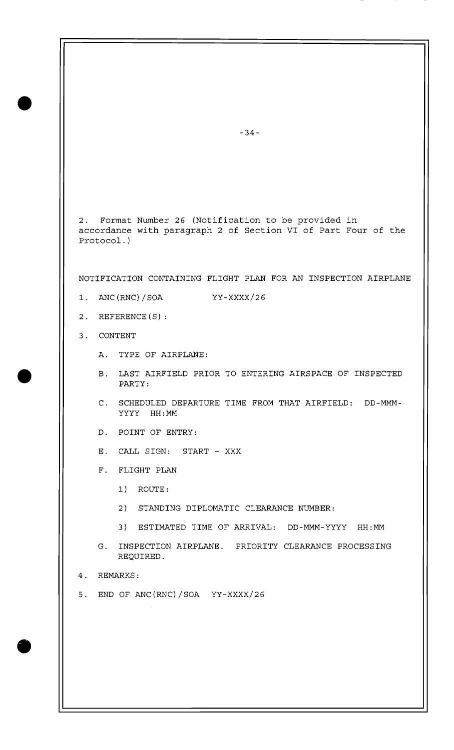2. Format Number 26 (Notification to be provided in accordance with paragraph 2 of Section VI of Part Four of the Protocol.)

NOTIFICATION CONTAINING FLIGHT PLAN FOR AN INSPECTION AIRPLANE

1. ANC(RNC)/SOA YY-XXXX/26

2. REFERENCE(S):

3. CONTENT

   A. TYPE OF AIRPLANE:

   B. LAST AIRFIELD PRIOR TO ENTERING AIRSPACE OF INSPECTED PARTY:

   C. SCHEDULED DEPARTURE TIME FROM THAT AIRFIELD: DD-MMM-YYYY HH:MM

   D. POINT OF ENTRY:

   E. CALL SIGN: START - XXX

   F. FLIGHT PLAN

      1) ROUTE:

      2) STANDING DIPLOMATIC CLEARANCE NUMBER:

      3) ESTIMATED TIME OF ARRIVAL: DD-MMM-YYYY HH:MM

   G. INSPECTION AIRPLANE. PRIORITY CLEARANCE PROCESSING REQUIRED.

4. REMARKS:

5. END OF ANC(RNC)/SOA YY-XXXX/26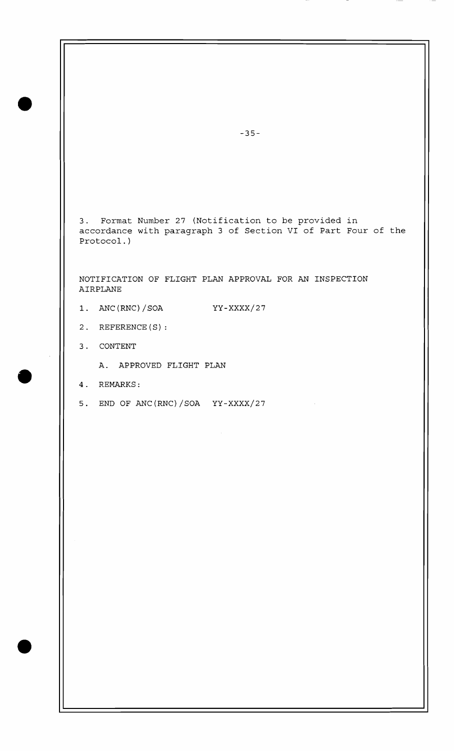3. Format Number 27 (Notification to be provided in accordance with paragraph 3 of Section VI of Part Four of the Protocol.)

NOTIFICATION OF FLIGHT PLAN APPROVAL FOR AN INSPECTION AIRPLANE

1. ANC(RNC)/SOA YY-XXXX/27

2. REFERENCE(S):

3. CONTENT

   A. APPROVED FLIGHT PLAN

4. REMARKS:

5. END OF ANC(RNC)/SOA YY-XXXX/27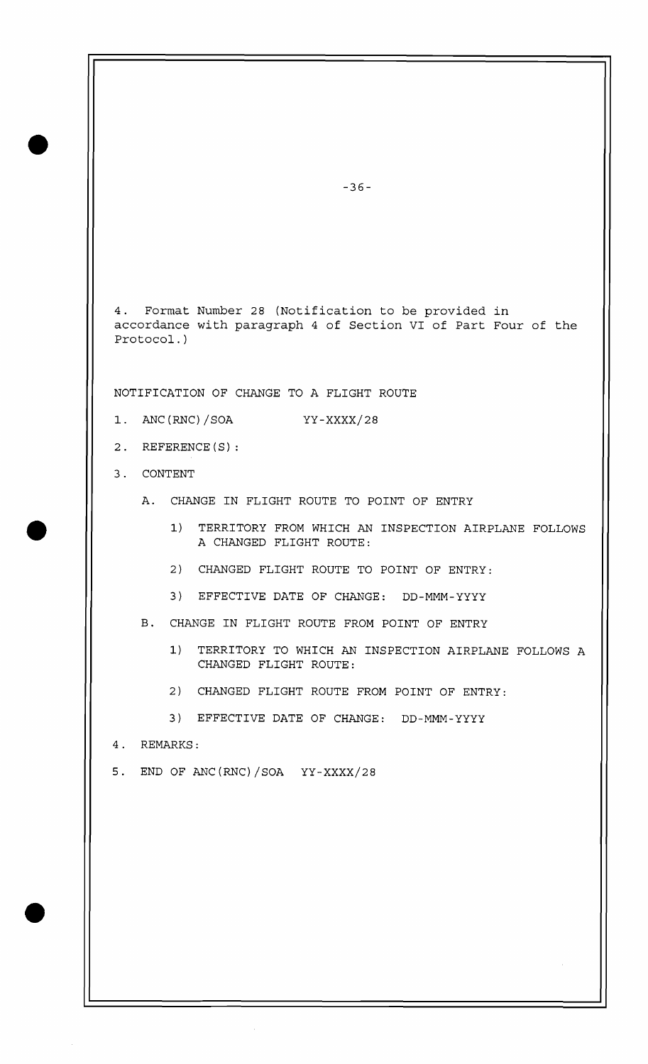4. Format Number 28 (Notification to be provided in accordance with paragraph 4 of Section VI of Part Four of the Protocol.)

NOTIFICATION OF CHANGE TO A FLIGHT ROUTE

1. ANC(RNC)/SOA YY-XXXX/28

2. REFERENCE(S):

3. CONTENT

   A. CHANGE IN FLIGHT ROUTE TO POINT OF ENTRY

      1) TERRITORY FROM WHICH AN INSPECTION AIRPLANE FOLLOWS A CHANGED FLIGHT ROUTE:

      2) CHANGED FLIGHT ROUTE TO POINT OF ENTRY:

      3) EFFECTIVE DATE OF CHANGE: DD-MMM-YYYY

   B. CHANGE IN FLIGHT ROUTE FROM POINT OF ENTRY

      1) TERRITORY TO WHICH AN INSPECTION AIRPLANE FOLLOWS A CHANGED FLIGHT ROUTE:

      2) CHANGED FLIGHT ROUTE FROM POINT OF ENTRY:

      3) EFFECTIVE DATE OF CHANGE: DD-MMM-YYYY

4. REMARKS:

5. END OF ANC(RNC)/SOA YY-XXXX/28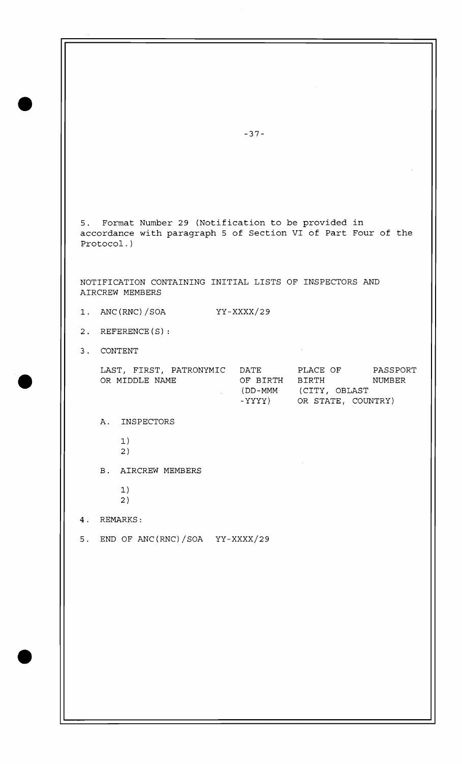5. Format Number 29 (Notification to be provided in accordance with paragraph 5 of Section VI of Part Four of the Protocol.)

NOTIFICATION CONTAINING INITIAL LISTS OF INSPECTORS AND AIRCREW MEMBERS

1. ANC(RNC)/SOA YY-XXXX/29

2. REFERENCE(S):

3. CONTENT

| LAST, FIRST, PATRONYMIC OR MIDDLE NAME | DATE OF BIRTH (DD-MMM -YYYY) | PLACE OF BIRTH (CITY, OBLAST OR STATE, COUNTRY) | PASSPORT NUMBER |
|---|---|---|---|

   A. INSPECTORS

      1)
      2)

   B. AIRCREW MEMBERS

      1)
      2)

4. REMARKS:

5. END OF ANC(RNC)/SOA YY-XXXX/29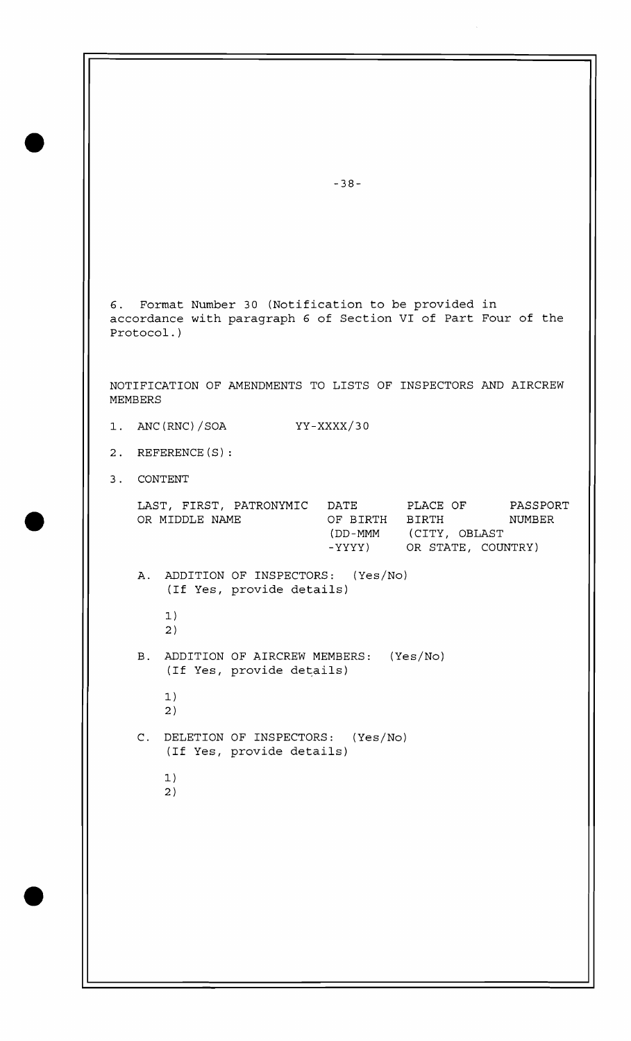6. Format Number 30 (Notification to be provided in accordance with paragraph 6 of Section VI of Part Four of the Protocol.)

NOTIFICATION OF AMENDMENTS TO LISTS OF INSPECTORS AND AIRCREW MEMBERS

1. ANC(RNC)/SOA YY-XXXX/30

2. REFERENCE(S):

3. CONTENT

| LAST, FIRST, PATRONYMIC OR MIDDLE NAME | DATE OF BIRTH (DD-MMM -YYYY) | PLACE OF BIRTH (CITY, OBLAST OR STATE, COUNTRY) | PASSPORT NUMBER |
|---|---|---|---|

A. ADDITION OF INSPECTORS: (Yes/No)
(If Yes, provide details)

1)
2)

B. ADDITION OF AIRCREW MEMBERS: (Yes/No)
(If Yes, provide details)

1)
2)

C. DELETION OF INSPECTORS: (Yes/No)
(If Yes, provide details)

1)
2)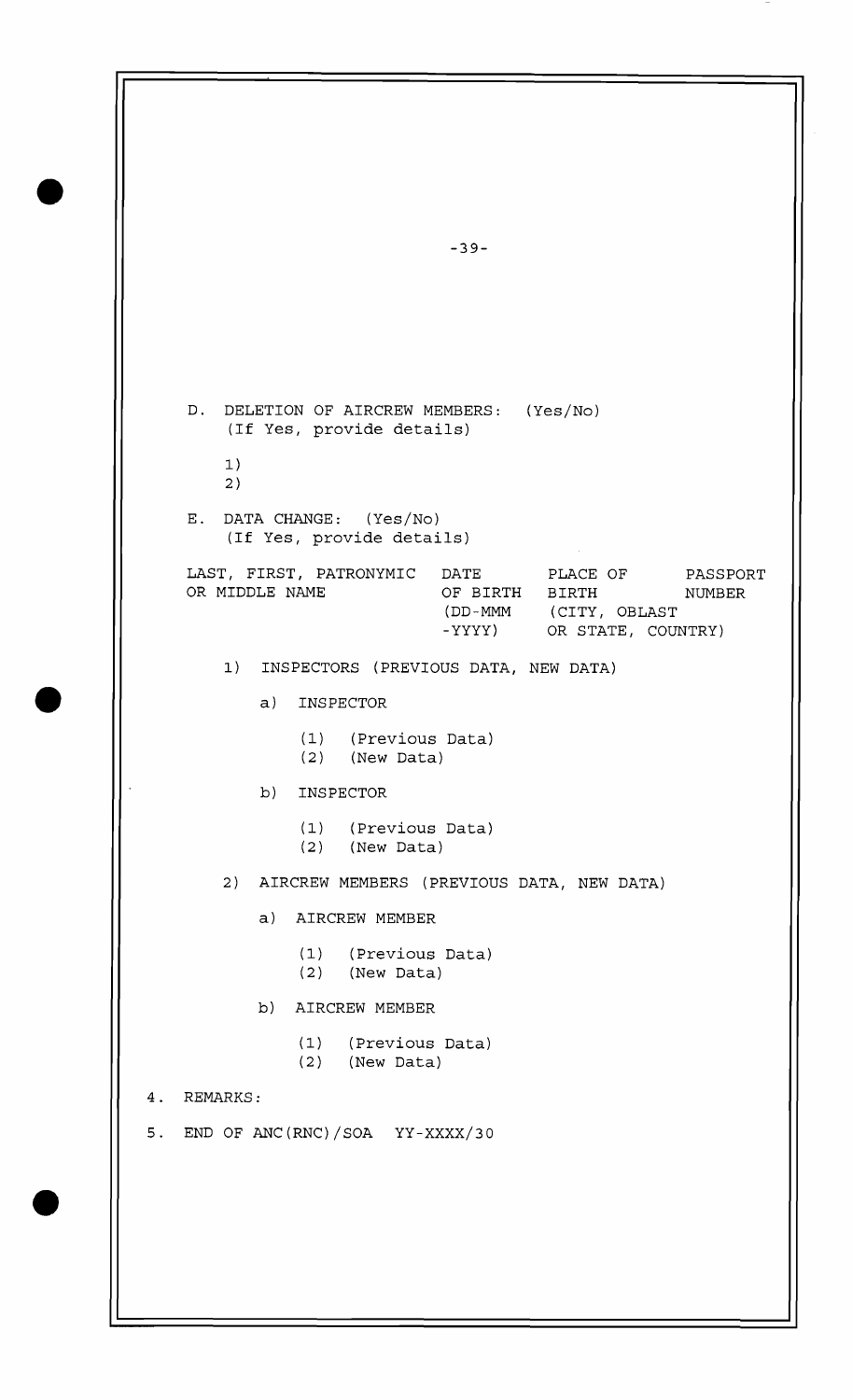D. DELETION OF AIRCREW MEMBERS: (Yes/No)
(If Yes, provide details)

1)
2)

E. DATA CHANGE: (Yes/No)
(If Yes, provide details)

| LAST, FIRST, PATRONYMIC OR MIDDLE NAME | DATE OF BIRTH (DD-MMM -YYYY) | PLACE OF BIRTH (CITY, OBLAST OR STATE, COUNTRY) | PASSPORT NUMBER |
|---|---|---|---|

1) INSPECTORS (PREVIOUS DATA, NEW DATA)

a) INSPECTOR

(1) (Previous Data)
(2) (New Data)

b) INSPECTOR

(1) (Previous Data)
(2) (New Data)

2) AIRCREW MEMBERS (PREVIOUS DATA, NEW DATA)

a) AIRCREW MEMBER

(1) (Previous Data)
(2) (New Data)

b) AIRCREW MEMBER

(1) (Previous Data)
(2) (New Data)

4. REMARKS:

5. END OF ANC(RNC)/SOA YY-XXXX/30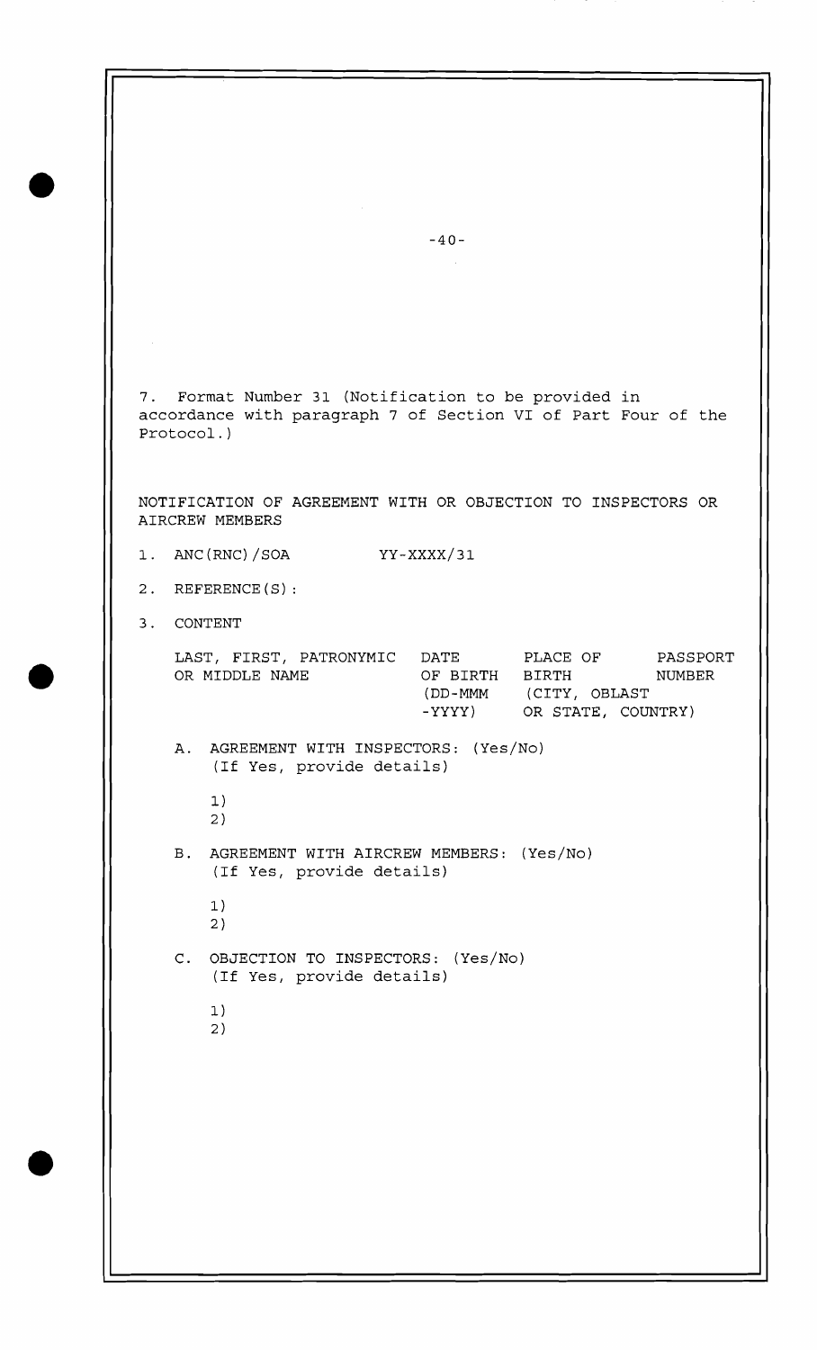7. Format Number 31 (Notification to be provided in accordance with paragraph 7 of Section VI of Part Four of the Protocol.)

NOTIFICATION OF AGREEMENT WITH OR OBJECTION TO INSPECTORS OR AIRCREW MEMBERS

1. ANC(RNC)/SOA YY-XXXX/31

2. REFERENCE(S):

3. CONTENT

| LAST, FIRST, PATRONYMIC OR MIDDLE NAME | DATE OF BIRTH (DD-MMM -YYYY) | PLACE OF BIRTH (CITY, OBLAST OR STATE, COUNTRY) | PASSPORT NUMBER |
|---|---|---|---|

A. AGREEMENT WITH INSPECTORS: (Yes/No)
(If Yes, provide details)

1)
2)

B. AGREEMENT WITH AIRCREW MEMBERS: (Yes/No)
(If Yes, provide details)

1)
2)

C. OBJECTION TO INSPECTORS: (Yes/No)
(If Yes, provide details)

1)
2)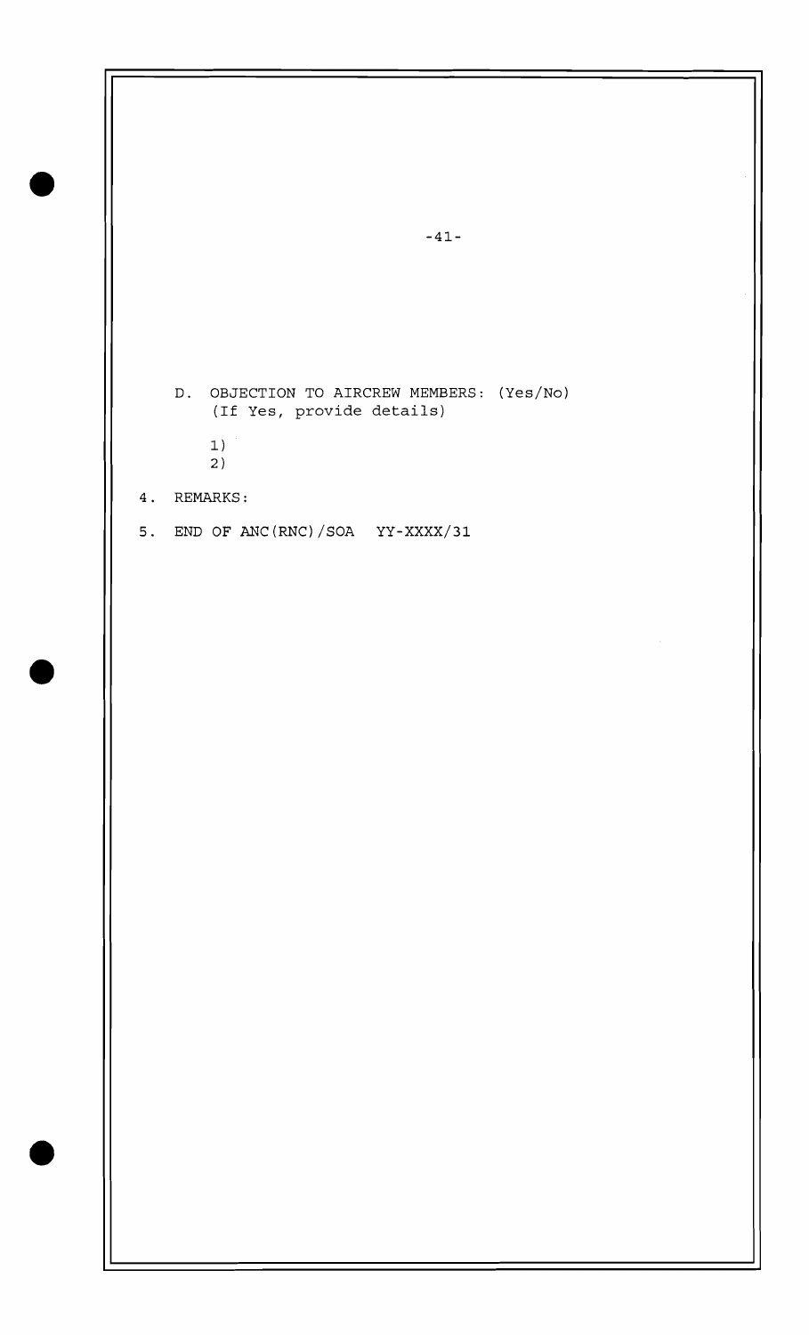D. OBJECTION TO AIRCREW MEMBERS: (Yes/No)
   (If Yes, provide details)

   1)
   2)

4. REMARKS:

5. END OF ANC(RNC)/SOA YY-XXXX/31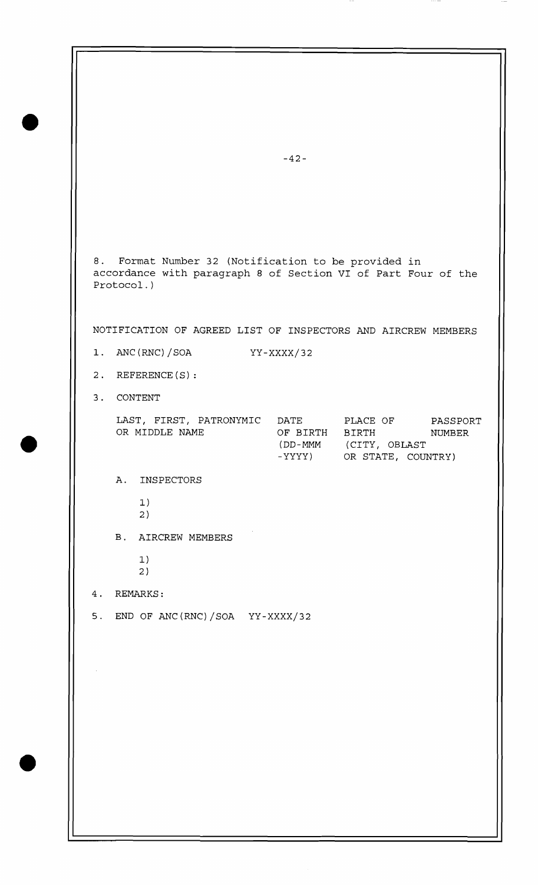8. Format Number 32 (Notification to be provided in accordance with paragraph 8 of Section VI of Part Four of the Protocol.)

NOTIFICATION OF AGREED LIST OF INSPECTORS AND AIRCREW MEMBERS

1. ANC(RNC)/SOA YY-XXXX/32

2. REFERENCE(S):

3. CONTENT

| LAST, FIRST, PATRONYMIC OR MIDDLE NAME | DATE OF BIRTH (DD-MMM -YYYY) | PLACE OF BIRTH (CITY, OBLAST OR STATE, COUNTRY) | PASSPORT NUMBER |
|---|---|---|---|

A. INSPECTORS

1)
2)

B. AIRCREW MEMBERS

1)
2)

4. REMARKS:

5. END OF ANC(RNC)/SOA YY-XXXX/32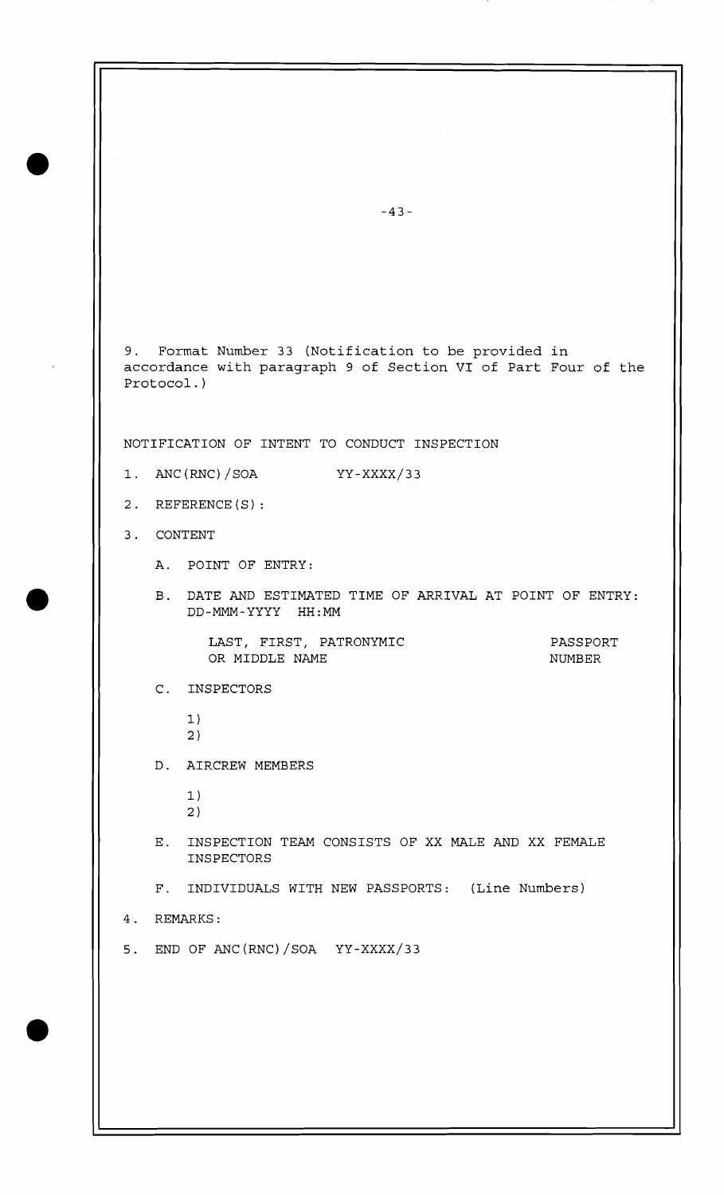9. Format Number 33 (Notification to be provided in accordance with paragraph 9 of Section VI of Part Four of the Protocol.)

NOTIFICATION OF INTENT TO CONDUCT INSPECTION

1. ANC(RNC)/SOA YY-XXXX/33

2. REFERENCE(S):

3. CONTENT

   A. POINT OF ENTRY:

   B. DATE AND ESTIMATED TIME OF ARRIVAL AT POINT OF ENTRY: DD-MMM-YYYY HH:MM

| LAST, FIRST, PATRONYMIC OR MIDDLE NAME | PASSPORT NUMBER |
|---|---|

   C. INSPECTORS

      1)
      2)

   D. AIRCREW MEMBERS

      1)
      2)

   E. INSPECTION TEAM CONSISTS OF XX MALE AND XX FEMALE INSPECTORS

   F. INDIVIDUALS WITH NEW PASSPORTS: (Line Numbers)

4. REMARKS:

5. END OF ANC(RNC)/SOA YY-XXXX/33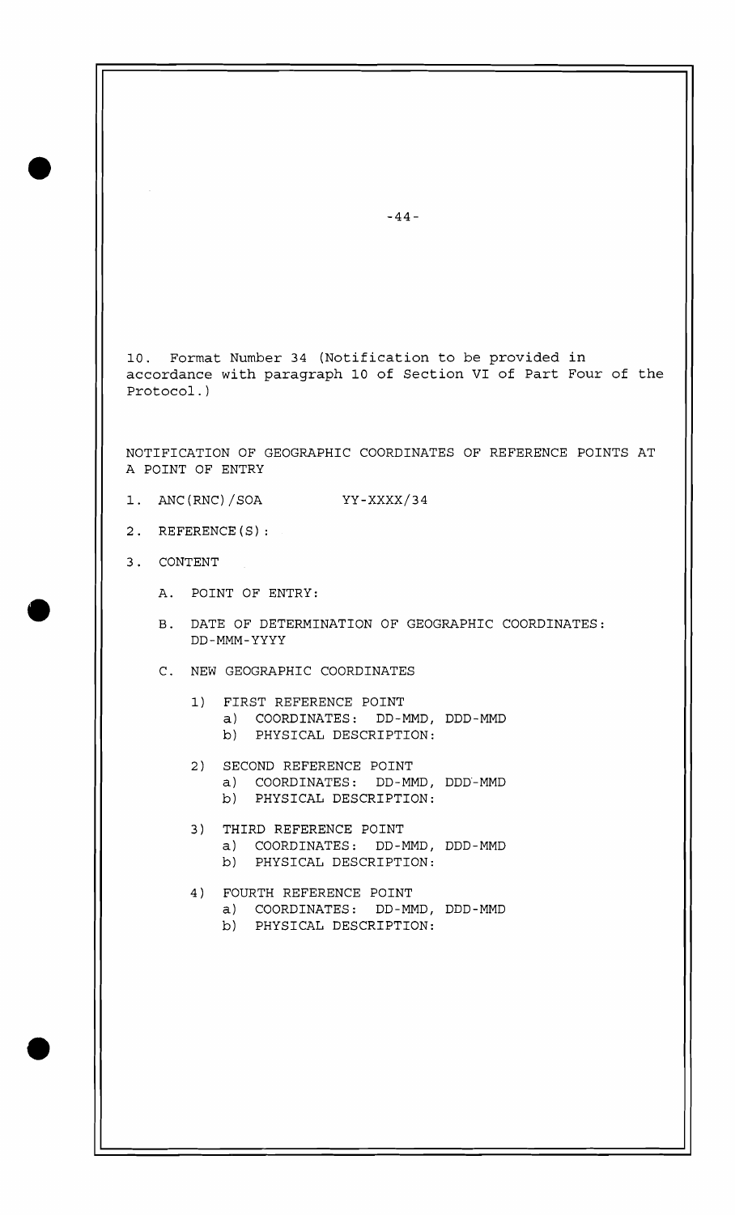10. Format Number 34 (Notification to be provided in accordance with paragraph 10 of Section VI of Part Four of the Protocol.)

NOTIFICATION OF GEOGRAPHIC COORDINATES OF REFERENCE POINTS AT A POINT OF ENTRY

1. ANC(RNC)/SOA YY-XXXX/34

2. REFERENCE(S):

3. CONTENT

   A. POINT OF ENTRY:

   B. DATE OF DETERMINATION OF GEOGRAPHIC COORDINATES: DD-MMM-YYYY

   C. NEW GEOGRAPHIC COORDINATES

      1) FIRST REFERENCE POINT
         a) COORDINATES: DD-MMD, DDD-MMD
         b) PHYSICAL DESCRIPTION:

      2) SECOND REFERENCE POINT
         a) COORDINATES: DD-MMD, DDD-MMD
         b) PHYSICAL DESCRIPTION:

      3) THIRD REFERENCE POINT
         a) COORDINATES: DD-MMD, DDD-MMD
         b) PHYSICAL DESCRIPTION:

      4) FOURTH REFERENCE POINT
         a) COORDINATES: DD-MMD, DDD-MMD
         b) PHYSICAL DESCRIPTION: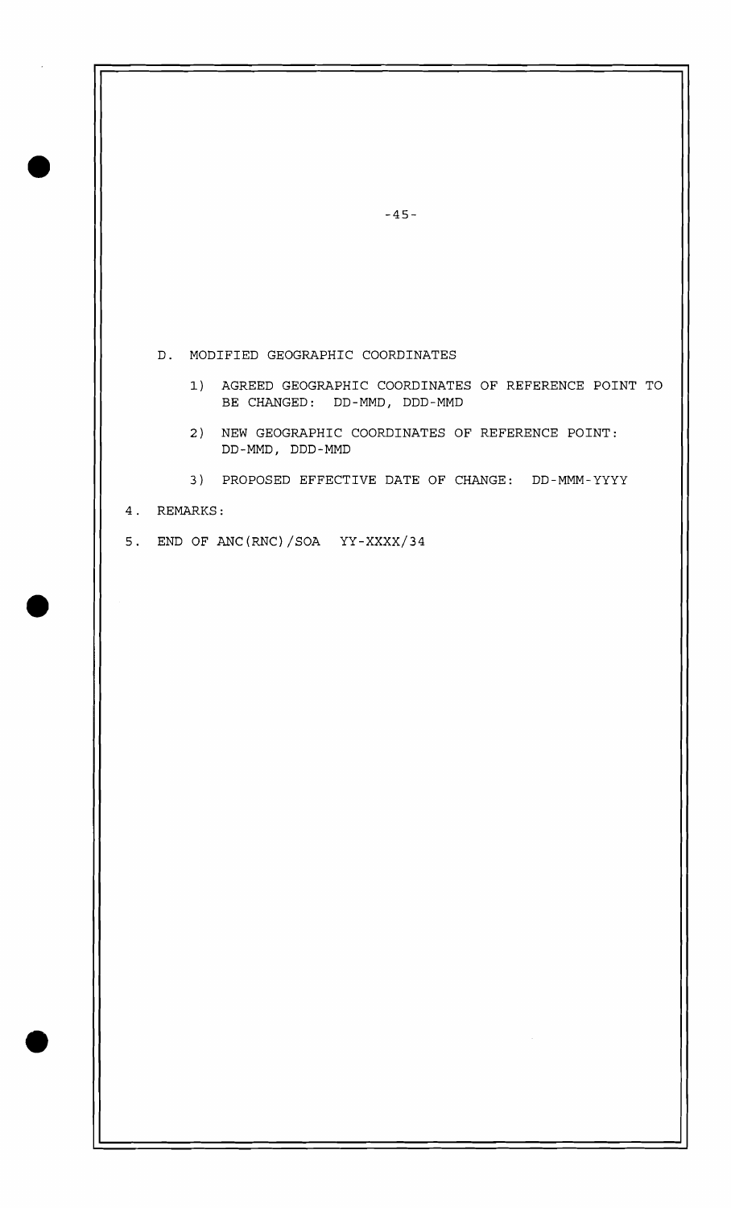D. MODIFIED GEOGRAPHIC COORDINATES

   1) AGREED GEOGRAPHIC COORDINATES OF REFERENCE POINT TO BE CHANGED: DD-MMD, DDD-MMD

   2) NEW GEOGRAPHIC COORDINATES OF REFERENCE POINT: DD-MMD, DDD-MMD

   3) PROPOSED EFFECTIVE DATE OF CHANGE: DD-MMM-YYYY

4. REMARKS:

5. END OF ANC(RNC)/SOA YY-XXXX/34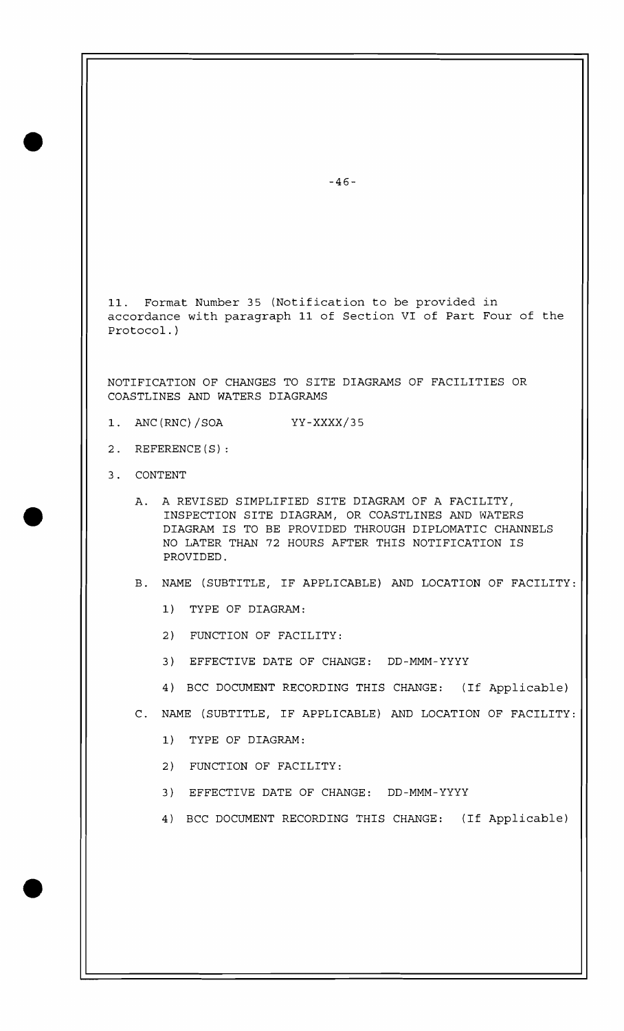11. Format Number 35 (Notification to be provided in accordance with paragraph 11 of Section VI of Part Four of the Protocol.)

NOTIFICATION OF CHANGES TO SITE DIAGRAMS OF FACILITIES OR COASTLINES AND WATERS DIAGRAMS

1. ANC(RNC)/SOA YY-XXXX/35

2. REFERENCE(S):

3. CONTENT

   A. A REVISED SIMPLIFIED SITE DIAGRAM OF A FACILITY, INSPECTION SITE DIAGRAM, OR COASTLINES AND WATERS DIAGRAM IS TO BE PROVIDED THROUGH DIPLOMATIC CHANNELS NO LATER THAN 72 HOURS AFTER THIS NOTIFICATION IS PROVIDED.

   B. NAME (SUBTITLE, IF APPLICABLE) AND LOCATION OF FACILITY:

      1) TYPE OF DIAGRAM:

      2) FUNCTION OF FACILITY:

      3) EFFECTIVE DATE OF CHANGE: DD-MMM-YYYY

      4) BCC DOCUMENT RECORDING THIS CHANGE: (If Applicable)

   C. NAME (SUBTITLE, IF APPLICABLE) AND LOCATION OF FACILITY:

      1) TYPE OF DIAGRAM:

      2) FUNCTION OF FACILITY:

      3) EFFECTIVE DATE OF CHANGE: DD-MMM-YYYY

      4) BCC DOCUMENT RECORDING THIS CHANGE: (If Applicable)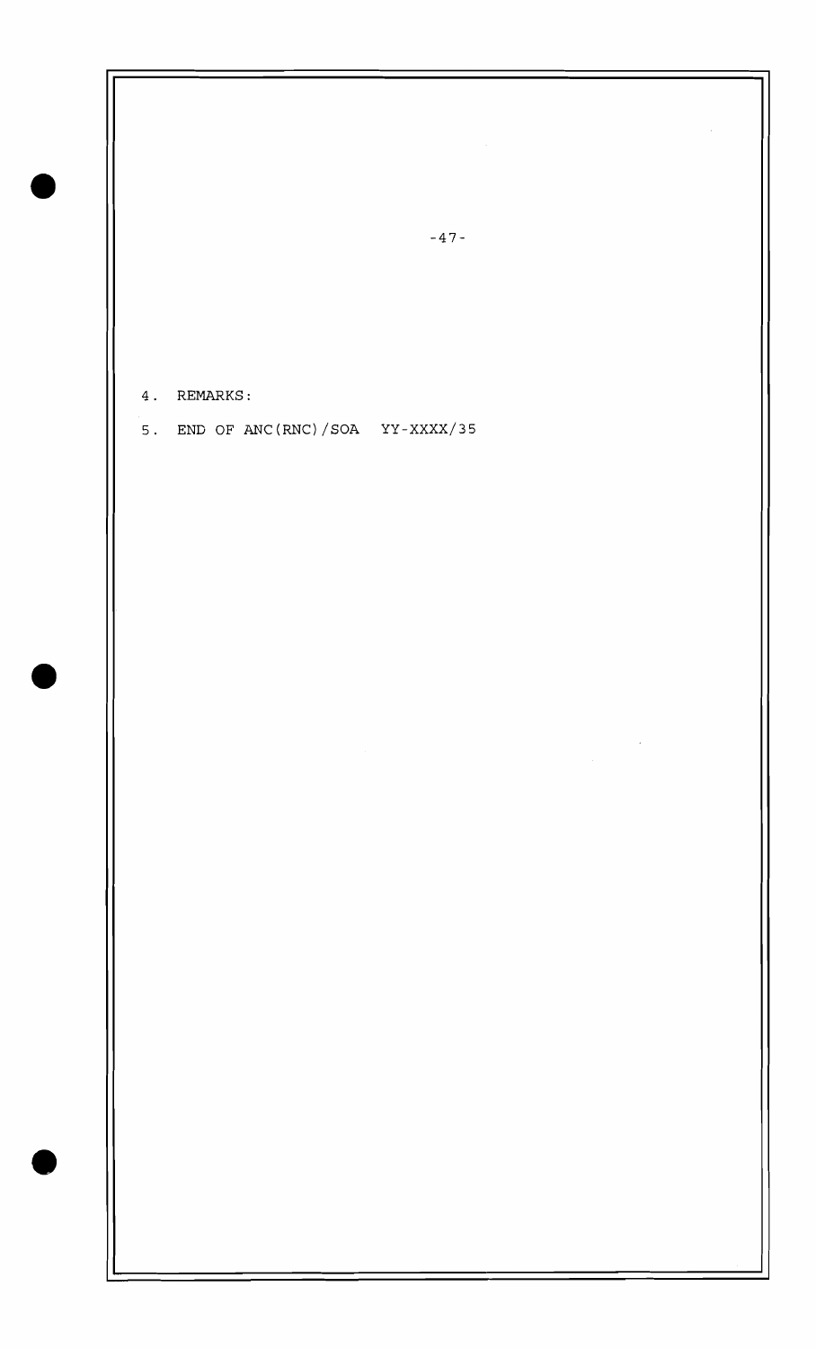4. REMARKS:

5. END OF ANC(RNC)/SOA YY-XXXX/35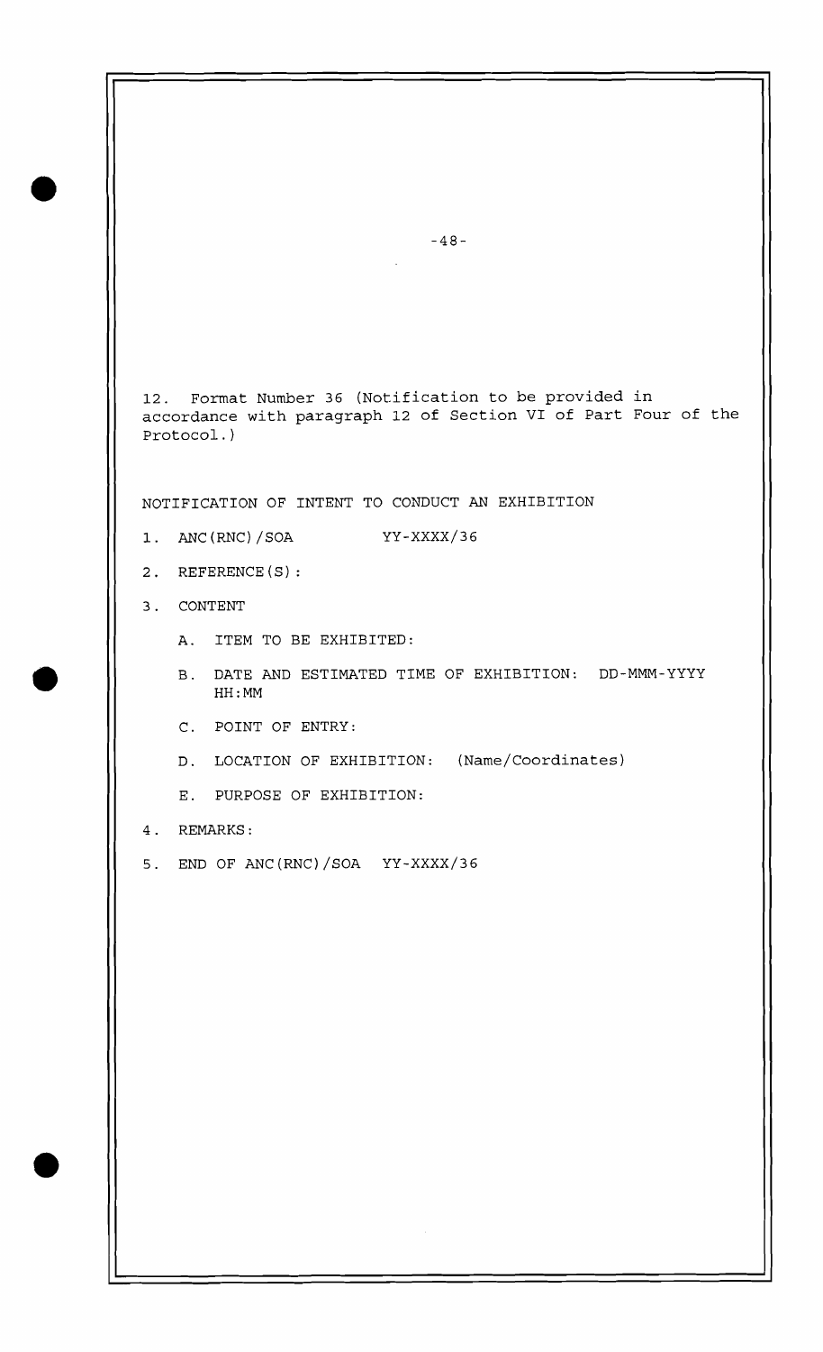12. Format Number 36 (Notification to be provided in accordance with paragraph 12 of Section VI of Part Four of the Protocol.)

NOTIFICATION OF INTENT TO CONDUCT AN EXHIBITION

1. ANC(RNC)/SOA YY-XXXX/36

2. REFERENCE(S):

3. CONTENT

   A. ITEM TO BE EXHIBITED:

   B. DATE AND ESTIMATED TIME OF EXHIBITION: DD-MMM-YYYY HH:MM

   C. POINT OF ENTRY:

   D. LOCATION OF EXHIBITION: (Name/Coordinates)

   E. PURPOSE OF EXHIBITION:

4. REMARKS:

5. END OF ANC(RNC)/SOA YY-XXXX/36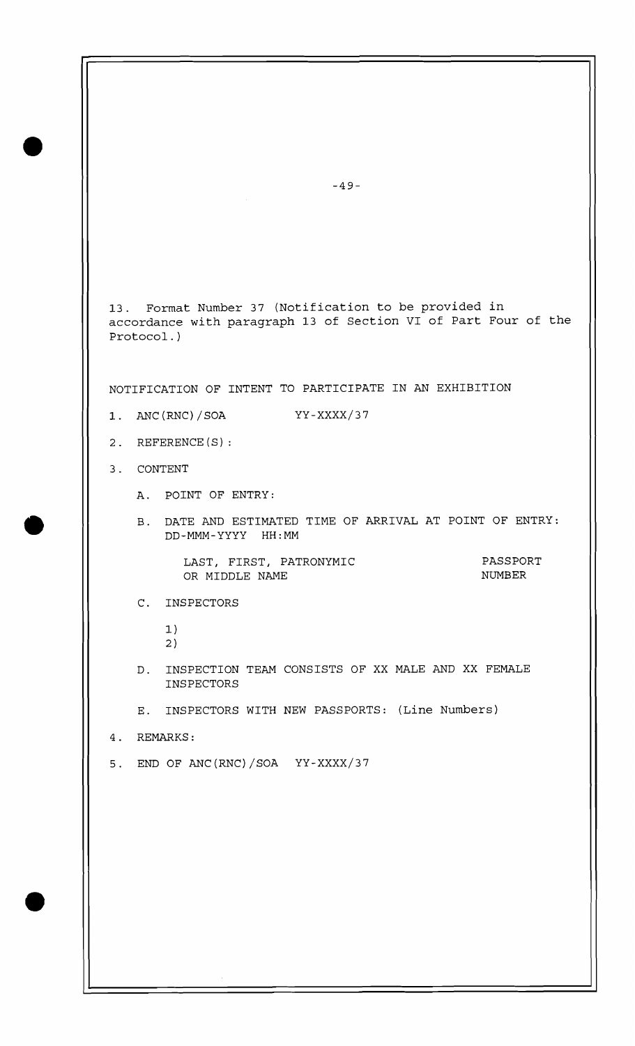13. Format Number 37 (Notification to be provided in accordance with paragraph 13 of Section VI of Part Four of the Protocol.)

NOTIFICATION OF INTENT TO PARTICIPATE IN AN EXHIBITION

1. ANC(RNC)/SOA YY-XXXX/37

2. REFERENCE(S):

3. CONTENT

   A. POINT OF ENTRY:

   B. DATE AND ESTIMATED TIME OF ARRIVAL AT POINT OF ENTRY: DD-MMM-YYYY HH:MM

| LAST, FIRST, PATRONYMIC OR MIDDLE NAME | PASSPORT NUMBER |
|---|---|

   C. INSPECTORS

      1)
      2)

   D. INSPECTION TEAM CONSISTS OF XX MALE AND XX FEMALE INSPECTORS

   E. INSPECTORS WITH NEW PASSPORTS: (Line Numbers)

4. REMARKS:

5. END OF ANC(RNC)/SOA YY-XXXX/37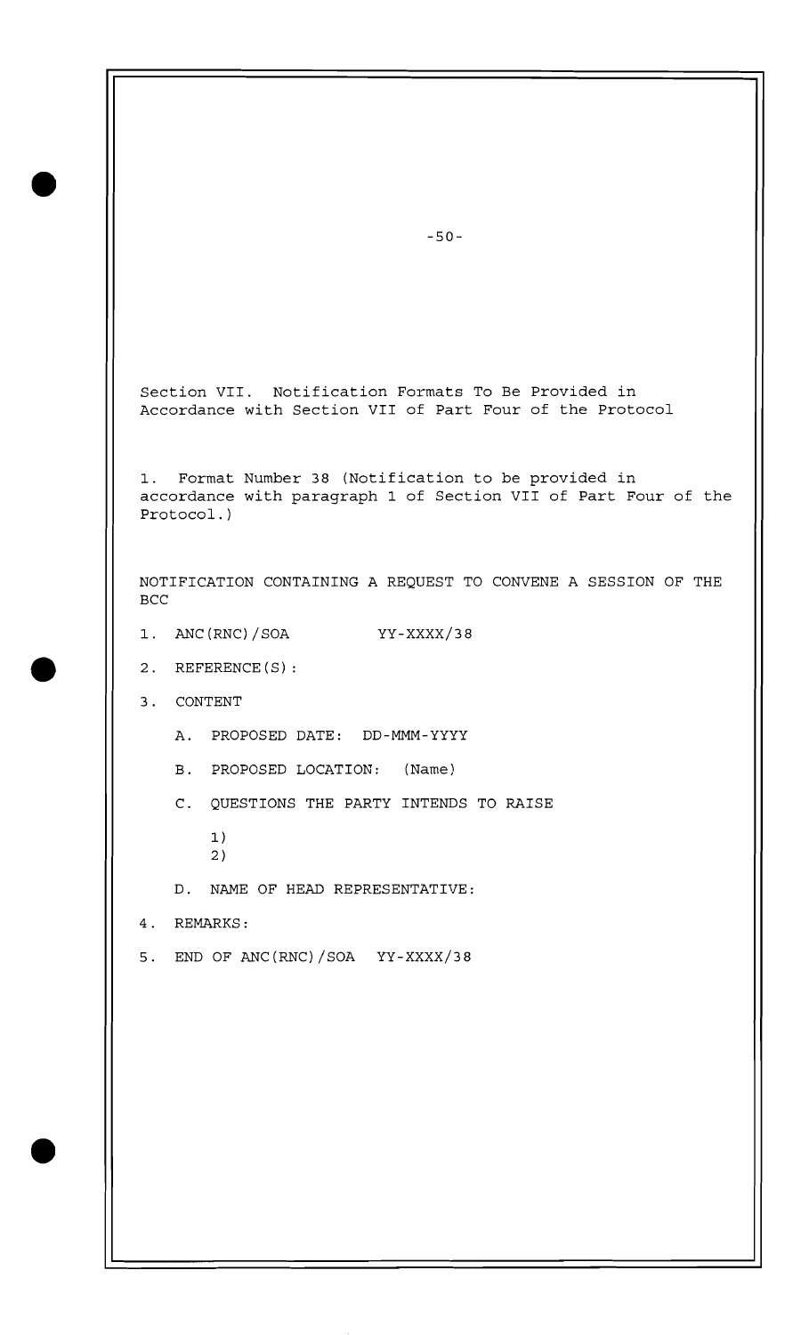Section VII. Notification Formats To Be Provided in Accordance with Section VII of Part Four of the Protocol

1. Format Number 38 (Notification to be provided in accordance with paragraph 1 of Section VII of Part Four of the Protocol.)

NOTIFICATION CONTAINING A REQUEST TO CONVENE A SESSION OF THE BCC

1. ANC(RNC)/SOA YY-XXXX/38

2. REFERENCE(S):

3. CONTENT

   A. PROPOSED DATE: DD-MMM-YYYY

   B. PROPOSED LOCATION: (Name)

   C. QUESTIONS THE PARTY INTENDS TO RAISE

      1)
      2)

   D. NAME OF HEAD REPRESENTATIVE:

4. REMARKS:

5. END OF ANC(RNC)/SOA YY-XXXX/38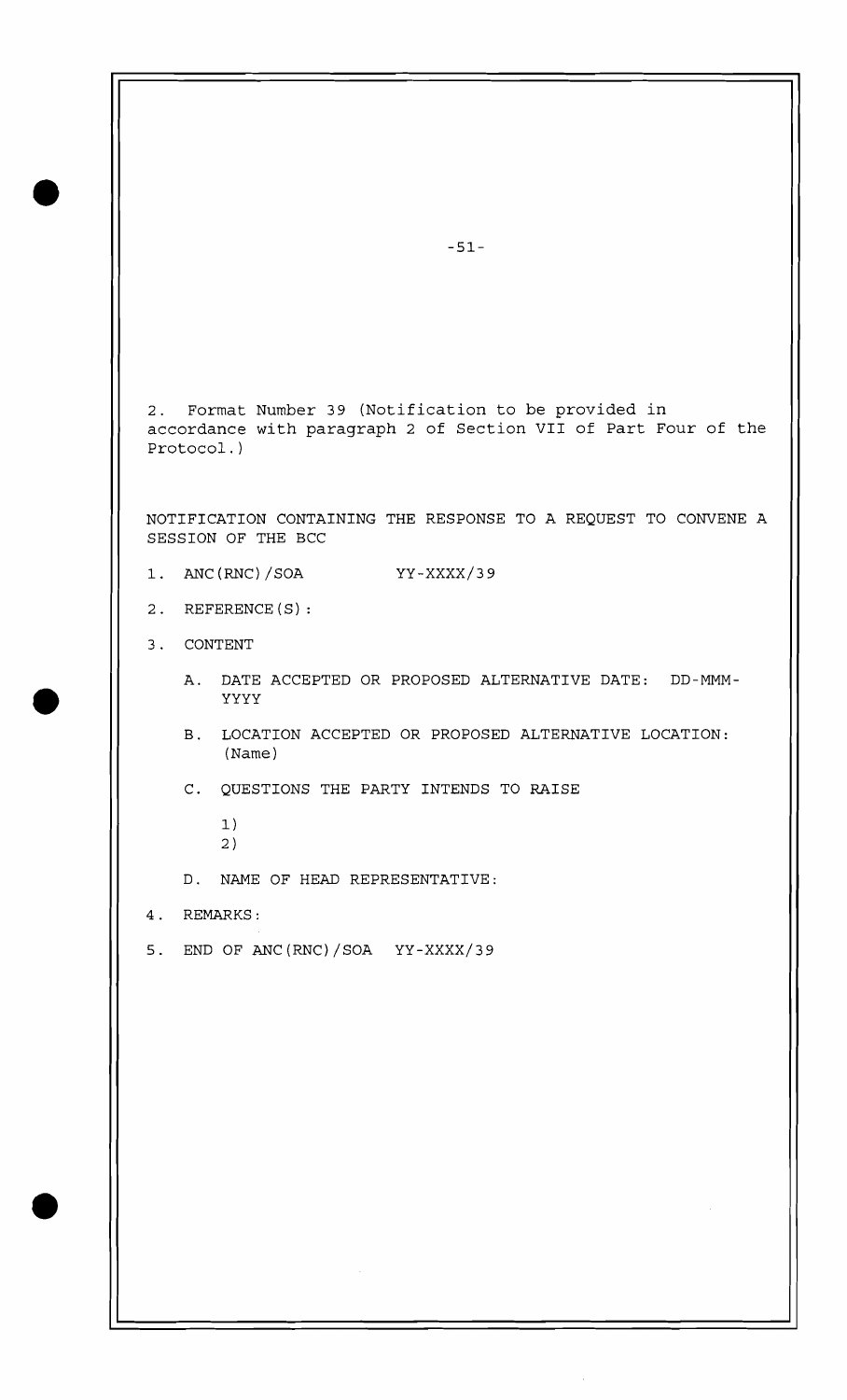2. Format Number 39 (Notification to be provided in accordance with paragraph 2 of Section VII of Part Four of the Protocol.)

NOTIFICATION CONTAINING THE RESPONSE TO A REQUEST TO CONVENE A SESSION OF THE BCC

1. ANC(RNC)/SOA YY-XXXX/39
2. REFERENCE(S):
3. CONTENT
   - A. DATE ACCEPTED OR PROPOSED ALTERNATIVE DATE: DD-MMM-YYYY
   - B. LOCATION ACCEPTED OR PROPOSED ALTERNATIVE LOCATION: (Name)
   - C. QUESTIONS THE PARTY INTENDS TO RAISE
     - 1)
     - 2)
   - D. NAME OF HEAD REPRESENTATIVE:
4. REMARKS:
5. END OF ANC(RNC)/SOA YY-XXXX/39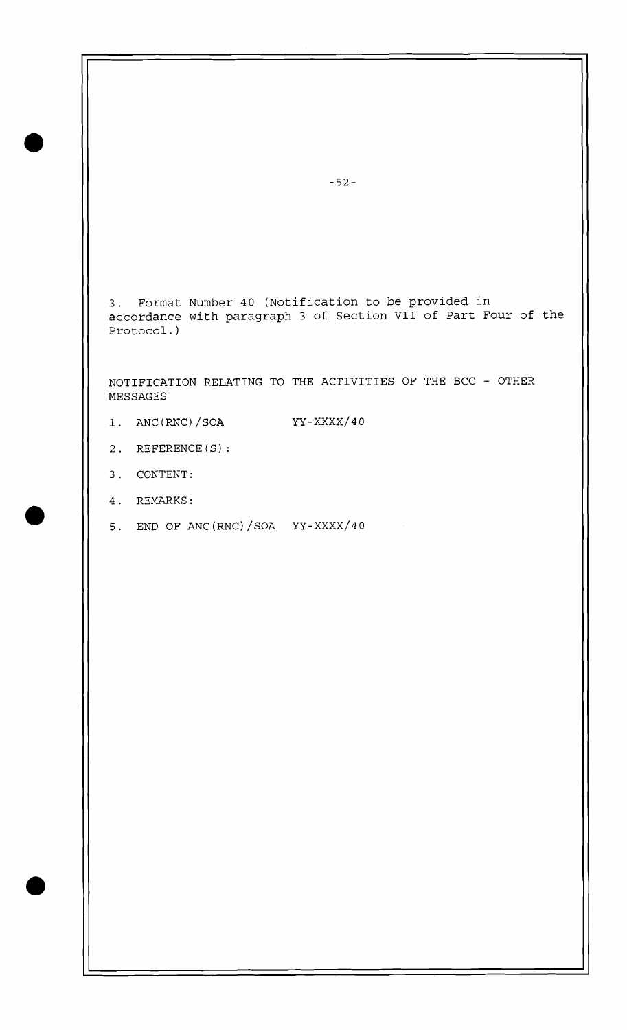3. Format Number 40 (Notification to be provided in accordance with paragraph 3 of Section VII of Part Four of the Protocol.)

NOTIFICATION RELATING TO THE ACTIVITIES OF THE BCC - OTHER MESSAGES

1. ANC(RNC)/SOA YY-XXXX/40
2. REFERENCE(S):
3. CONTENT:
4. REMARKS:
5. END OF ANC(RNC)/SOA YY-XXXX/40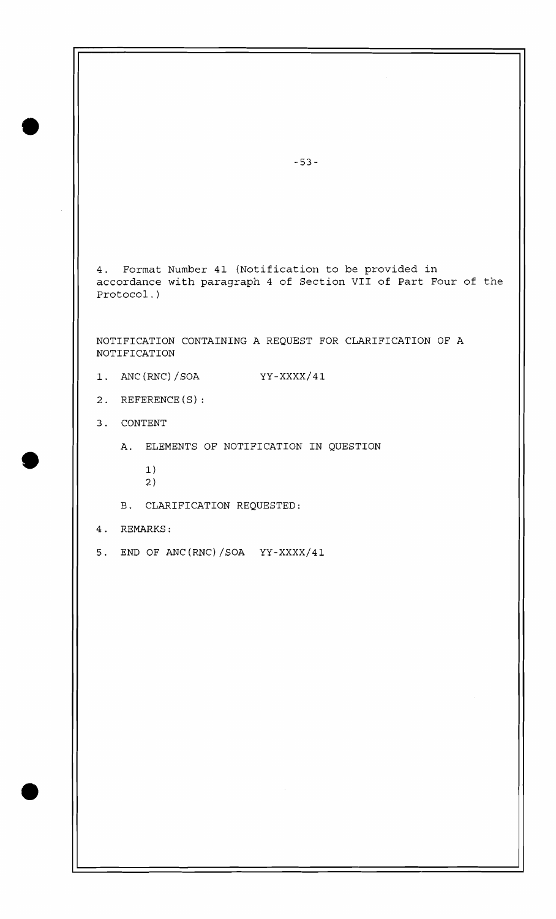4. Format Number 41 (Notification to be provided in accordance with paragraph 4 of Section VII of Part Four of the Protocol.)

NOTIFICATION CONTAINING A REQUEST FOR CLARIFICATION OF A NOTIFICATION

1. ANC(RNC)/SOA YY-XXXX/41

2. REFERENCE(S):

3. CONTENT

   A. ELEMENTS OF NOTIFICATION IN QUESTION

      1)
      2)

   B. CLARIFICATION REQUESTED:

4. REMARKS:

5. END OF ANC(RNC)/SOA YY-XXXX/41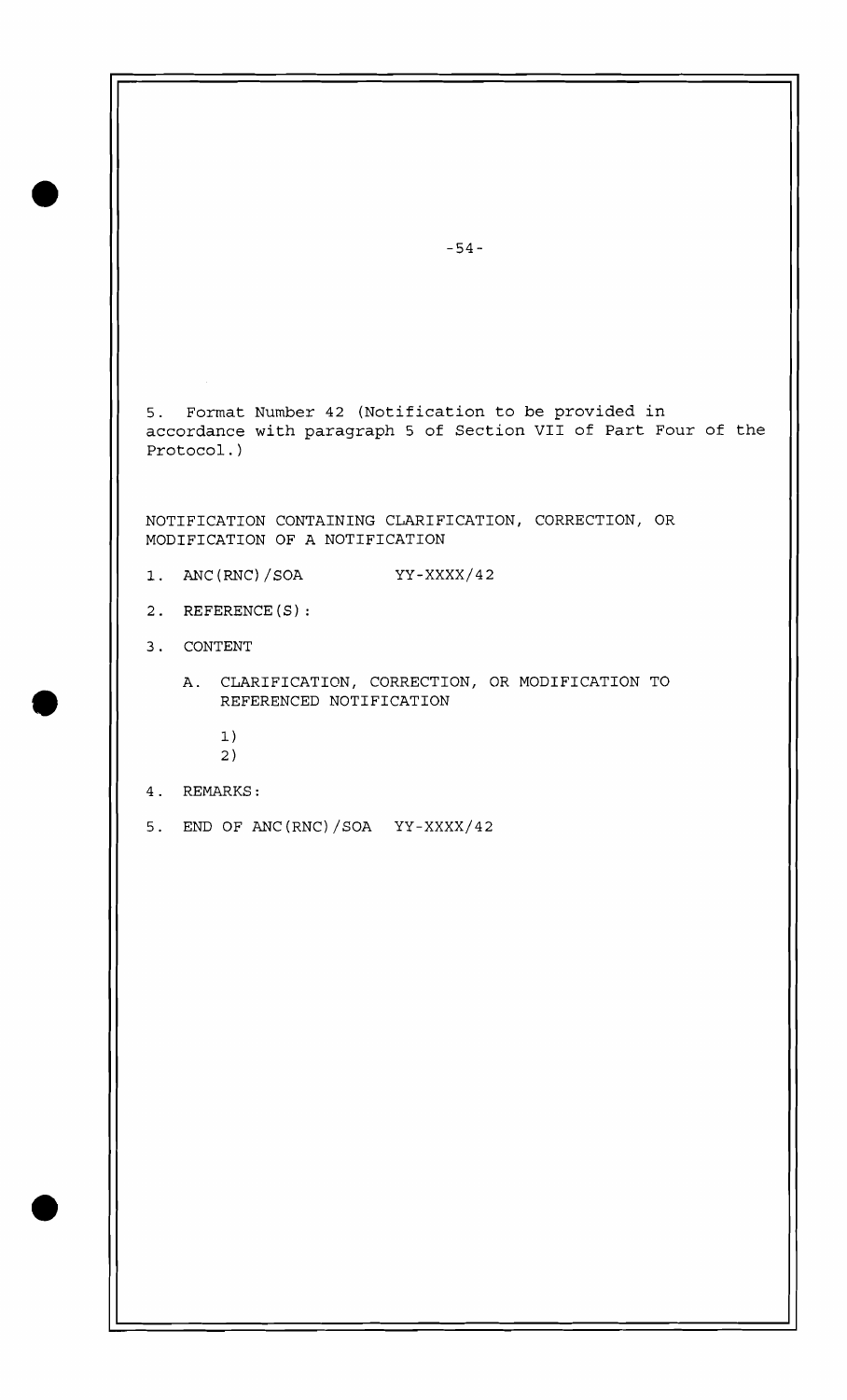5. Format Number 42 (Notification to be provided in accordance with paragraph 5 of Section VII of Part Four of the Protocol.)

NOTIFICATION CONTAINING CLARIFICATION, CORRECTION, OR MODIFICATION OF A NOTIFICATION

1. ANC(RNC)/SOA YY-XXXX/42

2. REFERENCE(S):

3. CONTENT

   A. CLARIFICATION, CORRECTION, OR MODIFICATION TO REFERENCED NOTIFICATION

      1)
      2)

4. REMARKS:

5. END OF ANC(RNC)/SOA YY-XXXX/42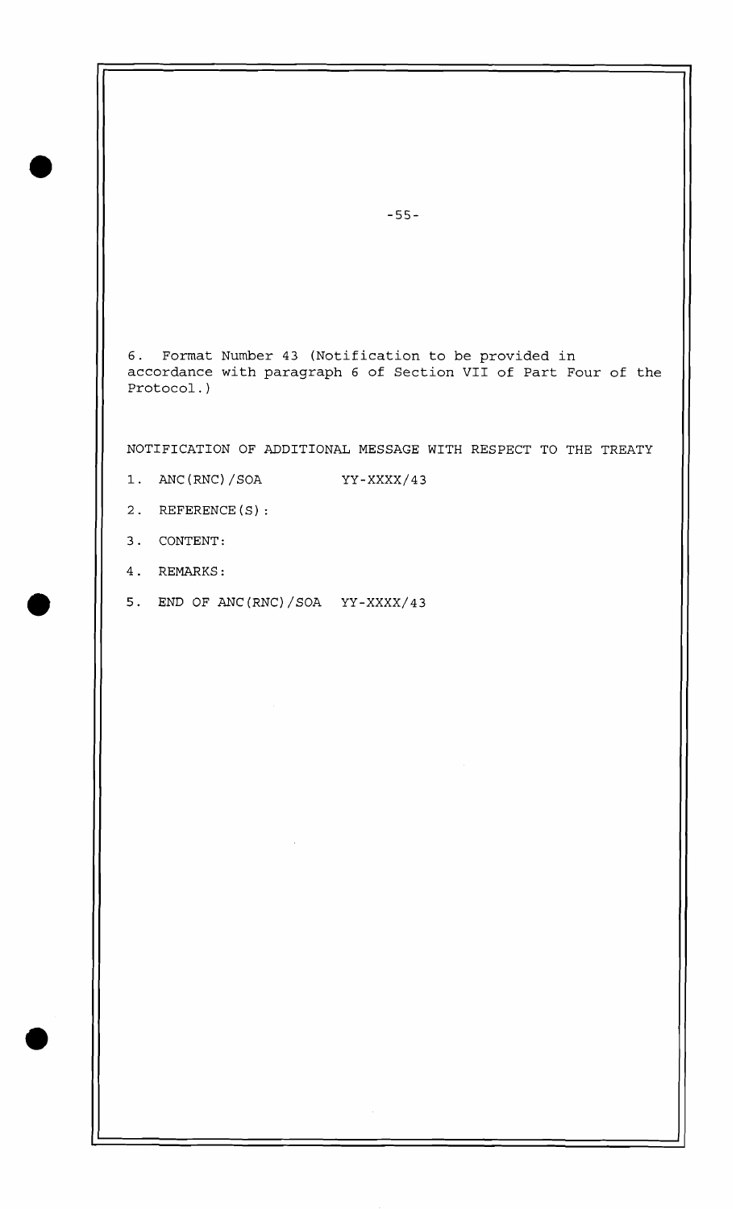6. Format Number 43 (Notification to be provided in accordance with paragraph 6 of Section VII of Part Four of the Protocol.)

NOTIFICATION OF ADDITIONAL MESSAGE WITH RESPECT TO THE TREATY

1. ANC(RNC)/SOA YY-XXXX/43

2. REFERENCE(S):

3. CONTENT:

4. REMARKS:

5. END OF ANC(RNC)/SOA YY-XXXX/43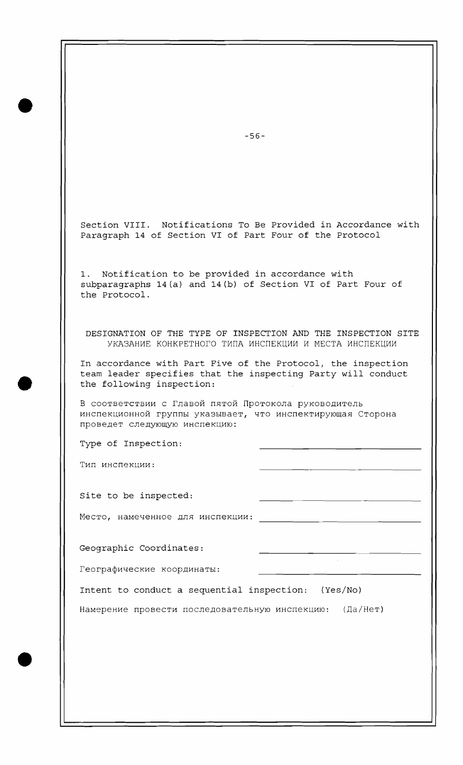## Section VIII. Notifications To Be Provided in Accordance with Paragraph 14 of Section VI of Part Four of the Protocol

1. Notification to be provided in accordance with subparagraphs 14(a) and 14(b) of Section VI of Part Four of the Protocol.

### DESIGNATION OF THE TYPE OF INSPECTION AND THE INSPECTION SITE
### УКАЗАНИЕ КОНКРЕТНОГО ТИПА ИНСПЕКЦИИ И МЕСТА ИНСПЕКЦИИ

In accordance with Part Five of the Protocol, the inspection team leader specifies that the inspecting Party will conduct the following inspection:

В соответствии с Главой пятой Протокола руководитель инспекционной группы указывает, что инспектирующая Сторона проведет следующую инспекцию:

Type of Inspection: ______________________________

Тип инспекции: ______________________________

Site to be inspected: ______________________________

Место, намеченное для инспекции: ______________________________

Geographic Coordinates: ______________________________

Географические координаты: ______________________________

Intent to conduct a sequential inspection: (Yes/No)

Намерение провести последовательную инспекцию: (Да/Нет)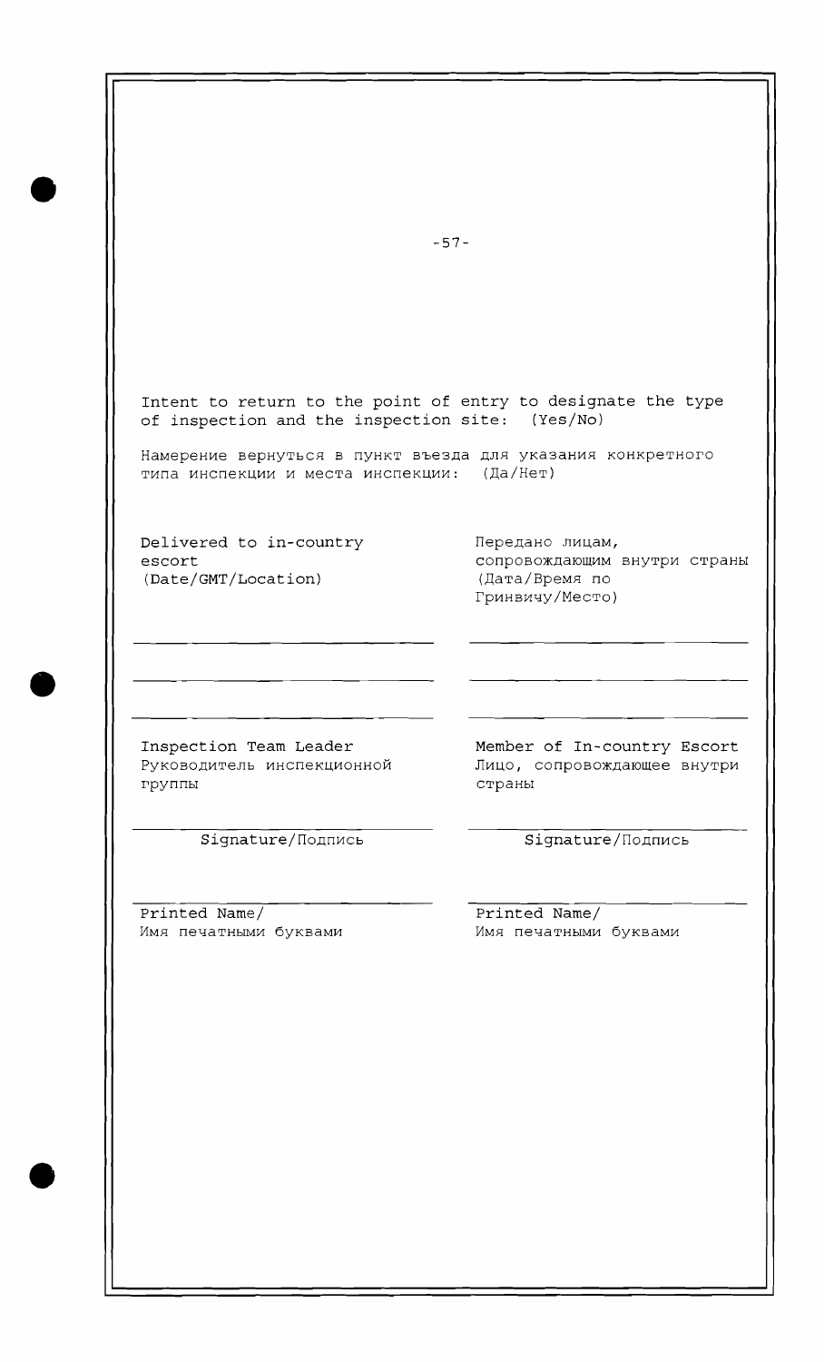Intent to return to the point of entry to designate the type of inspection and the inspection site: (Yes/No)

Намерение вернуться в пункт въезда для указания конкретного типа инспекции и места инспекции: (Да/Нет)

| Delivered to in-country escort (Date/GMT/Location) | Передано лицам, сопровождающим внутри страны (Дата/Время по Гринвичу/Место) |
|---|---|
| \_\_\_\_\_\_\_\_\_\_\_\_\_\_\_\_\_\_\_\_ | \_\_\_\_\_\_\_\_\_\_\_\_\_\_\_\_\_\_\_\_ |
| \_\_\_\_\_\_\_\_\_\_\_\_\_\_\_\_\_\_\_\_ | \_\_\_\_\_\_\_\_\_\_\_\_\_\_\_\_\_\_\_\_ |
| \_\_\_\_\_\_\_\_\_\_\_\_\_\_\_\_\_\_\_\_ | \_\_\_\_\_\_\_\_\_\_\_\_\_\_\_\_\_\_\_\_ |

| Inspection Team Leader<br>Руководитель инспекционной группы | Member of In-country Escort<br>Лицо, сопровождающее внутри страны |
|---|---|
| \_\_\_\_\_\_\_\_\_\_\_\_\_\_\_\_\_\_\_\_<br>Signature/Подпись | \_\_\_\_\_\_\_\_\_\_\_\_\_\_\_\_\_\_\_\_<br>Signature/Подпись |
| \_\_\_\_\_\_\_\_\_\_\_\_\_\_\_\_\_\_\_\_<br>Printed Name/<br>Имя печатными буквами | \_\_\_\_\_\_\_\_\_\_\_\_\_\_\_\_\_\_\_\_<br>Printed Name/<br>Имя печатными буквами |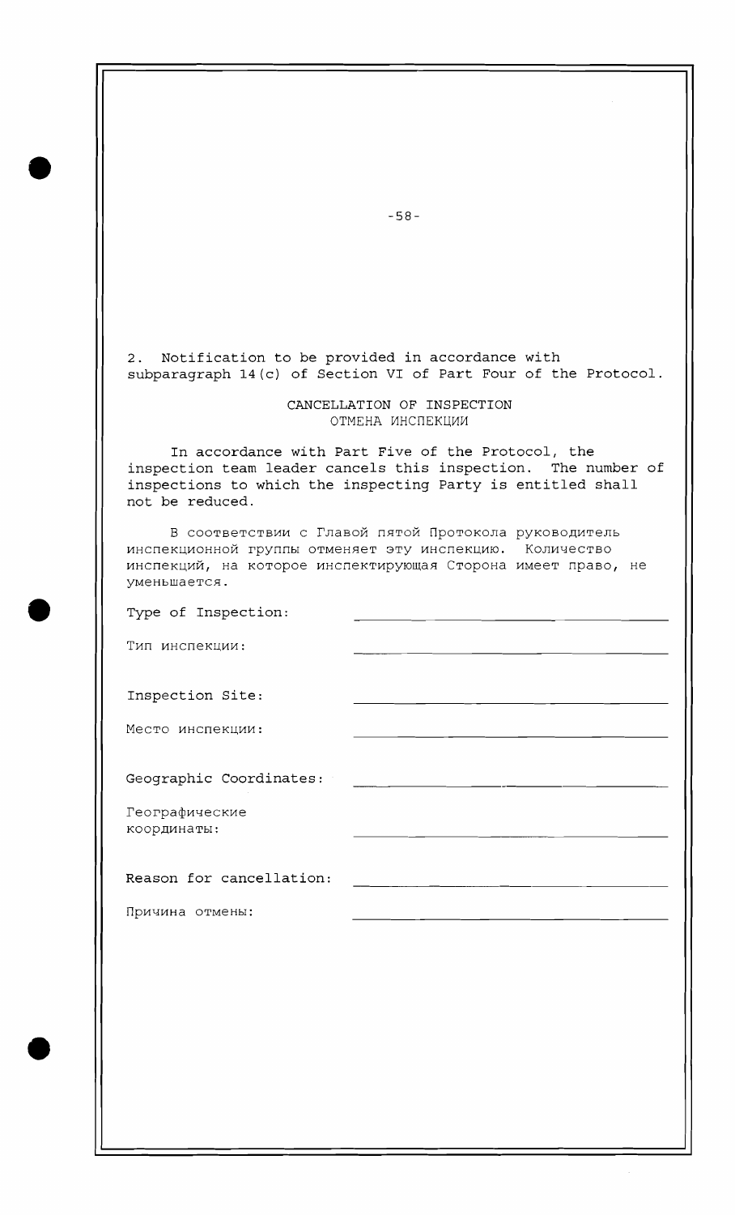2. Notification to be provided in accordance with subparagraph 14(c) of Section VI of Part Four of the Protocol.

## CANCELLATION OF INSPECTION
## ОТМЕНА ИНСПЕКЦИИ

In accordance with Part Five of the Protocol, the inspection team leader cancels this inspection. The number of inspections to which the inspecting Party is entitled shall not be reduced.

В соответствии с Главой пятой Протокола руководитель инспекционной группы отменяет эту инспекцию. Количество инспекций, на которое инспектирующая Сторона имеет право, не уменьшается.

Type of Inspection: \_\_\_\_\_\_\_\_\_\_\_\_\_\_\_\_\_\_\_\_\_\_\_\_\_\_\_\_\_\_

Тип инспекции: \_\_\_\_\_\_\_\_\_\_\_\_\_\_\_\_\_\_\_\_\_\_\_\_\_\_\_\_\_\_

Inspection Site: \_\_\_\_\_\_\_\_\_\_\_\_\_\_\_\_\_\_\_\_\_\_\_\_\_\_\_\_\_\_

Место инспекции: \_\_\_\_\_\_\_\_\_\_\_\_\_\_\_\_\_\_\_\_\_\_\_\_\_\_\_\_\_\_

Geographic Coordinates: \_\_\_\_\_\_\_\_\_\_\_\_\_\_\_\_\_\_\_\_\_\_\_\_\_\_\_\_\_\_

Географические координаты: \_\_\_\_\_\_\_\_\_\_\_\_\_\_\_\_\_\_\_\_\_\_\_\_\_\_\_\_\_\_

Reason for cancellation: \_\_\_\_\_\_\_\_\_\_\_\_\_\_\_\_\_\_\_\_\_\_\_\_\_\_\_\_\_\_

Причина отмены: \_\_\_\_\_\_\_\_\_\_\_\_\_\_\_\_\_\_\_\_\_\_\_\_\_\_\_\_\_\_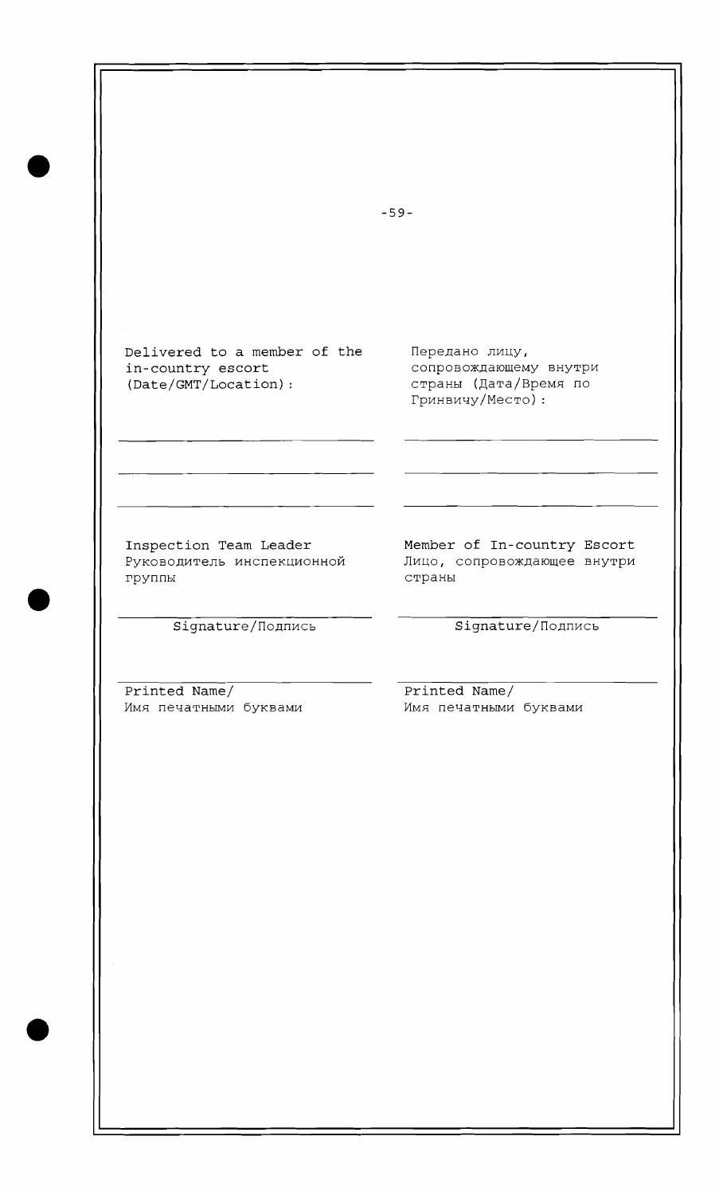| Delivered to a member of the in-country escort (Date/GMT/Location): | Передано лицу, сопровождающему внутри страны (Дата/Время по Гринвичу/Место): |
|---|---|
| ____________________________ | ____________________________ |
| ____________________________ | ____________________________ |
| ____________________________ | ____________________________ |

| Inspection Team Leader<br>Руководитель инспекционной группы | Member of In-country Escort<br>Лицо, сопровождающее внутри страны |
|---|---|
| ____________________________<br>Signature/Подпись | ____________________________<br>Signature/Подпись |
| ____________________________<br>Printed Name/<br>Имя печатными буквами | ____________________________<br>Printed Name/<br>Имя печатными буквами |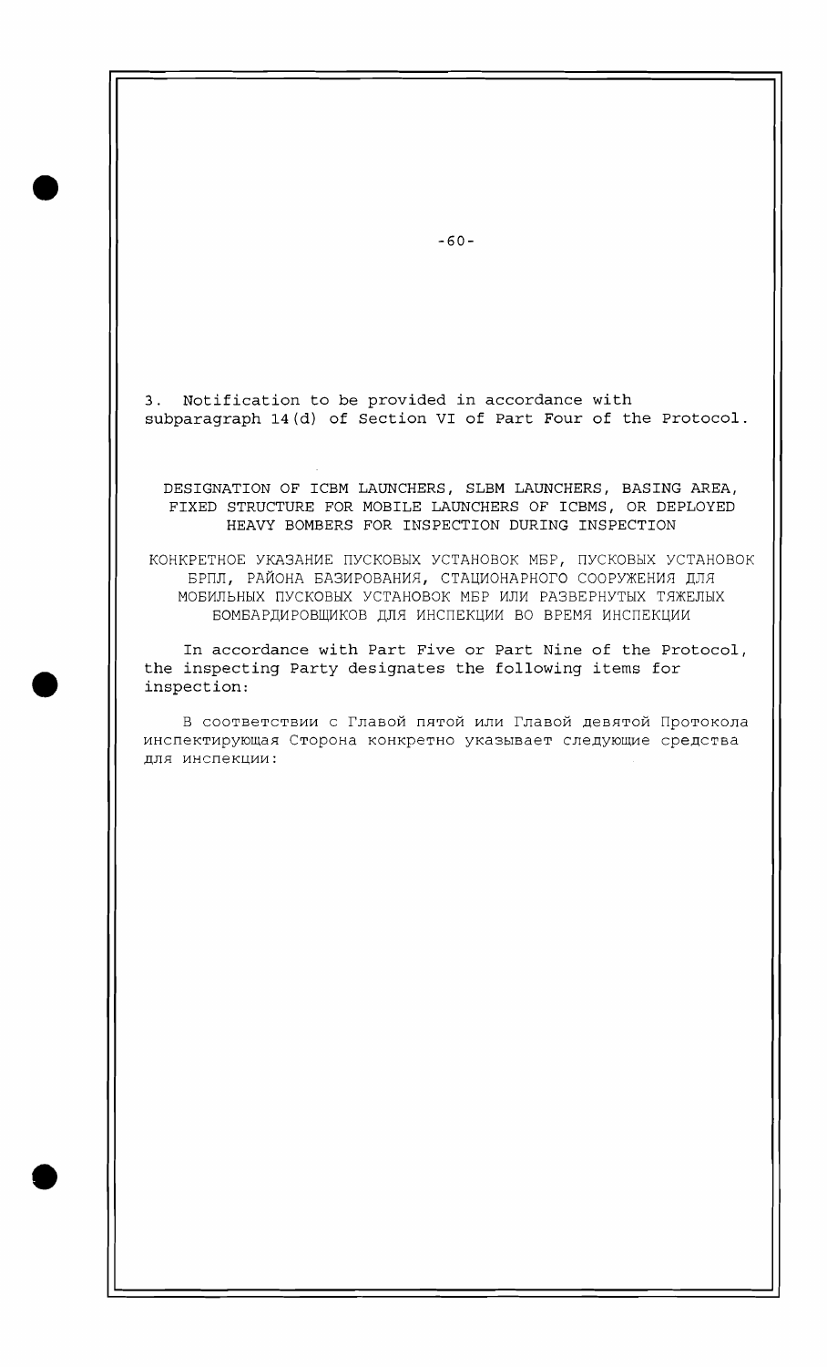3. Notification to be provided in accordance with subparagraph 14(d) of Section VI of Part Four of the Protocol.

DESIGNATION OF ICBM LAUNCHERS, SLBM LAUNCHERS, BASING AREA, FIXED STRUCTURE FOR MOBILE LAUNCHERS OF ICBMS, OR DEPLOYED HEAVY BOMBERS FOR INSPECTION DURING INSPECTION

КОНКРЕТНОЕ УКАЗАНИЕ ПУСКОВЫХ УСТАНОВОК МБР, ПУСКОВЫХ УСТАНОВОК БРПЛ, РАЙОНА БАЗИРОВАНИЯ, СТАЦИОНАРНОГО СООРУЖЕНИЯ ДЛЯ МОБИЛЬНЫХ ПУСКОВЫХ УСТАНОВОК МБР ИЛИ РАЗВЕРНУТЫХ ТЯЖЕЛЫХ БОМБАРДИРОВЩИКОВ ДЛЯ ИНСПЕКЦИИ ВО ВРЕМЯ ИНСПЕКЦИИ

In accordance with Part Five or Part Nine of the Protocol, the inspecting Party designates the following items for inspection:

В соответствии с Главой пятой или Главой девятой Протокола инспектирующая Сторона конкретно указывает следующие средства для инспекции: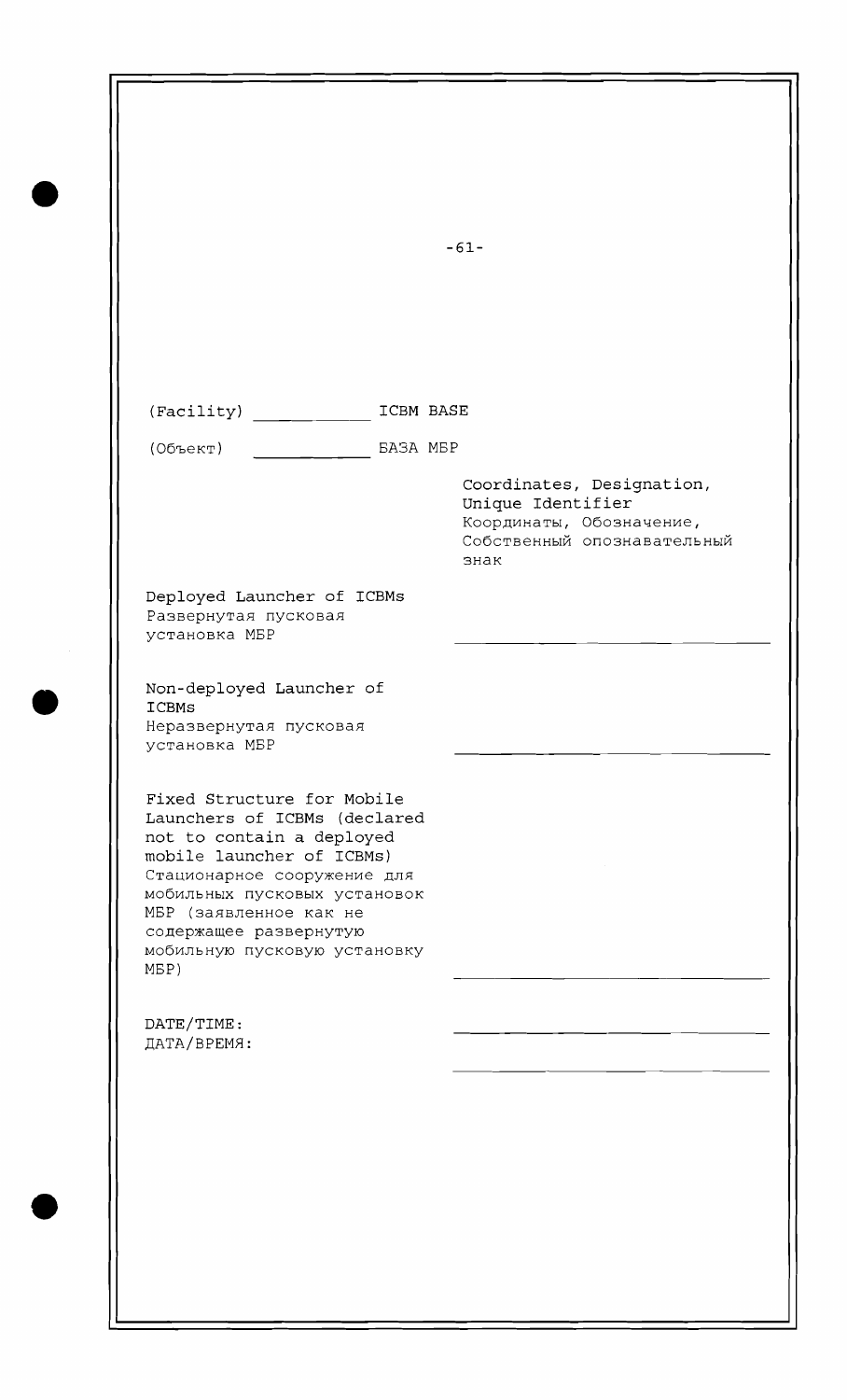(Facility) ____________ ICBM BASE

(Объект) ____________ БАЗА МБР

| | Coordinates, Designation, Unique Identifier<br>Координаты, Обозначение, Собственный опознавательный знак |
|---|---|
| Deployed Launcher of ICBMs<br>Развернутая пусковая установка МБР | ____________ |
| Non-deployed Launcher of ICBMs<br>Неразвернутая пусковая установка МБР | ____________ |
| Fixed Structure for Mobile Launchers of ICBMs (declared not to contain a deployed mobile launcher of ICBMs)<br>Стационарное сооружение для мобильных пусковых установок МБР (заявленное как не содержащее развернутую мобильную пусковую установку МБР) | ____________ |
| DATE/TIME:<br>ДАТА/ВРЕМЯ: | ____________<br>____________ |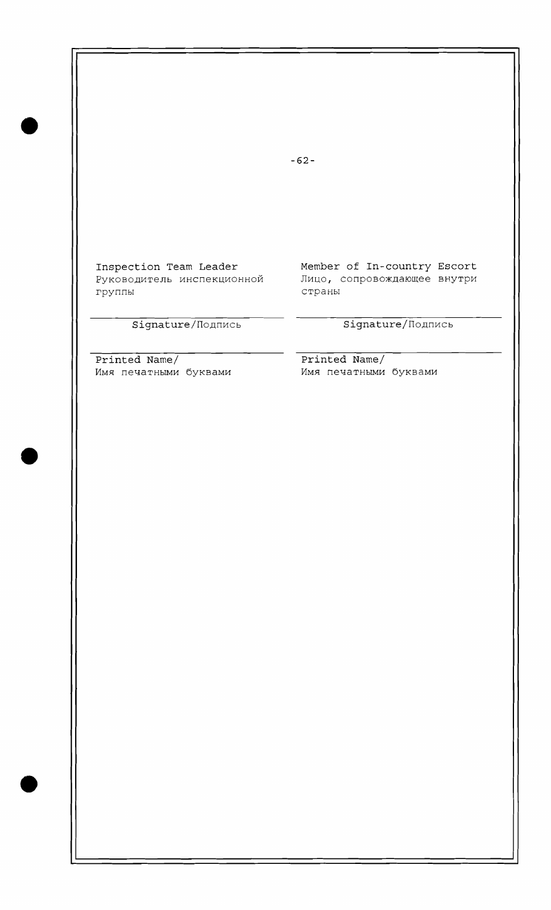Inspection Team Leader
Руководитель инспекционной группы

Signature/Подпись

Printed Name/
Имя печатными буквами

Member of In-country Escort
Лицо, сопровождающее внутри страны

Signature/Подпись

Printed Name/
Имя печатными буквами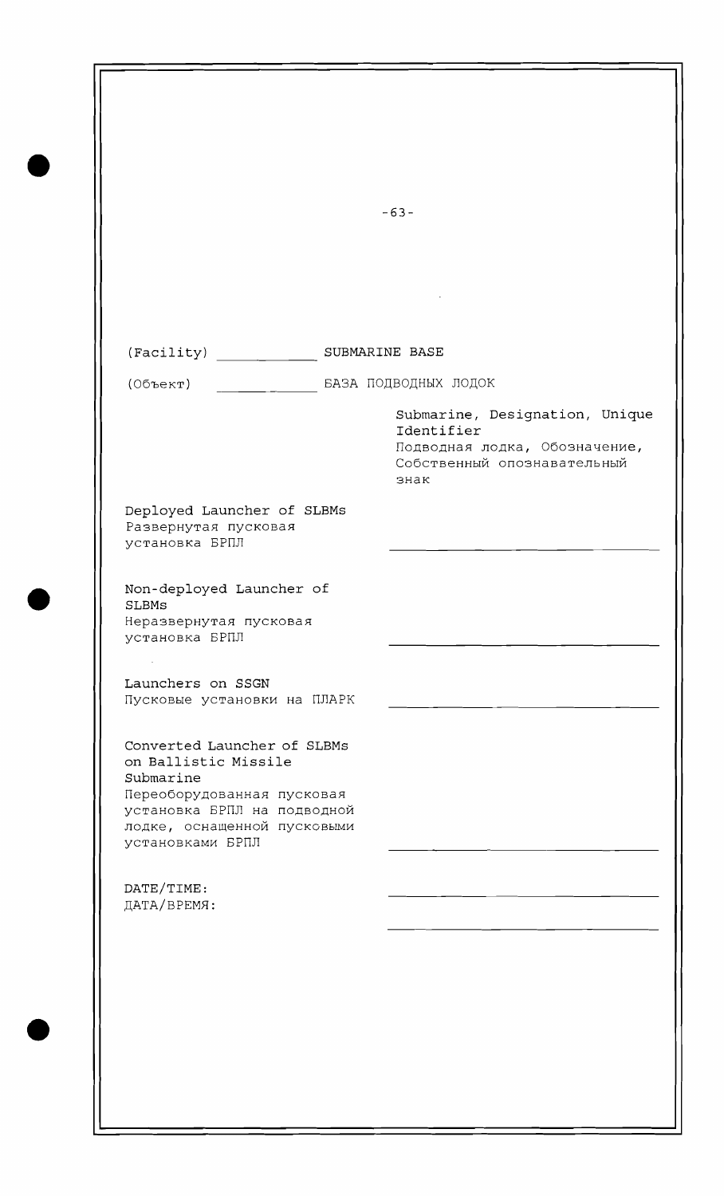(Facility) ____________ SUBMARINE BASE

(Объект) ____________ БАЗА ПОДВОДНЫХ ЛОДОК

| | Submarine, Designation, Unique Identifier<br>Подводная лодка, Обозначение, Собственный опознавательный знак |
|---|---|
| Deployed Launcher of SLBMs<br>Развернутая пусковая установка БРПЛ | ____________ |
| Non-deployed Launcher of SLBMs<br>Неразвернутая пусковая установка БРПЛ | ____________ |
| Launchers on SSGN<br>Пусковые установки на ПЛАРК | ____________ |
| Converted Launcher of SLBMs on Ballistic Missile Submarine<br>Переоборудованная пусковая установка БРПЛ на подводной лодке, оснащенной пусковыми установками БРПЛ | ____________ |
| DATE/TIME:<br>ДАТА/ВРЕМЯ: | ____________<br>____________ |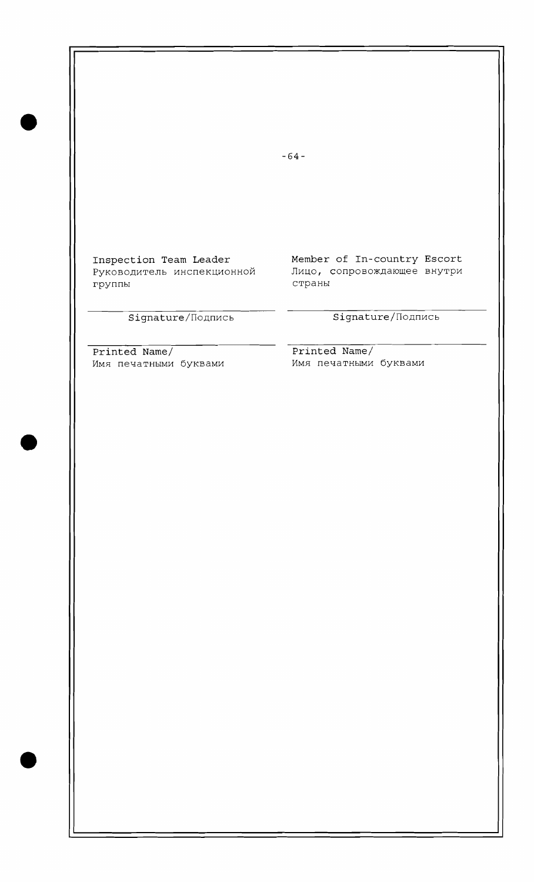| Inspection Team Leader<br>Руководитель инспекционной группы | Member of In-country Escort<br>Лицо, сопровождающее внутри страны |
| --- | --- |
| ______________________<br>Signature/Подпись | ______________________<br>Signature/Подпись |
| ______________________<br>Printed Name/<br>Имя печатными буквами | ______________________<br>Printed Name/<br>Имя печатными буквами |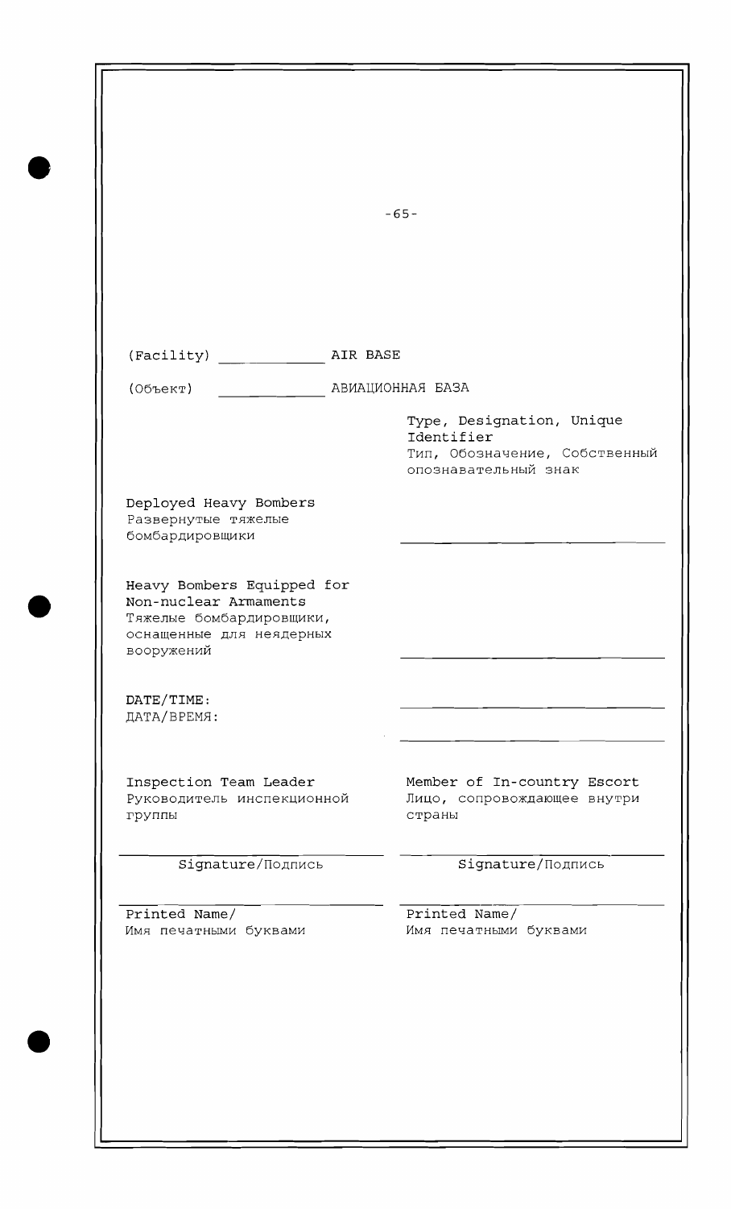(Facility) \_\_\_\_\_\_\_\_\_\_\_\_ AIR BASE

(Объект) \_\_\_\_\_\_\_\_\_\_\_\_ АВИАЦИОННАЯ БАЗА

| | Type, Designation, Unique Identifier<br>Тип, Обозначение, Собственный опознавательный знак |
|---|---|
| Deployed Heavy Bombers<br>Развернутые тяжелые бомбардировщики | \_\_\_\_\_\_\_\_\_\_\_\_\_\_\_\_\_\_\_\_ |
| Heavy Bombers Equipped for Non-nuclear Armaments<br>Тяжелые бомбардировщики, оснащенные для неядерных вооружений | \_\_\_\_\_\_\_\_\_\_\_\_\_\_\_\_\_\_\_\_ |

DATE/TIME:
ДАТА/ВРЕМЯ: \_\_\_\_\_\_\_\_\_\_\_\_\_\_\_\_\_\_\_\_

\_\_\_\_\_\_\_\_\_\_\_\_\_\_\_\_\_\_\_\_

| Inspection Team Leader<br>Руководитель инспекционной группы | Member of In-country Escort<br>Лицо, сопровождающее внутри страны |
|---|---|
| \_\_\_\_\_\_\_\_\_\_\_\_\_\_\_\_\_\_\_\_<br>Signature/Подпись | \_\_\_\_\_\_\_\_\_\_\_\_\_\_\_\_\_\_\_\_<br>Signature/Подпись |
| \_\_\_\_\_\_\_\_\_\_\_\_\_\_\_\_\_\_\_\_<br>Printed Name/<br>Имя печатными буквами | \_\_\_\_\_\_\_\_\_\_\_\_\_\_\_\_\_\_\_\_<br>Printed Name/<br>Имя печатными буквами |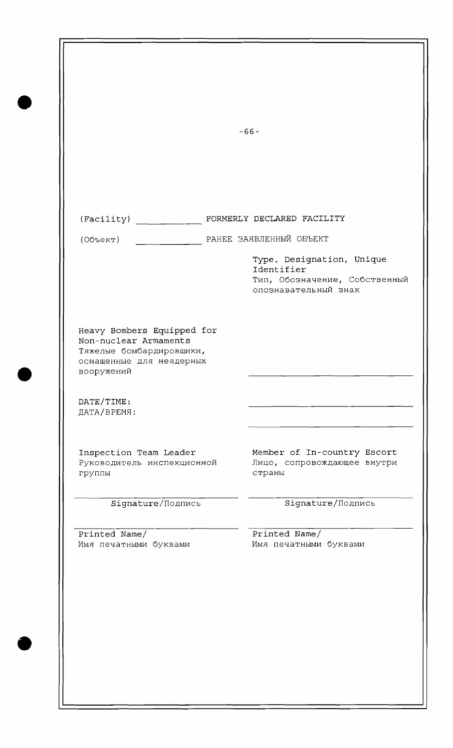(Facility) ____________ FORMERLY DECLARED FACILITY

(Объект) ____________ РАНЕЕ ЗАЯВЛЕННЫЙ ОБЪЕКТ

| | Type, Designation, Unique Identifier<br>Тип, Обозначение, Собственный опознавательный знак |
|---|---|
| Heavy Bombers Equipped for Non-nuclear Armaments<br>Тяжелые бомбардировщики, оснащенные для неядерных вооружений | ____________________ |
| DATE/TIME:<br>ДАТА/ВРЕМЯ: | ____________________ |
| | ____________________ |

| Inspection Team Leader<br>Руководитель инспекционной группы | Member of In-country Escort<br>Лицо, сопровождающее внутри страны |
|---|---|
| ____________________<br>Signature/Подпись | ____________________<br>Signature/Подпись |
| ____________________<br>Printed Name/<br>Имя печатными буквами | ____________________<br>Printed Name/<br>Имя печатными буквами |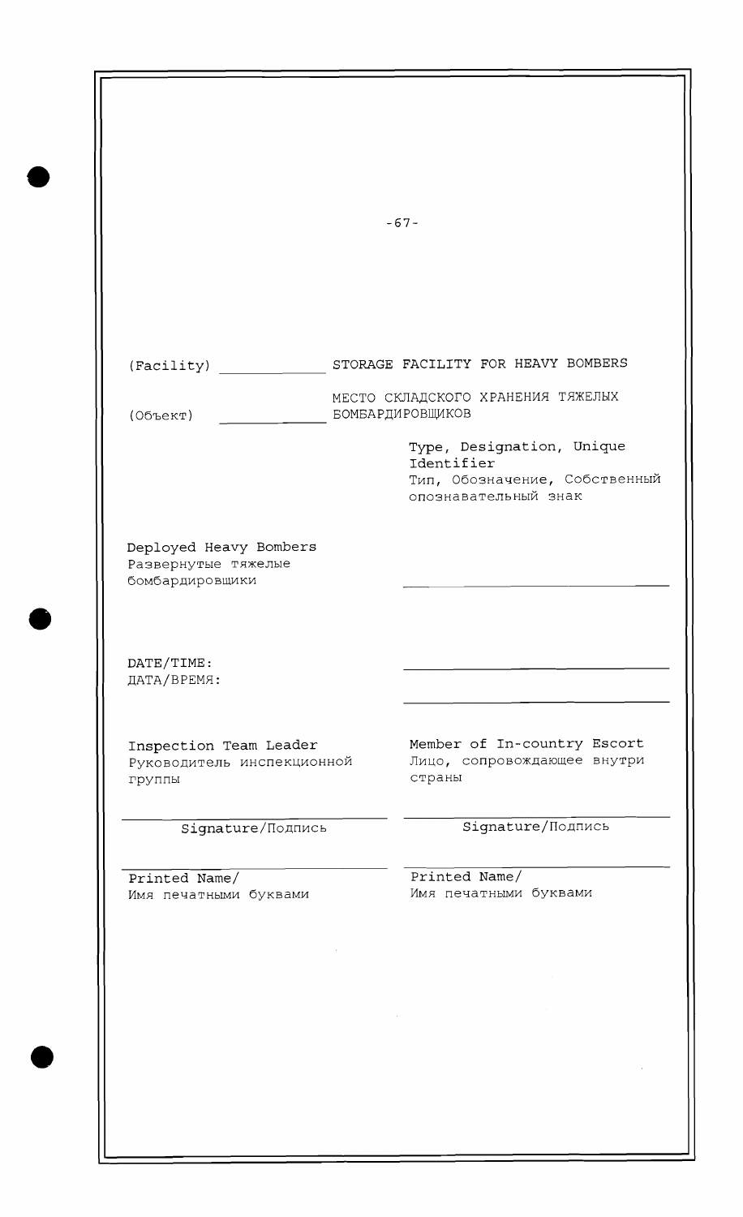(Facility) ____________ STORAGE FACILITY FOR HEAVY BOMBERS

(Объект) ____________ МЕСТО СКЛАДСКОГО ХРАНЕНИЯ ТЯЖЕЛЫХ БОМБАРДИРОВЩИКОВ

Type, Designation, Unique Identifier
Тип, Обозначение, Собственный опознавательный знак

Deployed Heavy Bombers
Развернутые тяжелые бомбардировщики ______________________________

DATE/TIME:
ДАТА/ВРЕМЯ: ______________________________

______________________________

| Inspection Team Leader<br>Руководитель инспекционной группы | Member of In-country Escort<br>Лицо, сопровождающее внутри страны |
|---|---|
| ______________________________<br>Signature/Подпись | ______________________________<br>Signature/Подпись |
| ______________________________<br>Printed Name/<br>Имя печатными буквами | ______________________________<br>Printed Name/<br>Имя печатными буквами |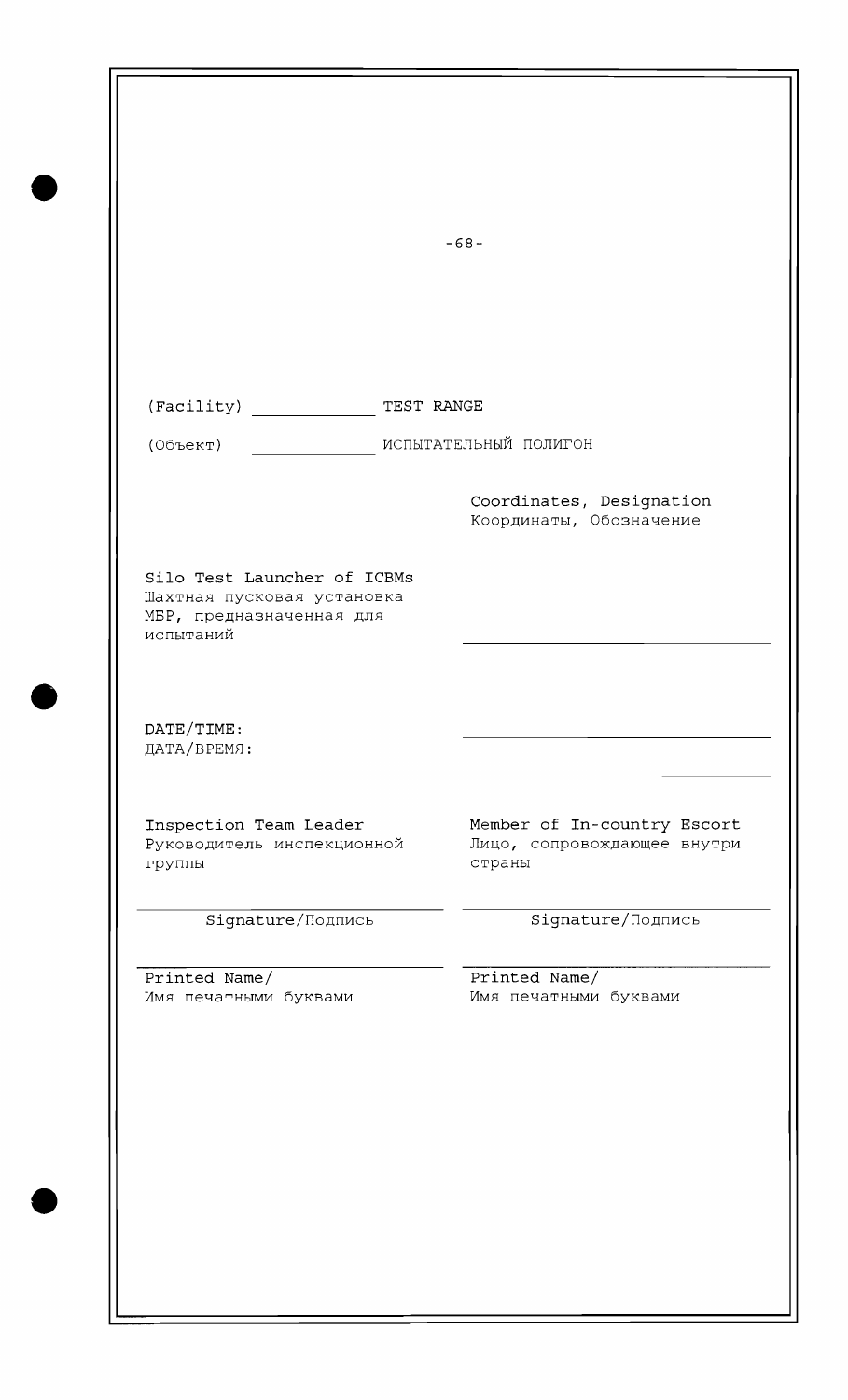(Facility) ____________ TEST RANGE

(Объект) ____________ ИСПЫТАТЕЛЬНЫЙ ПОЛИГОН

| | Coordinates, Designation<br>Координаты, Обозначение |
|---|---|
| Silo Test Launcher of ICBMs<br>Шахтная пусковая установка МБР, предназначенная для испытаний | ____________________ |
| DATE/TIME:<br>ДАТА/ВРЕМЯ: | ____________________<br><br>____________________ |

| Inspection Team Leader<br>Руководитель инспекционной группы | Member of In-country Escort<br>Лицо, сопровождающее внутри страны |
|---|---|
| ____________________<br>Signature/Подпись | ____________________<br>Signature/Подпись |
| ____________________<br>Printed Name/<br>Имя печатными буквами | ____________________<br>Printed Name/<br>Имя печатными буквами |